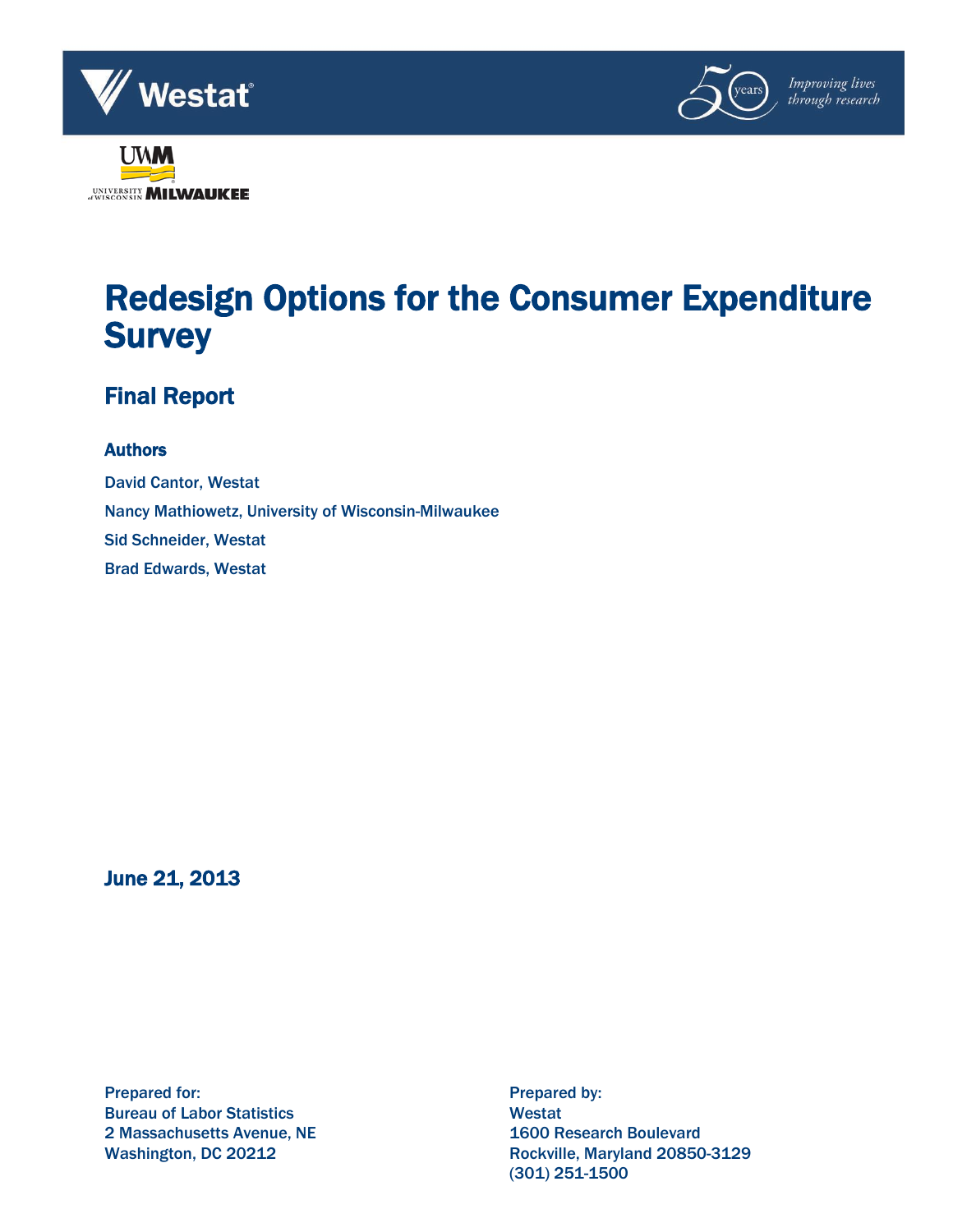# Redesign Options for the Consumer Expenditure Survey

## Final Report

### Authors

David Cantor, Westat

Nancy Mathiowetz, University of Wisconsin-Milwaukee

Sid Schneider, Westat

Brad Edwards, Westat

**June 21, 2013**

**Prepared for:**
Bureau of Labor Statistics
2 Massachusetts Avenue, NE
Washington, DC 20212

**Prepared by:**
Westat
1600 Research Boulevard
Rockville, Maryland 20850-3129
(301) 251-1500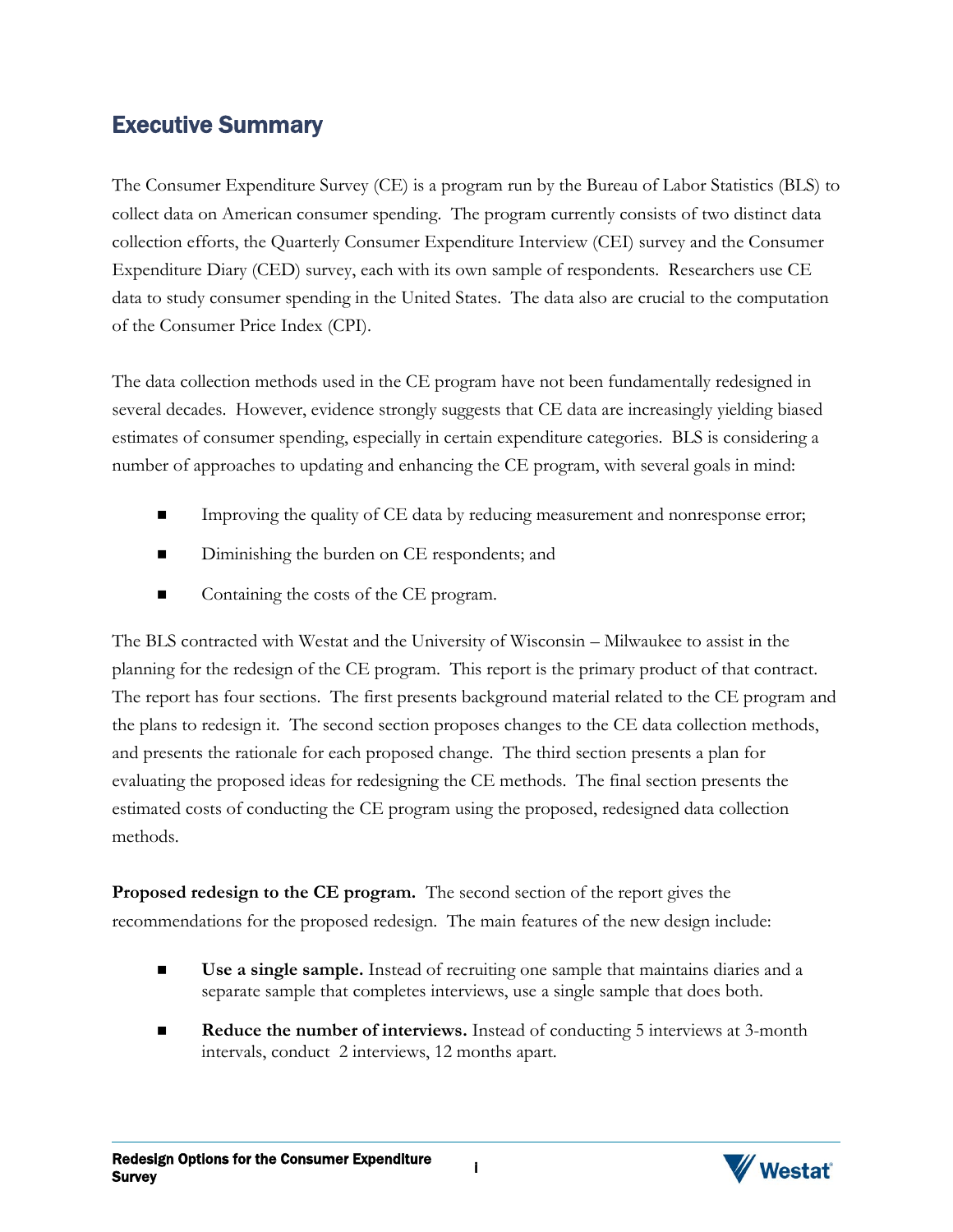## Executive Summary

The Consumer Expenditure Survey (CE) is a program run by the Bureau of Labor Statistics (BLS) to collect data on American consumer spending. The program currently consists of two distinct data collection efforts, the Quarterly Consumer Expenditure Interview (CEI) survey and the Consumer Expenditure Diary (CED) survey, each with its own sample of respondents. Researchers use CE data to study consumer spending in the United States. The data also are crucial to the computation of the Consumer Price Index (CPI).

The data collection methods used in the CE program have not been fundamentally redesigned in several decades. However, evidence strongly suggests that CE data are increasingly yielding biased estimates of consumer spending, especially in certain expenditure categories. BLS is considering a number of approaches to updating and enhancing the CE program, with several goals in mind:

- Improving the quality of CE data by reducing measurement and nonresponse error;
- Diminishing the burden on CE respondents; and
- Containing the costs of the CE program.

The BLS contracted with Westat and the University of Wisconsin – Milwaukee to assist in the planning for the redesign of the CE program. This report is the primary product of that contract. The report has four sections. The first presents background material related to the CE program and the plans to redesign it. The second section proposes changes to the CE data collection methods, and presents the rationale for each proposed change. The third section presents a plan for evaluating the proposed ideas for redesigning the CE methods. The final section presents the estimated costs of conducting the CE program using the proposed, redesigned data collection methods.

**Proposed redesign to the CE program.** The second section of the report gives the recommendations for the proposed redesign. The main features of the new design include:

- **Use a single sample.** Instead of recruiting one sample that maintains diaries and a separate sample that completes interviews, use a single sample that does both.
- **Reduce the number of interviews.** Instead of conducting 5 interviews at 3-month intervals, conduct 2 interviews, 12 months apart.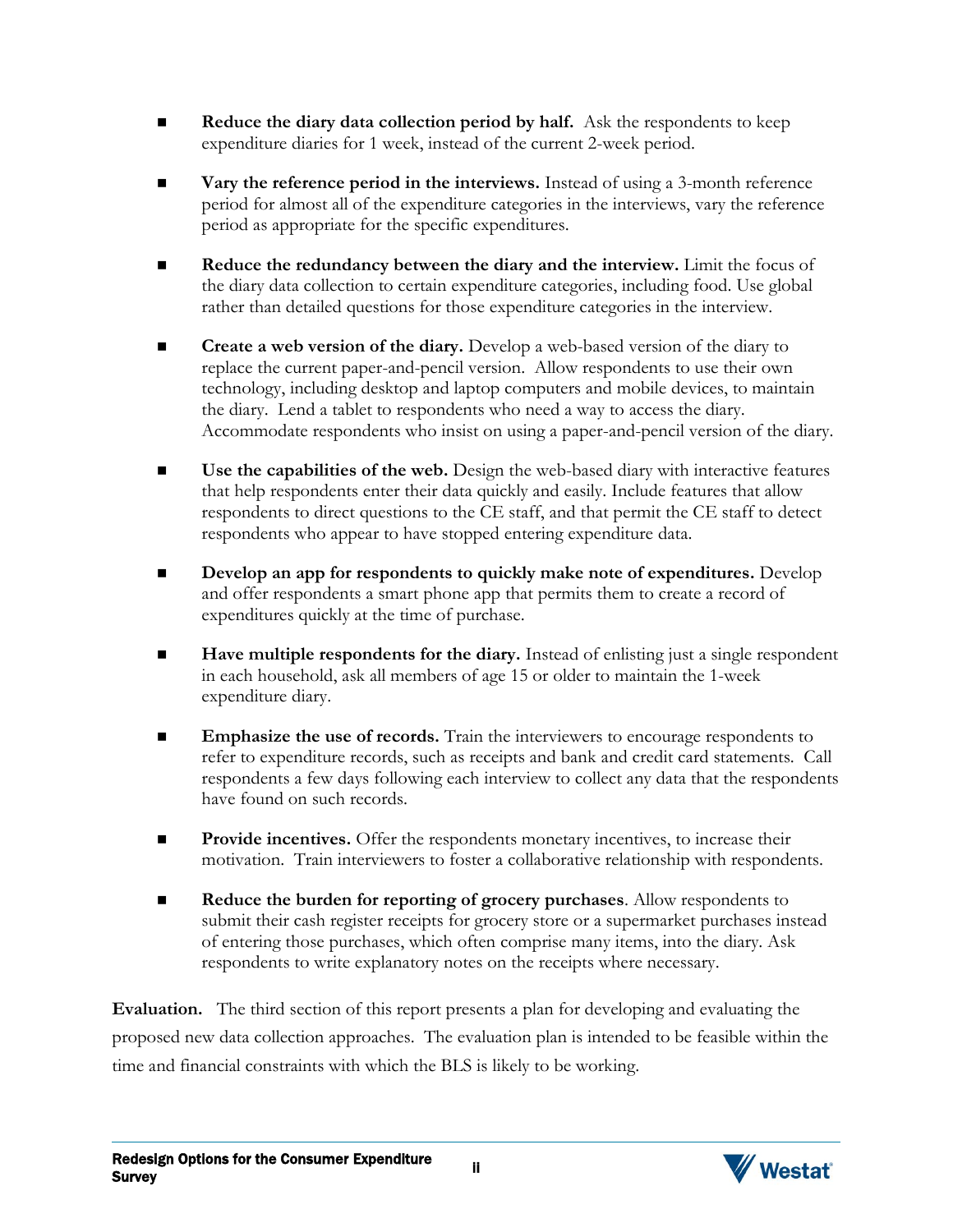- **Reduce the diary data collection period by half.** Ask the respondents to keep expenditure diaries for 1 week, instead of the current 2-week period.

- **Vary the reference period in the interviews.** Instead of using a 3-month reference period for almost all of the expenditure categories in the interviews, vary the reference period as appropriate for the specific expenditures.

- **Reduce the redundancy between the diary and the interview.** Limit the focus of the diary data collection to certain expenditure categories, including food. Use global rather than detailed questions for those expenditure categories in the interview.

- **Create a web version of the diary.** Develop a web-based version of the diary to replace the current paper-and-pencil version. Allow respondents to use their own technology, including desktop and laptop computers and mobile devices, to maintain the diary. Lend a tablet to respondents who need a way to access the diary. Accommodate respondents who insist on using a paper-and-pencil version of the diary.

- **Use the capabilities of the web.** Design the web-based diary with interactive features that help respondents enter their data quickly and easily. Include features that allow respondents to direct questions to the CE staff, and that permit the CE staff to detect respondents who appear to have stopped entering expenditure data.

- **Develop an app for respondents to quickly make note of expenditures.** Develop and offer respondents a smart phone app that permits them to create a record of expenditures quickly at the time of purchase.

- **Have multiple respondents for the diary.** Instead of enlisting just a single respondent in each household, ask all members of age 15 or older to maintain the 1-week expenditure diary.

- **Emphasize the use of records.** Train the interviewers to encourage respondents to refer to expenditure records, such as receipts and bank and credit card statements. Call respondents a few days following each interview to collect any data that the respondents have found on such records.

- **Provide incentives.** Offer the respondents monetary incentives, to increase their motivation. Train interviewers to foster a collaborative relationship with respondents.

- **Reduce the burden for reporting of grocery purchases**. Allow respondents to submit their cash register receipts for grocery store or a supermarket purchases instead of entering those purchases, which often comprise many items, into the diary. Ask respondents to write explanatory notes on the receipts where necessary.

**Evaluation.** The third section of this report presents a plan for developing and evaluating the proposed new data collection approaches. The evaluation plan is intended to be feasible within the time and financial constraints with which the BLS is likely to be working.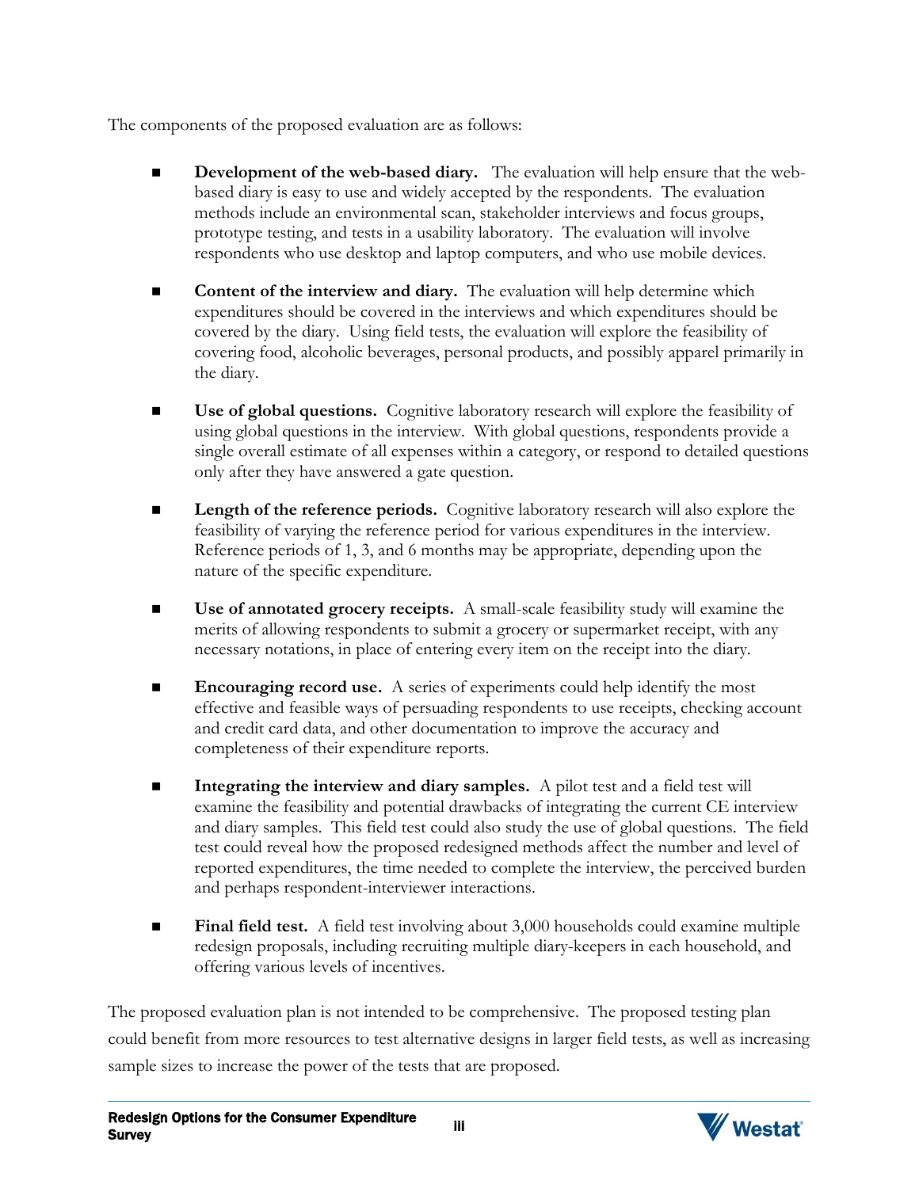The components of the proposed evaluation are as follows:

- **Development of the web-based diary.** The evaluation will help ensure that the web-based diary is easy to use and widely accepted by the respondents. The evaluation methods include an environmental scan, stakeholder interviews and focus groups, prototype testing, and tests in a usability laboratory. The evaluation will involve respondents who use desktop and laptop computers, and who use mobile devices.

- **Content of the interview and diary.** The evaluation will help determine which expenditures should be covered in the interviews and which expenditures should be covered by the diary. Using field tests, the evaluation will explore the feasibility of covering food, alcoholic beverages, personal products, and possibly apparel primarily in the diary.

- **Use of global questions.** Cognitive laboratory research will explore the feasibility of using global questions in the interview. With global questions, respondents provide a single overall estimate of all expenses within a category, or respond to detailed questions only after they have answered a gate question.

- **Length of the reference periods.** Cognitive laboratory research will also explore the feasibility of varying the reference period for various expenditures in the interview. Reference periods of 1, 3, and 6 months may be appropriate, depending upon the nature of the specific expenditure.

- **Use of annotated grocery receipts.** A small-scale feasibility study will examine the merits of allowing respondents to submit a grocery or supermarket receipt, with any necessary notations, in place of entering every item on the receipt into the diary.

- **Encouraging record use.** A series of experiments could help identify the most effective and feasible ways of persuading respondents to use receipts, checking account and credit card data, and other documentation to improve the accuracy and completeness of their expenditure reports.

- **Integrating the interview and diary samples.** A pilot test and a field test will examine the feasibility and potential drawbacks of integrating the current CE interview and diary samples. This field test could also study the use of global questions. The field test could reveal how the proposed redesigned methods affect the number and level of reported expenditures, the time needed to complete the interview, the perceived burden and perhaps respondent-interviewer interactions.

- **Final field test.** A field test involving about 3,000 households could examine multiple redesign proposals, including recruiting multiple diary-keepers in each household, and offering various levels of incentives.

The proposed evaluation plan is not intended to be comprehensive. The proposed testing plan could benefit from more resources to test alternative designs in larger field tests, as well as increasing sample sizes to increase the power of the tests that are proposed.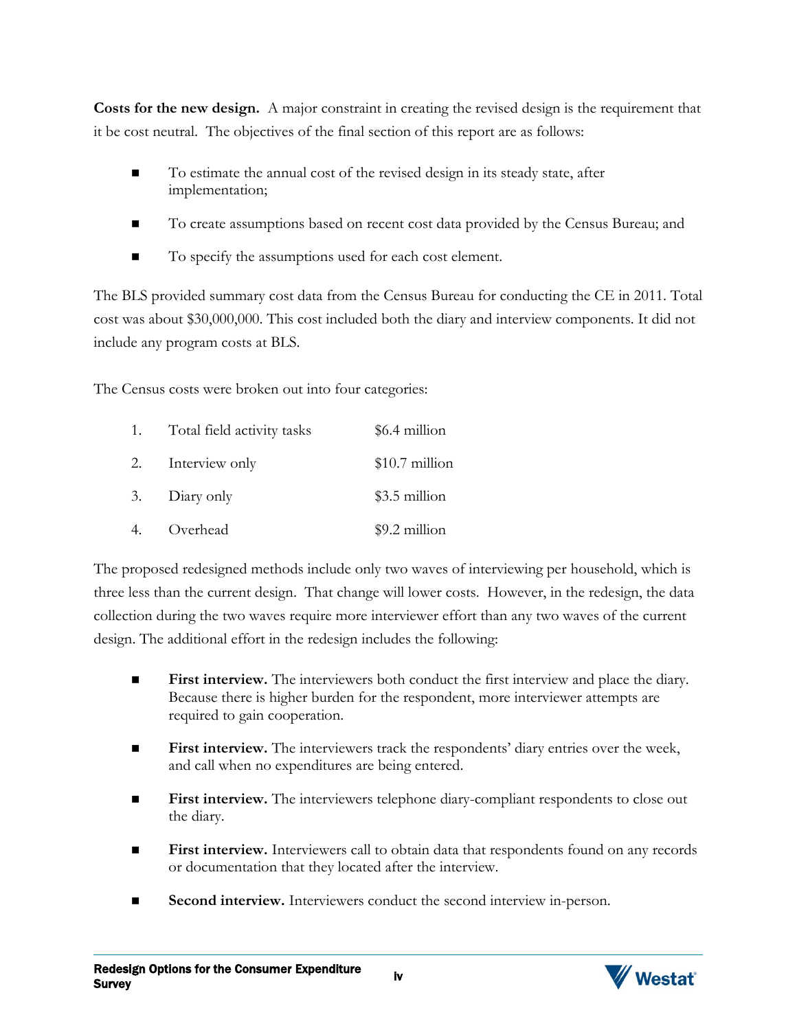**Costs for the new design.** A major constraint in creating the revised design is the requirement that it be cost neutral. The objectives of the final section of this report are as follows:

- To estimate the annual cost of the revised design in its steady state, after implementation;
- To create assumptions based on recent cost data provided by the Census Bureau; and
- To specify the assumptions used for each cost element.

The BLS provided summary cost data from the Census Bureau for conducting the CE in 2011. Total cost was about $30,000,000. This cost included both the diary and interview components. It did not include any program costs at BLS.

The Census costs were broken out into four categories:

| | | |
|---|---|---|
| 1. | Total field activity tasks | $6.4 million |
| 2. | Interview only | $10.7 million |
| 3. | Diary only | $3.5 million |
| 4. | Overhead | $9.2 million |

The proposed redesigned methods include only two waves of interviewing per household, which is three less than the current design. That change will lower costs. However, in the redesign, the data collection during the two waves require more interviewer effort than any two waves of the current design. The additional effort in the redesign includes the following:

- **First interview.** The interviewers both conduct the first interview and place the diary. Because there is higher burden for the respondent, more interviewer attempts are required to gain cooperation.
- **First interview.** The interviewers track the respondents' diary entries over the week, and call when no expenditures are being entered.
- **First interview.** The interviewers telephone diary-compliant respondents to close out the diary.
- **First interview.** Interviewers call to obtain data that respondents found on any records or documentation that they located after the interview.
- **Second interview.** Interviewers conduct the second interview in-person.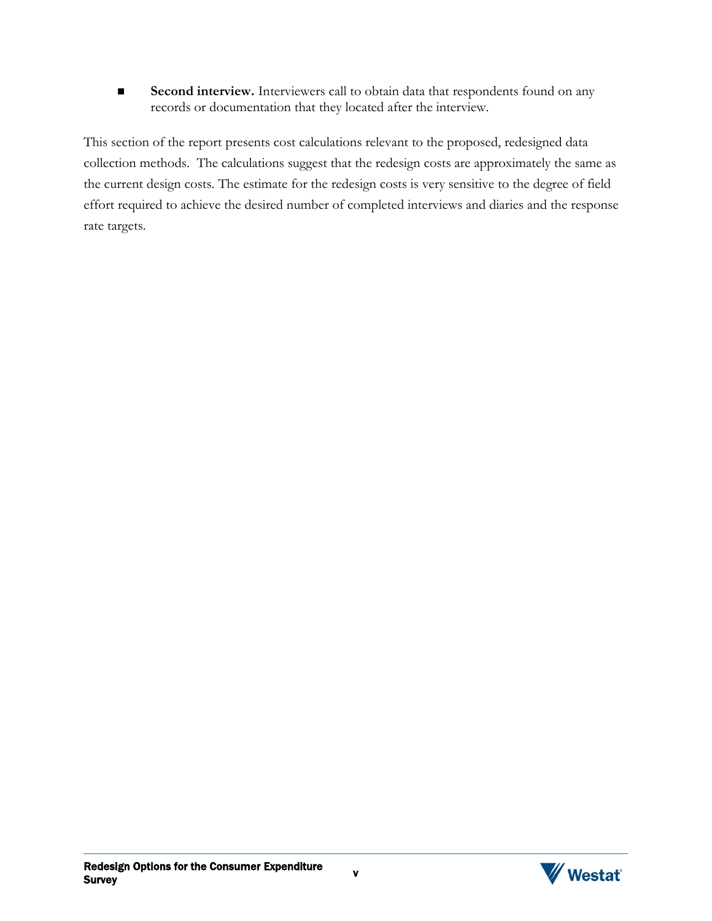- **Second interview.** Interviewers call to obtain data that respondents found on any records or documentation that they located after the interview.

This section of the report presents cost calculations relevant to the proposed, redesigned data collection methods. The calculations suggest that the redesign costs are approximately the same as the current design costs. The estimate for the redesign costs is very sensitive to the degree of field effort required to achieve the desired number of completed interviews and diaries and the response rate targets.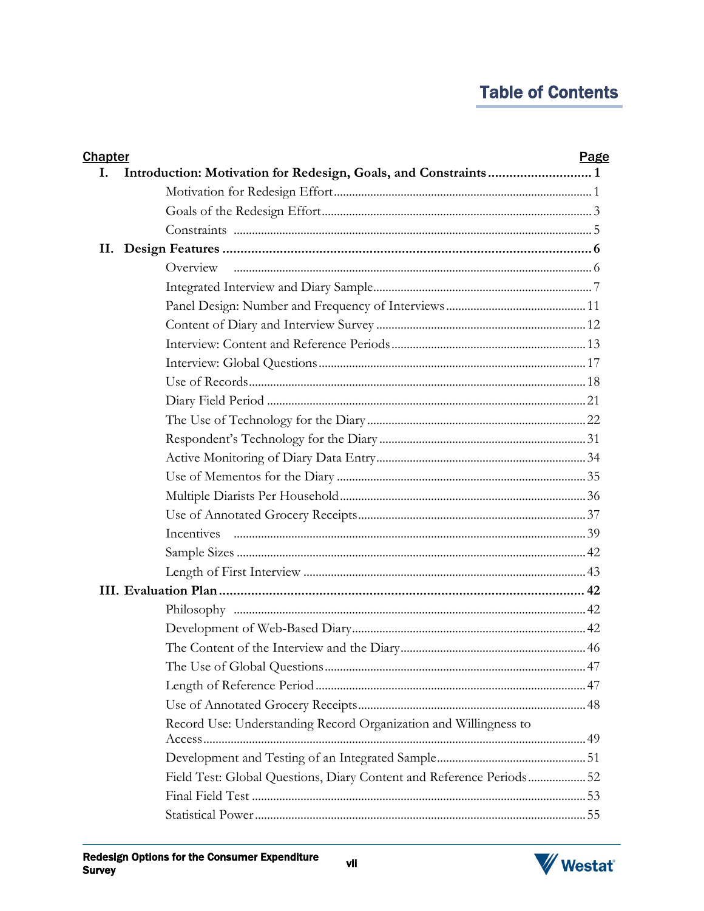# Table of Contents

| Chapter | | Page |
|---|---|---|
| **I.** | **Introduction: Motivation for Redesign, Goals, and Constraints** | **1** |
| | Motivation for Redesign Effort | 1 |
| | Goals of the Redesign Effort | 3 |
| | Constraints | 5 |
| **II.** | **Design Features** | **6** |
| | Overview | 6 |
| | Integrated Interview and Diary Sample | 7 |
| | Panel Design: Number and Frequency of Interviews | 11 |
| | Content of Diary and Interview Survey | 12 |
| | Interview: Content and Reference Periods | 13 |
| | Interview: Global Questions | 17 |
| | Use of Records | 18 |
| | Diary Field Period | 21 |
| | The Use of Technology for the Diary | 22 |
| | Respondent's Technology for the Diary | 31 |
| | Active Monitoring of Diary Data Entry | 34 |
| | Use of Mementos for the Diary | 35 |
| | Multiple Diarists Per Household | 36 |
| | Use of Annotated Grocery Receipts | 37 |
| | Incentives | 39 |
| | Sample Sizes | 42 |
| | Length of First Interview | 43 |
| **III.** | **Evaluation Plan** | **42** |
| | Philosophy | 42 |
| | Development of Web-Based Diary | 42 |
| | The Content of the Interview and the Diary | 46 |
| | The Use of Global Questions | 47 |
| | Length of Reference Period | 47 |
| | Use of Annotated Grocery Receipts | 48 |
| | Record Use: Understanding Record Organization and Willingness to Access | 49 |
| | Development and Testing of an Integrated Sample | 51 |
| | Field Test: Global Questions, Diary Content and Reference Periods | 52 |
| | Final Field Test | 53 |
| | Statistical Power | 55 |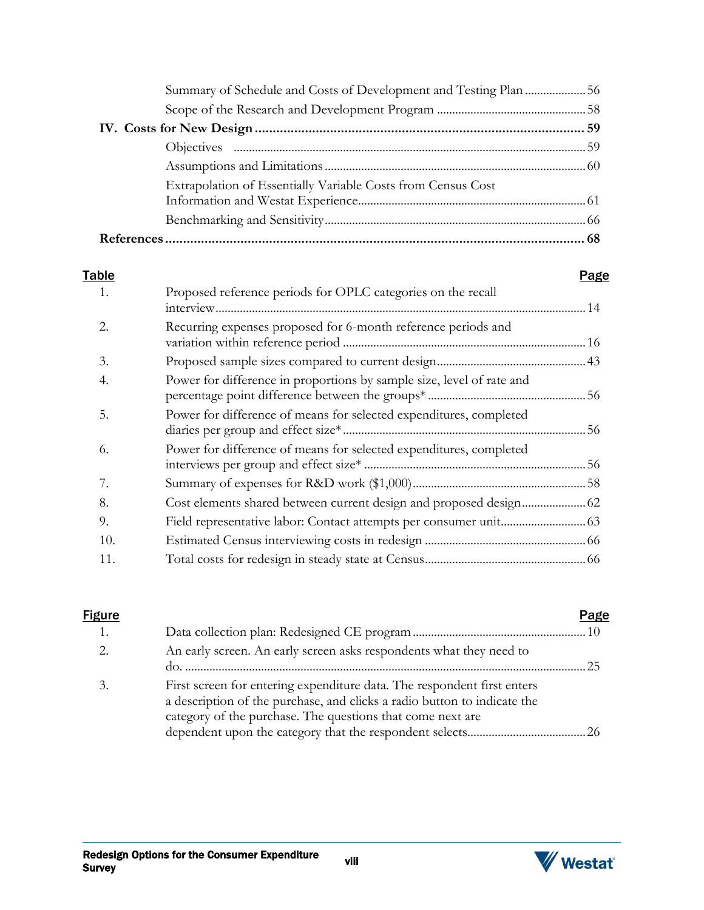| | | |
|---|---|---|
| | Summary of Schedule and Costs of Development and Testing Plan | 56 |
| | Scope of the Research and Development Program | 58 |
| **IV.** | **Costs for New Design** | **59** |
| | Objectives | 59 |
| | Assumptions and Limitations | 60 |
| | Extrapolation of Essentially Variable Costs from Census Cost Information and Westat Experience | 61 |
| | Benchmarking and Sensitivity | 66 |
| **References** | | **68** |

| Table | | Page |
|---|---|---|
| 1. | Proposed reference periods for OPLC categories on the recall interview | 14 |
| 2. | Recurring expenses proposed for 6-month reference periods and variation within reference period | 16 |
| 3. | Proposed sample sizes compared to current design | 43 |
| 4. | Power for difference in proportions by sample size, level of rate and percentage point difference between the groups* | 56 |
| 5. | Power for difference of means for selected expenditures, completed diaries per group and effect size* | 56 |
| 6. | Power for difference of means for selected expenditures, completed interviews per group and effect size* | 56 |
| 7. | Summary of expenses for R&D work ($1,000) | 58 |
| 8. | Cost elements shared between current design and proposed design | 62 |
| 9. | Field representative labor: Contact attempts per consumer unit | 63 |
| 10. | Estimated Census interviewing costs in redesign | 66 |
| 11. | Total costs for redesign in steady state at Census | 66 |

| Figure | | Page |
|---|---|---|
| 1. | Data collection plan: Redesigned CE program | 10 |
| 2. | An early screen. An early screen asks respondents what they need to do. | 25 |
| 3. | First screen for entering expenditure data. The respondent first enters a description of the purchase, and clicks a radio button to indicate the category of the purchase. The questions that come next are dependent upon the category that the respondent selects | 26 |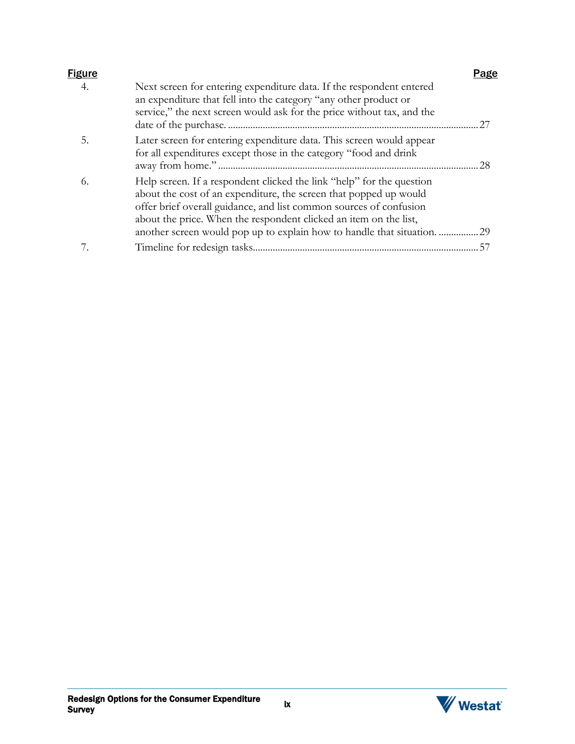| Figure | | Page |
|---|---|---|
| 4. | Next screen for entering expenditure data. If the respondent entered an expenditure that fell into the category "any other product or service," the next screen would ask for the price without tax, and the date of the purchase. | 27 |
| 5. | Later screen for entering expenditure data. This screen would appear for all expenditures except those in the category "food and drink away from home." | 28 |
| 6. | Help screen. If a respondent clicked the link "help" for the question about the cost of an expenditure, the screen that popped up would offer brief overall guidance, and list common sources of confusion about the price. When the respondent clicked an item on the list, another screen would pop up to explain how to handle that situation. | 29 |
| 7. | Timeline for redesign tasks | 57 |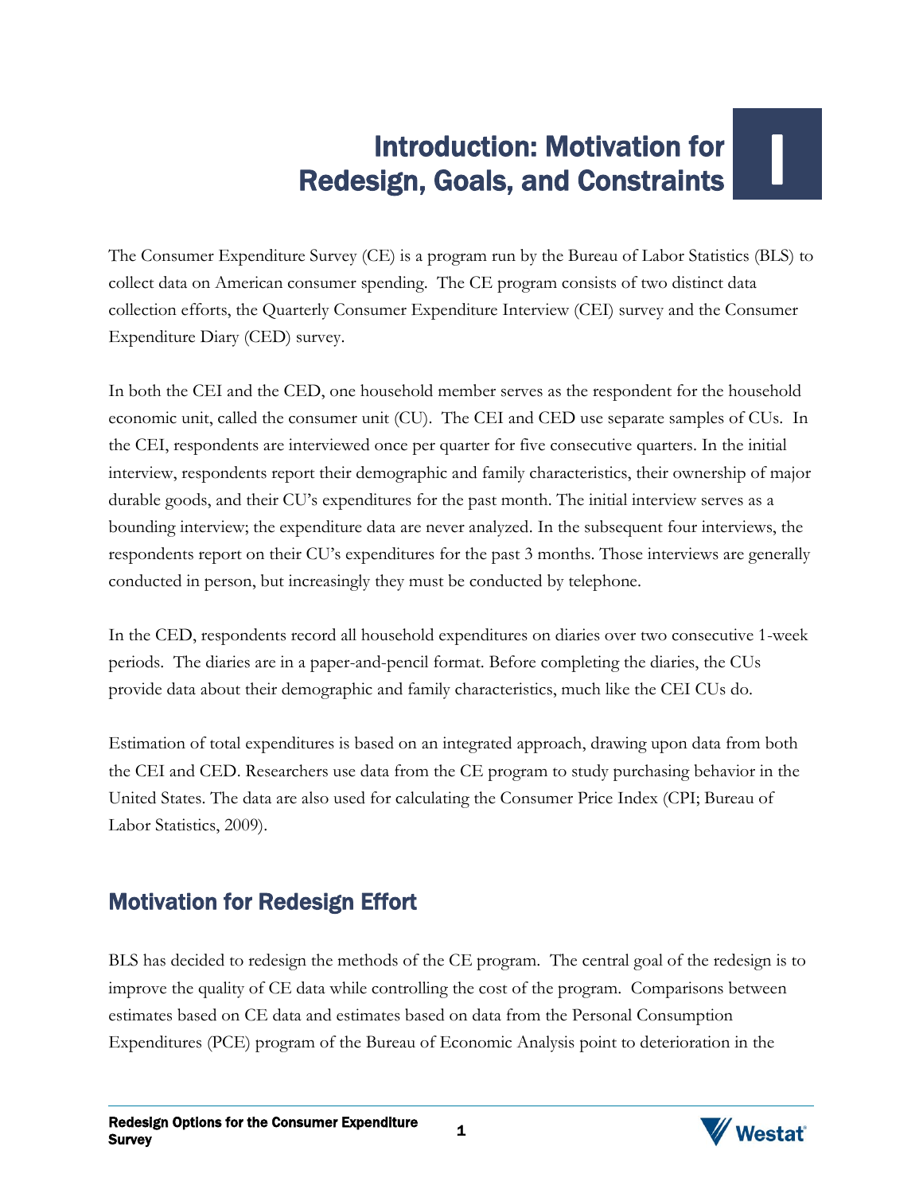# Introduction: Motivation for Redesign, Goals, and Constraints

The Consumer Expenditure Survey (CE) is a program run by the Bureau of Labor Statistics (BLS) to collect data on American consumer spending. The CE program consists of two distinct data collection efforts, the Quarterly Consumer Expenditure Interview (CEI) survey and the Consumer Expenditure Diary (CED) survey.

In both the CEI and the CED, one household member serves as the respondent for the household economic unit, called the consumer unit (CU). The CEI and CED use separate samples of CUs. In the CEI, respondents are interviewed once per quarter for five consecutive quarters. In the initial interview, respondents report their demographic and family characteristics, their ownership of major durable goods, and their CU's expenditures for the past month. The initial interview serves as a bounding interview; the expenditure data are never analyzed. In the subsequent four interviews, the respondents report on their CU's expenditures for the past 3 months. Those interviews are generally conducted in person, but increasingly they must be conducted by telephone.

In the CED, respondents record all household expenditures on diaries over two consecutive 1-week periods. The diaries are in a paper-and-pencil format. Before completing the diaries, the CUs provide data about their demographic and family characteristics, much like the CEI CUs do.

Estimation of total expenditures is based on an integrated approach, drawing upon data from both the CEI and CED. Researchers use data from the CE program to study purchasing behavior in the United States. The data are also used for calculating the Consumer Price Index (CPI; Bureau of Labor Statistics, 2009).

## Motivation for Redesign Effort

BLS has decided to redesign the methods of the CE program. The central goal of the redesign is to improve the quality of CE data while controlling the cost of the program. Comparisons between estimates based on CE data and estimates based on data from the Personal Consumption Expenditures (PCE) program of the Bureau of Economic Analysis point to deterioration in the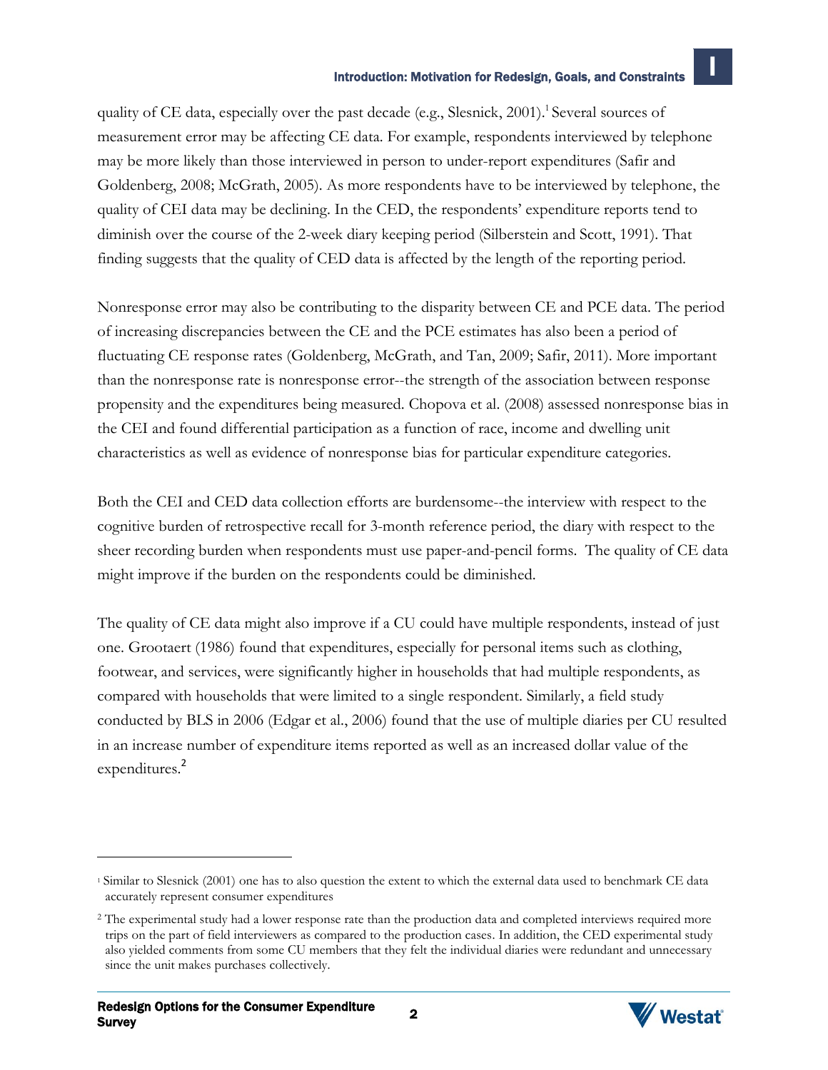quality of CE data, especially over the past decade (e.g., Slesnick, 2001).[1] Several sources of measurement error may be affecting CE data. For example, respondents interviewed by telephone may be more likely than those interviewed in person to under-report expenditures (Safir and Goldenberg, 2008; McGrath, 2005). As more respondents have to be interviewed by telephone, the quality of CEI data may be declining. In the CED, the respondents' expenditure reports tend to diminish over the course of the 2-week diary keeping period (Silberstein and Scott, 1991). That finding suggests that the quality of CED data is affected by the length of the reporting period.

Nonresponse error may also be contributing to the disparity between CE and PCE data. The period of increasing discrepancies between the CE and the PCE estimates has also been a period of fluctuating CE response rates (Goldenberg, McGrath, and Tan, 2009; Safir, 2011). More important than the nonresponse rate is nonresponse error--the strength of the association between response propensity and the expenditures being measured. Chopova et al. (2008) assessed nonresponse bias in the CEI and found differential participation as a function of race, income and dwelling unit characteristics as well as evidence of nonresponse bias for particular expenditure categories.

Both the CEI and CED data collection efforts are burdensome--the interview with respect to the cognitive burden of retrospective recall for 3-month reference period, the diary with respect to the sheer recording burden when respondents must use paper-and-pencil forms. The quality of CE data might improve if the burden on the respondents could be diminished.

The quality of CE data might also improve if a CU could have multiple respondents, instead of just one. Grootaert (1986) found that expenditures, especially for personal items such as clothing, footwear, and services, were significantly higher in households that had multiple respondents, as compared with households that were limited to a single respondent. Similarly, a field study conducted by BLS in 2006 (Edgar et al., 2006) found that the use of multiple diaries per CU resulted in an increase number of expenditure items reported as well as an increased dollar value of the expenditures.[2]

---

[1] Similar to Slesnick (2001) one has to also question the extent to which the external data used to benchmark CE data accurately represent consumer expenditures

[2] The experimental study had a lower response rate than the production data and completed interviews required more trips on the part of field interviewers as compared to the production cases. In addition, the CED experimental study also yielded comments from some CU members that they felt the individual diaries were redundant and unnecessary since the unit makes purchases collectively.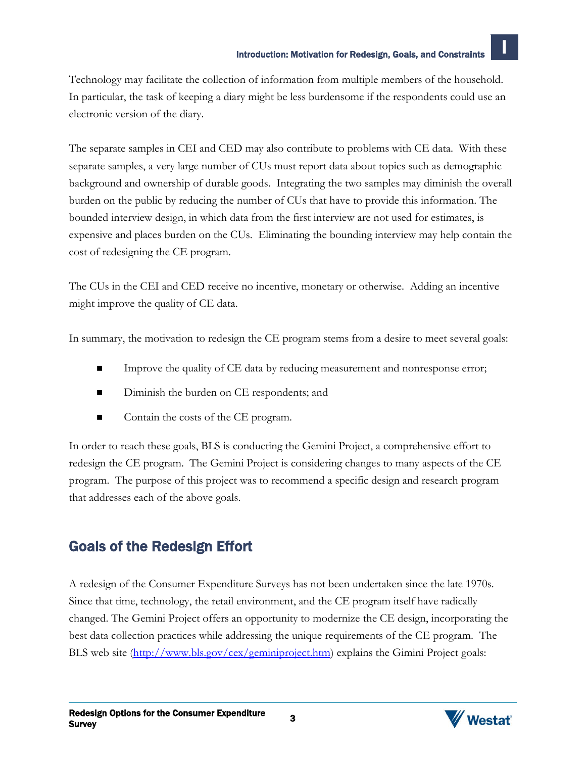Technology may facilitate the collection of information from multiple members of the household. In particular, the task of keeping a diary might be less burdensome if the respondents could use an electronic version of the diary.

The separate samples in CEI and CED may also contribute to problems with CE data. With these separate samples, a very large number of CUs must report data about topics such as demographic background and ownership of durable goods. Integrating the two samples may diminish the overall burden on the public by reducing the number of CUs that have to provide this information. The bounded interview design, in which data from the first interview are not used for estimates, is expensive and places burden on the CUs. Eliminating the bounding interview may help contain the cost of redesigning the CE program.

The CUs in the CEI and CED receive no incentive, monetary or otherwise. Adding an incentive might improve the quality of CE data.

In summary, the motivation to redesign the CE program stems from a desire to meet several goals:

- Improve the quality of CE data by reducing measurement and nonresponse error;
- Diminish the burden on CE respondents; and
- Contain the costs of the CE program.

In order to reach these goals, BLS is conducting the Gemini Project, a comprehensive effort to redesign the CE program. The Gemini Project is considering changes to many aspects of the CE program. The purpose of this project was to recommend a specific design and research program that addresses each of the above goals.

## Goals of the Redesign Effort

A redesign of the Consumer Expenditure Surveys has not been undertaken since the late 1970s. Since that time, technology, the retail environment, and the CE program itself have radically changed. The Gemini Project offers an opportunity to modernize the CE design, incorporating the best data collection practices while addressing the unique requirements of the CE program. The BLS web site (http://www.bls.gov/cex/geminiproject.htm) explains the Gimini Project goals: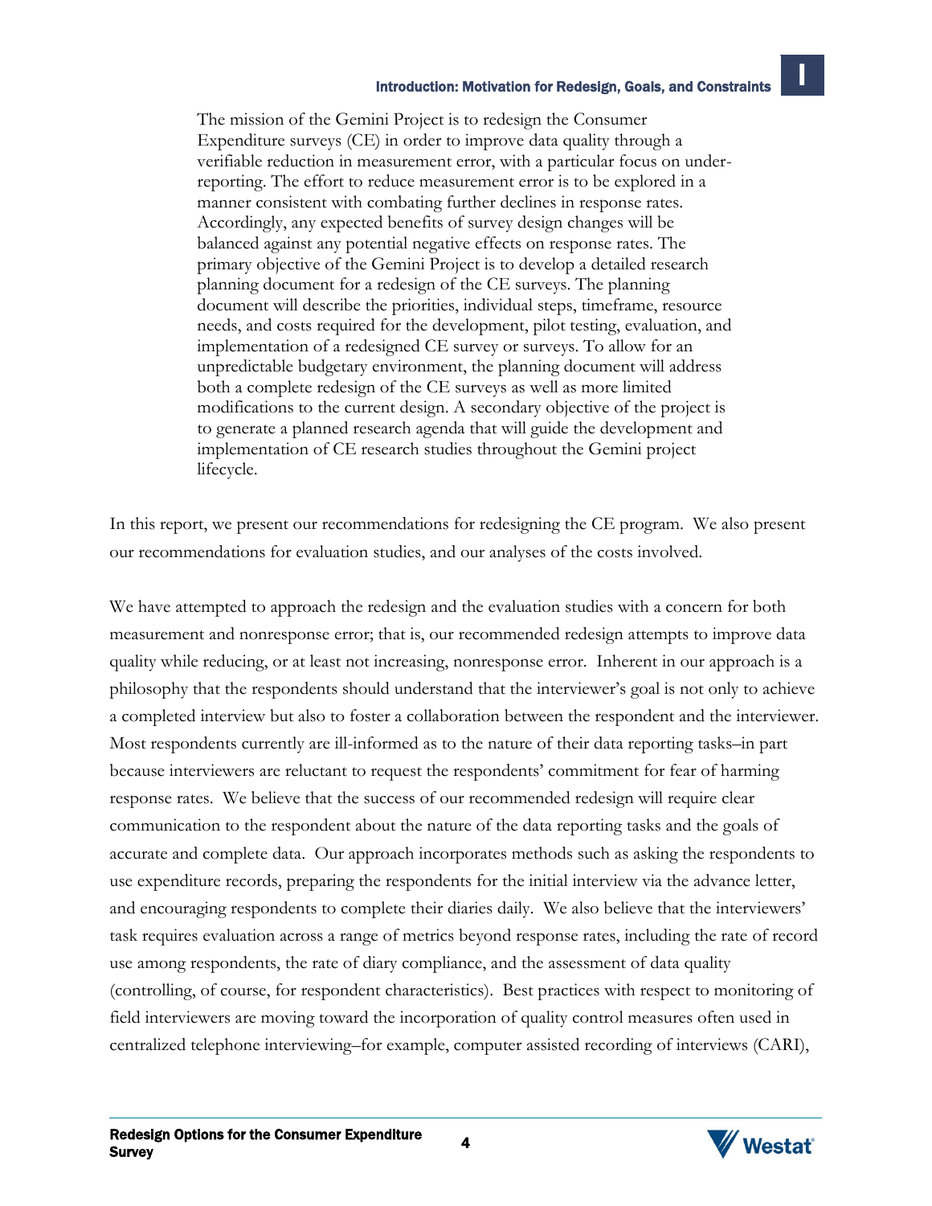> The mission of the Gemini Project is to redesign the Consumer Expenditure surveys (CE) in order to improve data quality through a verifiable reduction in measurement error, with a particular focus on under-reporting. The effort to reduce measurement error is to be explored in a manner consistent with combating further declines in response rates. Accordingly, any expected benefits of survey design changes will be balanced against any potential negative effects on response rates. The primary objective of the Gemini Project is to develop a detailed research planning document for a redesign of the CE surveys. The planning document will describe the priorities, individual steps, timeframe, resource needs, and costs required for the development, pilot testing, evaluation, and implementation of a redesigned CE survey or surveys. To allow for an unpredictable budgetary environment, the planning document will address both a complete redesign of the CE surveys as well as more limited modifications to the current design. A secondary objective of the project is to generate a planned research agenda that will guide the development and implementation of CE research studies throughout the Gemini project lifecycle.

In this report, we present our recommendations for redesigning the CE program. We also present our recommendations for evaluation studies, and our analyses of the costs involved.

We have attempted to approach the redesign and the evaluation studies with a concern for both measurement and nonresponse error; that is, our recommended redesign attempts to improve data quality while reducing, or at least not increasing, nonresponse error. Inherent in our approach is a philosophy that the respondents should understand that the interviewer's goal is not only to achieve a completed interview but also to foster a collaboration between the respondent and the interviewer. Most respondents currently are ill-informed as to the nature of their data reporting tasks–in part because interviewers are reluctant to request the respondents' commitment for fear of harming response rates. We believe that the success of our recommended redesign will require clear communication to the respondent about the nature of the data reporting tasks and the goals of accurate and complete data. Our approach incorporates methods such as asking the respondents to use expenditure records, preparing the respondents for the initial interview via the advance letter, and encouraging respondents to complete their diaries daily. We also believe that the interviewers' task requires evaluation across a range of metrics beyond response rates, including the rate of record use among respondents, the rate of diary compliance, and the assessment of data quality (controlling, of course, for respondent characteristics). Best practices with respect to monitoring of field interviewers are moving toward the incorporation of quality control measures often used in centralized telephone interviewing–for example, computer assisted recording of interviews (CARI),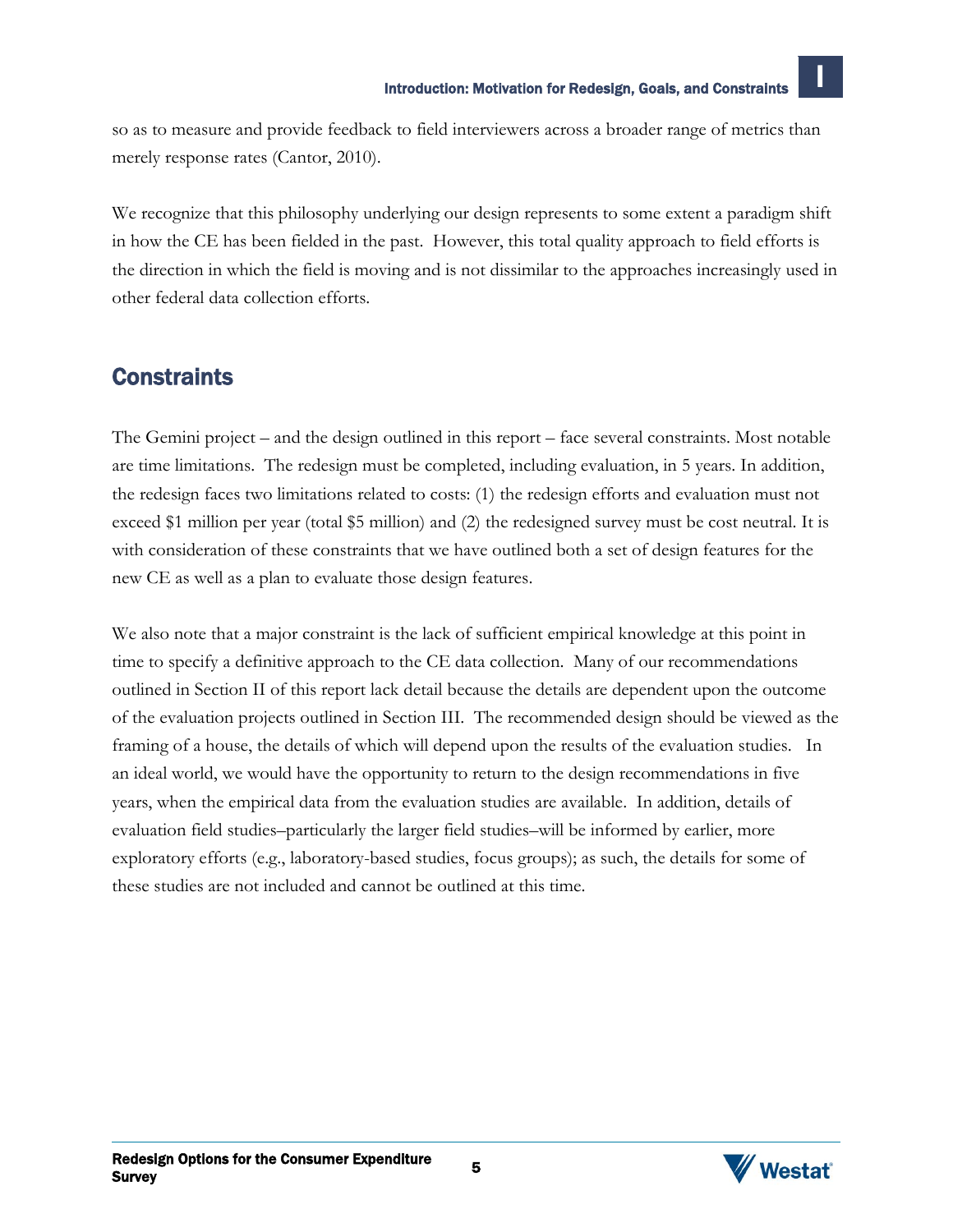so as to measure and provide feedback to field interviewers across a broader range of metrics than merely response rates (Cantor, 2010).

We recognize that this philosophy underlying our design represents to some extent a paradigm shift in how the CE has been fielded in the past. However, this total quality approach to field efforts is the direction in which the field is moving and is not dissimilar to the approaches increasingly used in other federal data collection efforts.

## Constraints

The Gemini project – and the design outlined in this report – face several constraints. Most notable are time limitations. The redesign must be completed, including evaluation, in 5 years. In addition, the redesign faces two limitations related to costs: (1) the redesign efforts and evaluation must not exceed $1 million per year (total $5 million) and (2) the redesigned survey must be cost neutral. It is with consideration of these constraints that we have outlined both a set of design features for the new CE as well as a plan to evaluate those design features.

We also note that a major constraint is the lack of sufficient empirical knowledge at this point in time to specify a definitive approach to the CE data collection. Many of our recommendations outlined in Section II of this report lack detail because the details are dependent upon the outcome of the evaluation projects outlined in Section III. The recommended design should be viewed as the framing of a house, the details of which will depend upon the results of the evaluation studies. In an ideal world, we would have the opportunity to return to the design recommendations in five years, when the empirical data from the evaluation studies are available. In addition, details of evaluation field studies–particularly the larger field studies–will be informed by earlier, more exploratory efforts (e.g., laboratory-based studies, focus groups); as such, the details for some of these studies are not included and cannot be outlined at this time.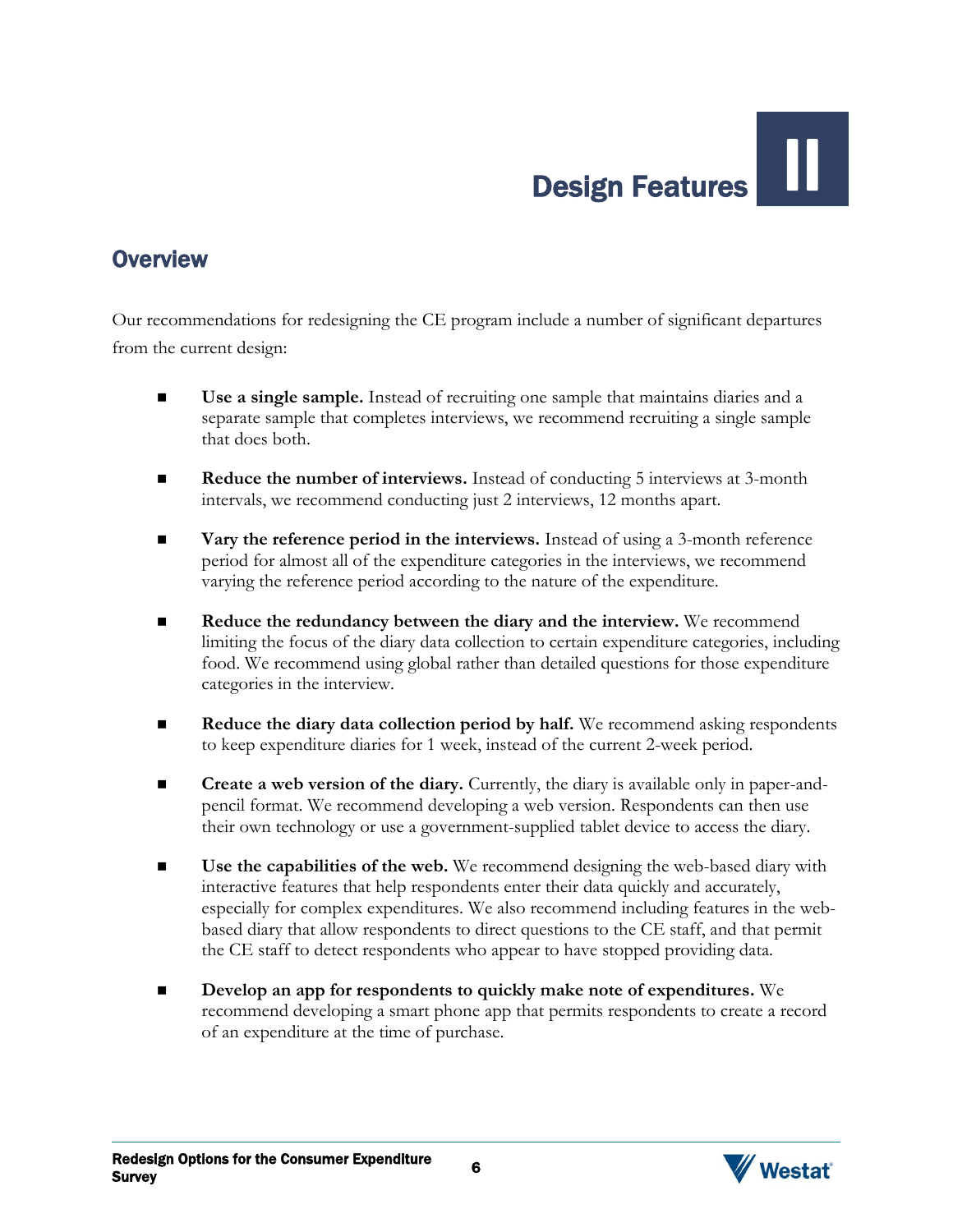# Design Features II

## Overview

Our recommendations for redesigning the CE program include a number of significant departures from the current design:

- **Use a single sample.** Instead of recruiting one sample that maintains diaries and a separate sample that completes interviews, we recommend recruiting a single sample that does both.

- **Reduce the number of interviews.** Instead of conducting 5 interviews at 3-month intervals, we recommend conducting just 2 interviews, 12 months apart.

- **Vary the reference period in the interviews.** Instead of using a 3-month reference period for almost all of the expenditure categories in the interviews, we recommend varying the reference period according to the nature of the expenditure.

- **Reduce the redundancy between the diary and the interview.** We recommend limiting the focus of the diary data collection to certain expenditure categories, including food. We recommend using global rather than detailed questions for those expenditure categories in the interview.

- **Reduce the diary data collection period by half.** We recommend asking respondents to keep expenditure diaries for 1 week, instead of the current 2-week period.

- **Create a web version of the diary.** Currently, the diary is available only in paper-and-pencil format. We recommend developing a web version. Respondents can then use their own technology or use a government-supplied tablet device to access the diary.

- **Use the capabilities of the web.** We recommend designing the web-based diary with interactive features that help respondents enter their data quickly and accurately, especially for complex expenditures. We also recommend including features in the web-based diary that allow respondents to direct questions to the CE staff, and that permit the CE staff to detect respondents who appear to have stopped providing data.

- **Develop an app for respondents to quickly make note of expenditures.** We recommend developing a smart phone app that permits respondents to create a record of an expenditure at the time of purchase.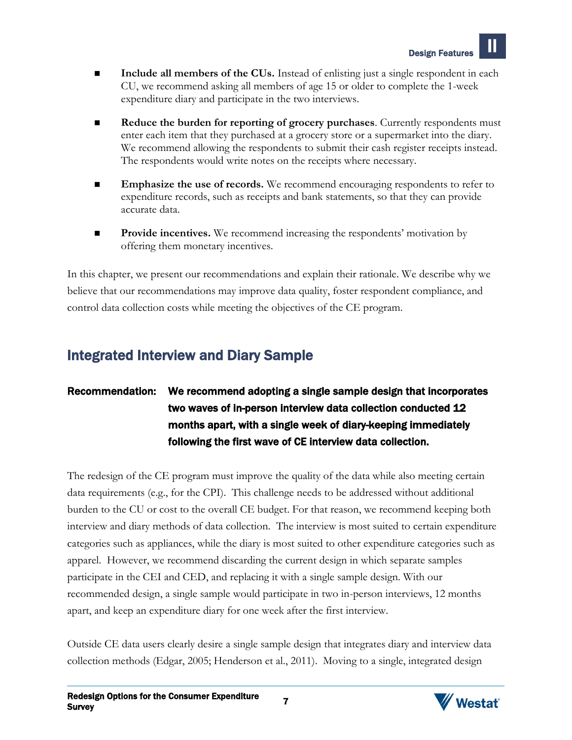- **Include all members of the CUs.** Instead of enlisting just a single respondent in each CU, we recommend asking all members of age 15 or older to complete the 1-week expenditure diary and participate in the two interviews.

- **Reduce the burden for reporting of grocery purchases**. Currently respondents must enter each item that they purchased at a grocery store or a supermarket into the diary. We recommend allowing the respondents to submit their cash register receipts instead. The respondents would write notes on the receipts where necessary.

- **Emphasize the use of records.** We recommend encouraging respondents to refer to expenditure records, such as receipts and bank statements, so that they can provide accurate data.

- **Provide incentives.** We recommend increasing the respondents' motivation by offering them monetary incentives.

In this chapter, we present our recommendations and explain their rationale. We describe why we believe that our recommendations may improve data quality, foster respondent compliance, and control data collection costs while meeting the objectives of the CE program.

## Integrated Interview and Diary Sample

**Recommendation: We recommend adopting a single sample design that incorporates two waves of in-person interview data collection conducted 12 months apart, with a single week of diary-keeping immediately following the first wave of CE interview data collection.**

The redesign of the CE program must improve the quality of the data while also meeting certain data requirements (e.g., for the CPI). This challenge needs to be addressed without additional burden to the CU or cost to the overall CE budget. For that reason, we recommend keeping both interview and diary methods of data collection. The interview is most suited to certain expenditure categories such as appliances, while the diary is most suited to other expenditure categories such as apparel. However, we recommend discarding the current design in which separate samples participate in the CEI and CED, and replacing it with a single sample design. With our recommended design, a single sample would participate in two in-person interviews, 12 months apart, and keep an expenditure diary for one week after the first interview.

Outside CE data users clearly desire a single sample design that integrates diary and interview data collection methods (Edgar, 2005; Henderson et al., 2011). Moving to a single, integrated design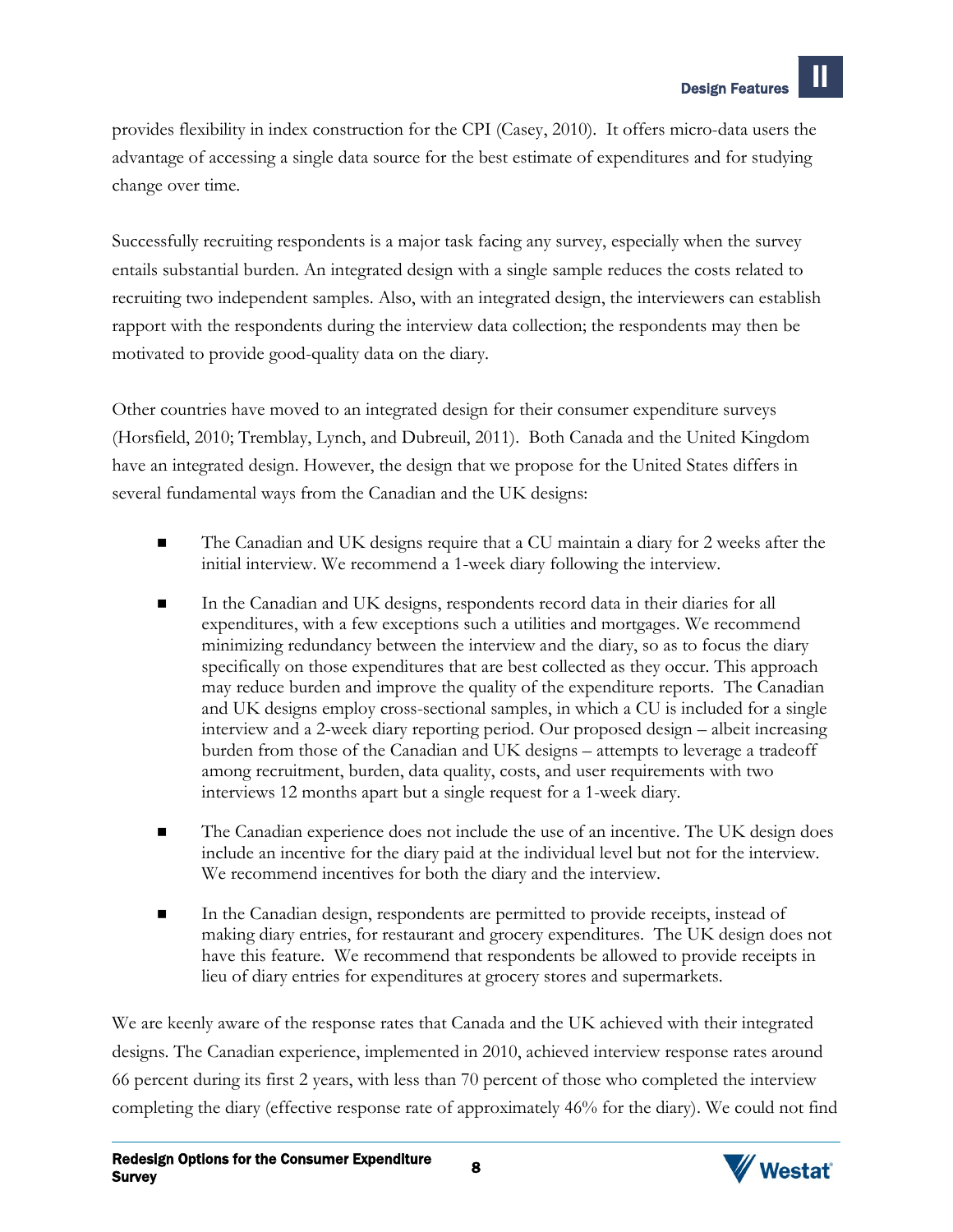provides flexibility in index construction for the CPI (Casey, 2010). It offers micro-data users the advantage of accessing a single data source for the best estimate of expenditures and for studying change over time.

Successfully recruiting respondents is a major task facing any survey, especially when the survey entails substantial burden. An integrated design with a single sample reduces the costs related to recruiting two independent samples. Also, with an integrated design, the interviewers can establish rapport with the respondents during the interview data collection; the respondents may then be motivated to provide good-quality data on the diary.

Other countries have moved to an integrated design for their consumer expenditure surveys (Horsfield, 2010; Tremblay, Lynch, and Dubreuil, 2011). Both Canada and the United Kingdom have an integrated design. However, the design that we propose for the United States differs in several fundamental ways from the Canadian and the UK designs:

- The Canadian and UK designs require that a CU maintain a diary for 2 weeks after the initial interview. We recommend a 1-week diary following the interview.
- In the Canadian and UK designs, respondents record data in their diaries for all expenditures, with a few exceptions such a utilities and mortgages. We recommend minimizing redundancy between the interview and the diary, so as to focus the diary specifically on those expenditures that are best collected as they occur. This approach may reduce burden and improve the quality of the expenditure reports. The Canadian and UK designs employ cross-sectional samples, in which a CU is included for a single interview and a 2-week diary reporting period. Our proposed design – albeit increasing burden from those of the Canadian and UK designs – attempts to leverage a tradeoff among recruitment, burden, data quality, costs, and user requirements with two interviews 12 months apart but a single request for a 1-week diary.
- The Canadian experience does not include the use of an incentive. The UK design does include an incentive for the diary paid at the individual level but not for the interview. We recommend incentives for both the diary and the interview.
- In the Canadian design, respondents are permitted to provide receipts, instead of making diary entries, for restaurant and grocery expenditures. The UK design does not have this feature. We recommend that respondents be allowed to provide receipts in lieu of diary entries for expenditures at grocery stores and supermarkets.

We are keenly aware of the response rates that Canada and the UK achieved with their integrated designs. The Canadian experience, implemented in 2010, achieved interview response rates around 66 percent during its first 2 years, with less than 70 percent of those who completed the interview completing the diary (effective response rate of approximately 46% for the diary). We could not find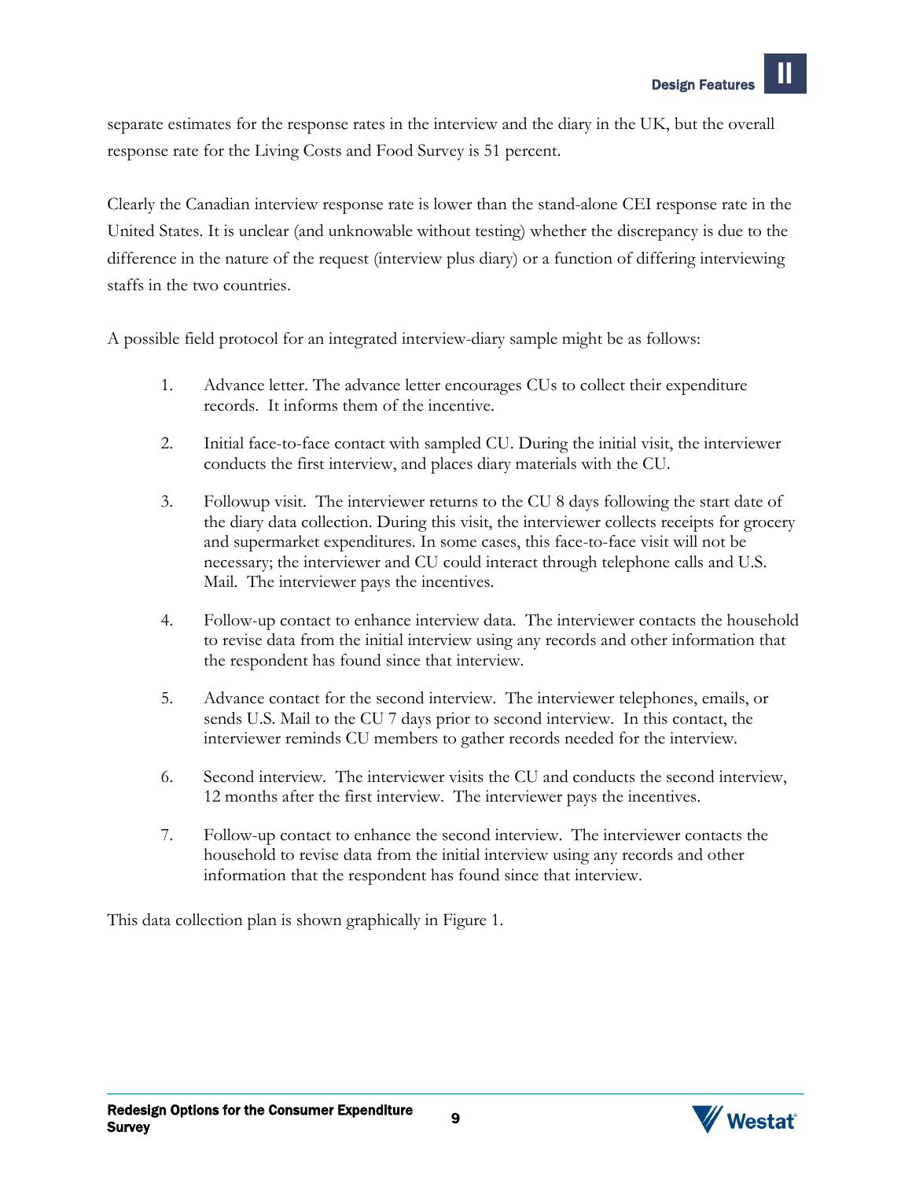separate estimates for the response rates in the interview and the diary in the UK, but the overall response rate for the Living Costs and Food Survey is 51 percent.

Clearly the Canadian interview response rate is lower than the stand-alone CEI response rate in the United States. It is unclear (and unknowable without testing) whether the discrepancy is due to the difference in the nature of the request (interview plus diary) or a function of differing interviewing staffs in the two countries.

A possible field protocol for an integrated interview-diary sample might be as follows:

1. Advance letter. The advance letter encourages CUs to collect their expenditure records. It informs them of the incentive.

2. Initial face-to-face contact with sampled CU. During the initial visit, the interviewer conducts the first interview, and places diary materials with the CU.

3. Followup visit. The interviewer returns to the CU 8 days following the start date of the diary data collection. During this visit, the interviewer collects receipts for grocery and supermarket expenditures. In some cases, this face-to-face visit will not be necessary; the interviewer and CU could interact through telephone calls and U.S. Mail. The interviewer pays the incentives.

4. Follow-up contact to enhance interview data. The interviewer contacts the household to revise data from the initial interview using any records and other information that the respondent has found since that interview.

5. Advance contact for the second interview. The interviewer telephones, emails, or sends U.S. Mail to the CU 7 days prior to second interview. In this contact, the interviewer reminds CU members to gather records needed for the interview.

6. Second interview. The interviewer visits the CU and conducts the second interview, 12 months after the first interview. The interviewer pays the incentives.

7. Follow-up contact to enhance the second interview. The interviewer contacts the household to revise data from the initial interview using any records and other information that the respondent has found since that interview.

This data collection plan is shown graphically in Figure 1.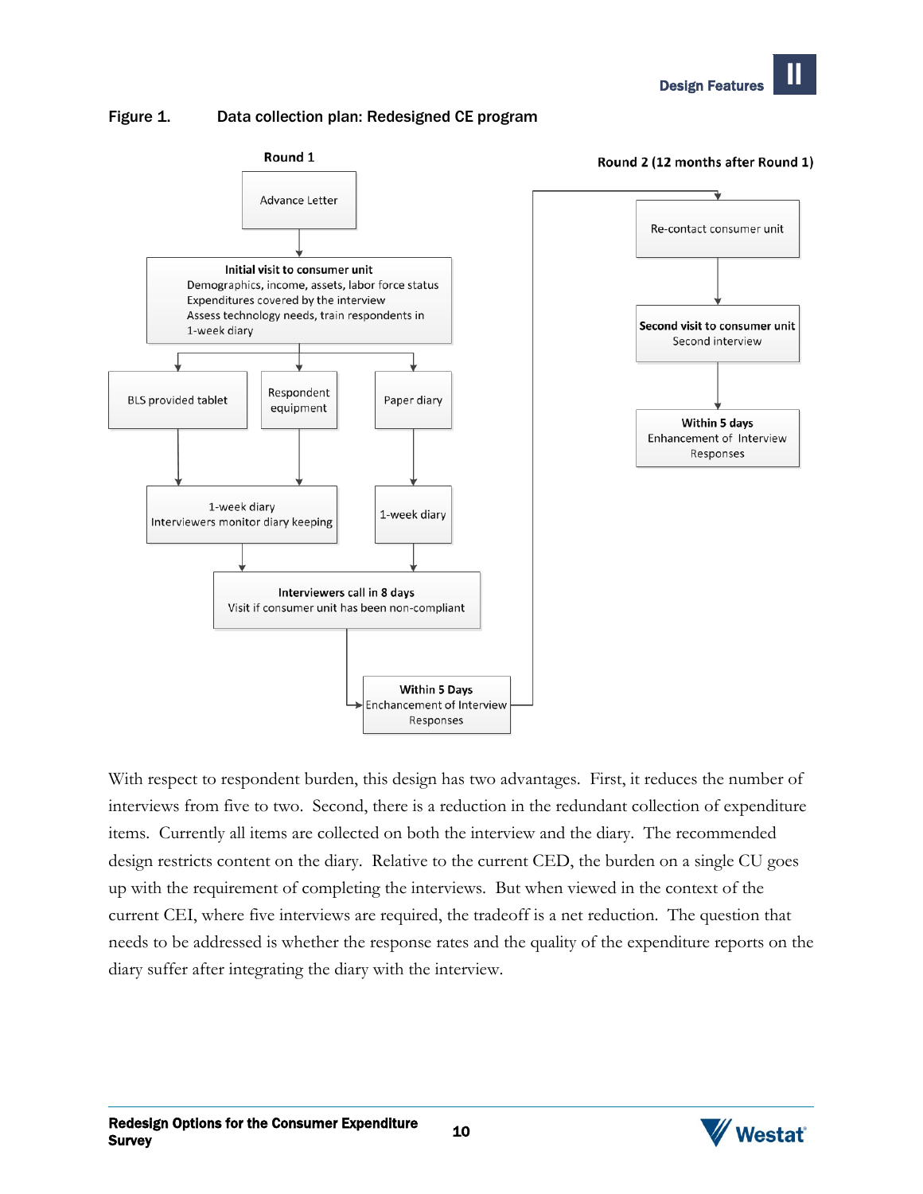Figure 1. Data collection plan: Redesigned CE program

**Round 1**

Advance Letter

**Initial visit to consumer unit**
Demographics, income, assets, labor force status
Expenditures covered by the interview
Assess technology needs, train respondents in 1-week diary

BLS provided tablet

Respondent equipment

Paper diary

1-week diary
Interviewers monitor diary keeping

1-week diary

**Interviewers call in 8 days**
Visit if consumer unit has been non-compliant

**Within 5 Days**
Enchancement of Interview Responses

**Round 2 (12 months after Round 1)**

Re-contact consumer unit

**Second visit to consumer unit**
Second interview

**Within 5 days**
Enhancement of Interview Responses

With respect to respondent burden, this design has two advantages. First, it reduces the number of interviews from five to two. Second, there is a reduction in the redundant collection of expenditure items. Currently all items are collected on both the interview and the diary. The recommended design restricts content on the diary. Relative to the current CED, the burden on a single CU goes up with the requirement of completing the interviews. But when viewed in the context of the current CEI, where five interviews are required, the tradeoff is a net reduction. The question that needs to be addressed is whether the response rates and the quality of the expenditure reports on the diary suffer after integrating the diary with the interview.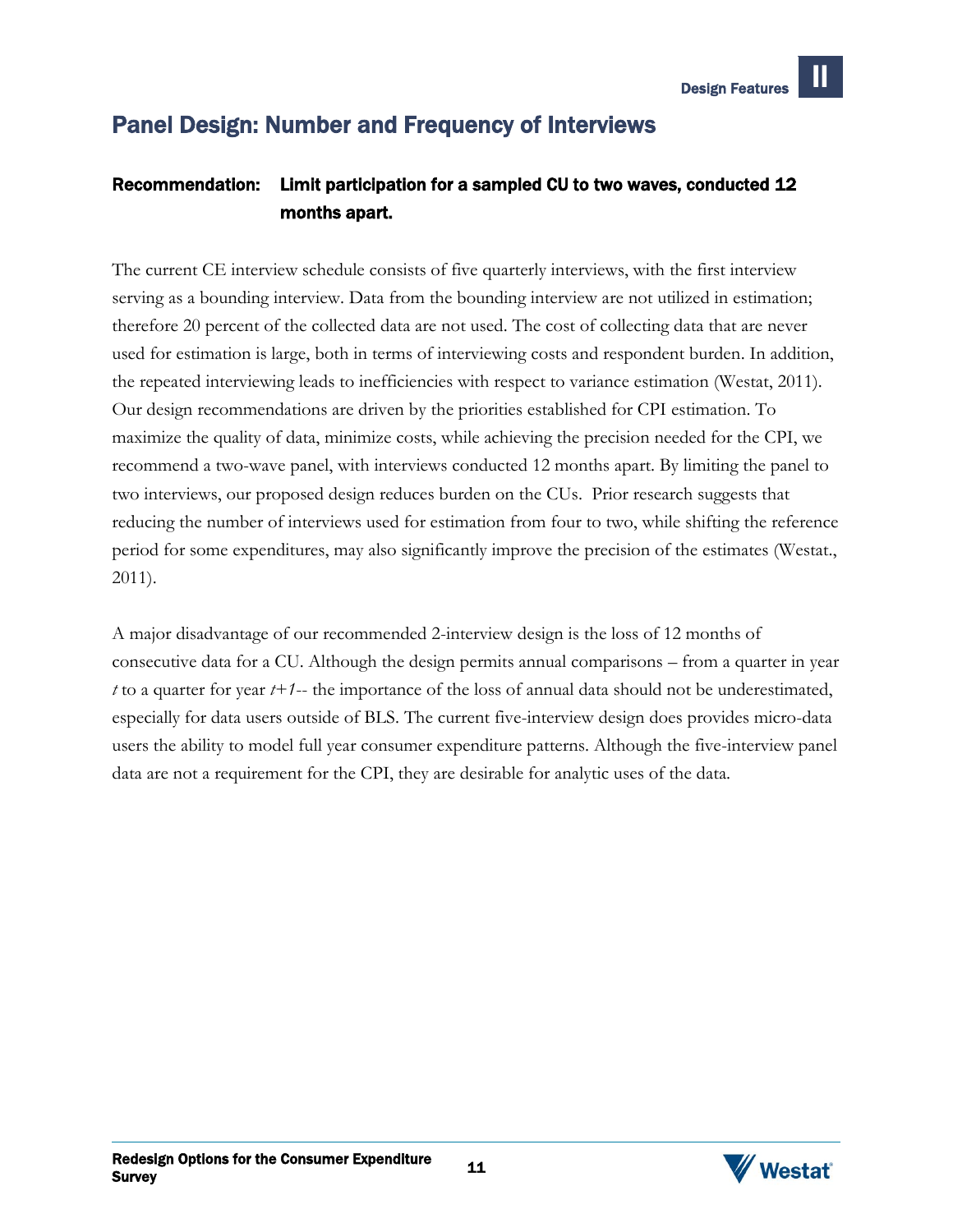## Panel Design: Number and Frequency of Interviews

**Recommendation: Limit participation for a sampled CU to two waves, conducted 12 months apart.**

The current CE interview schedule consists of five quarterly interviews, with the first interview serving as a bounding interview. Data from the bounding interview are not utilized in estimation; therefore 20 percent of the collected data are not used. The cost of collecting data that are never used for estimation is large, both in terms of interviewing costs and respondent burden. In addition, the repeated interviewing leads to inefficiencies with respect to variance estimation (Westat, 2011). Our design recommendations are driven by the priorities established for CPI estimation. To maximize the quality of data, minimize costs, while achieving the precision needed for the CPI, we recommend a two-wave panel, with interviews conducted 12 months apart. By limiting the panel to two interviews, our proposed design reduces burden on the CUs. Prior research suggests that reducing the number of interviews used for estimation from four to two, while shifting the reference period for some expenditures, may also significantly improve the precision of the estimates (Westat., 2011).

A major disadvantage of our recommended 2-interview design is the loss of 12 months of consecutive data for a CU. Although the design permits annual comparisons – from a quarter in year *t* to a quarter for year *t+1*-- the importance of the loss of annual data should not be underestimated, especially for data users outside of BLS. The current five-interview design does provides micro-data users the ability to model full year consumer expenditure patterns. Although the five-interview panel data are not a requirement for the CPI, they are desirable for analytic uses of the data.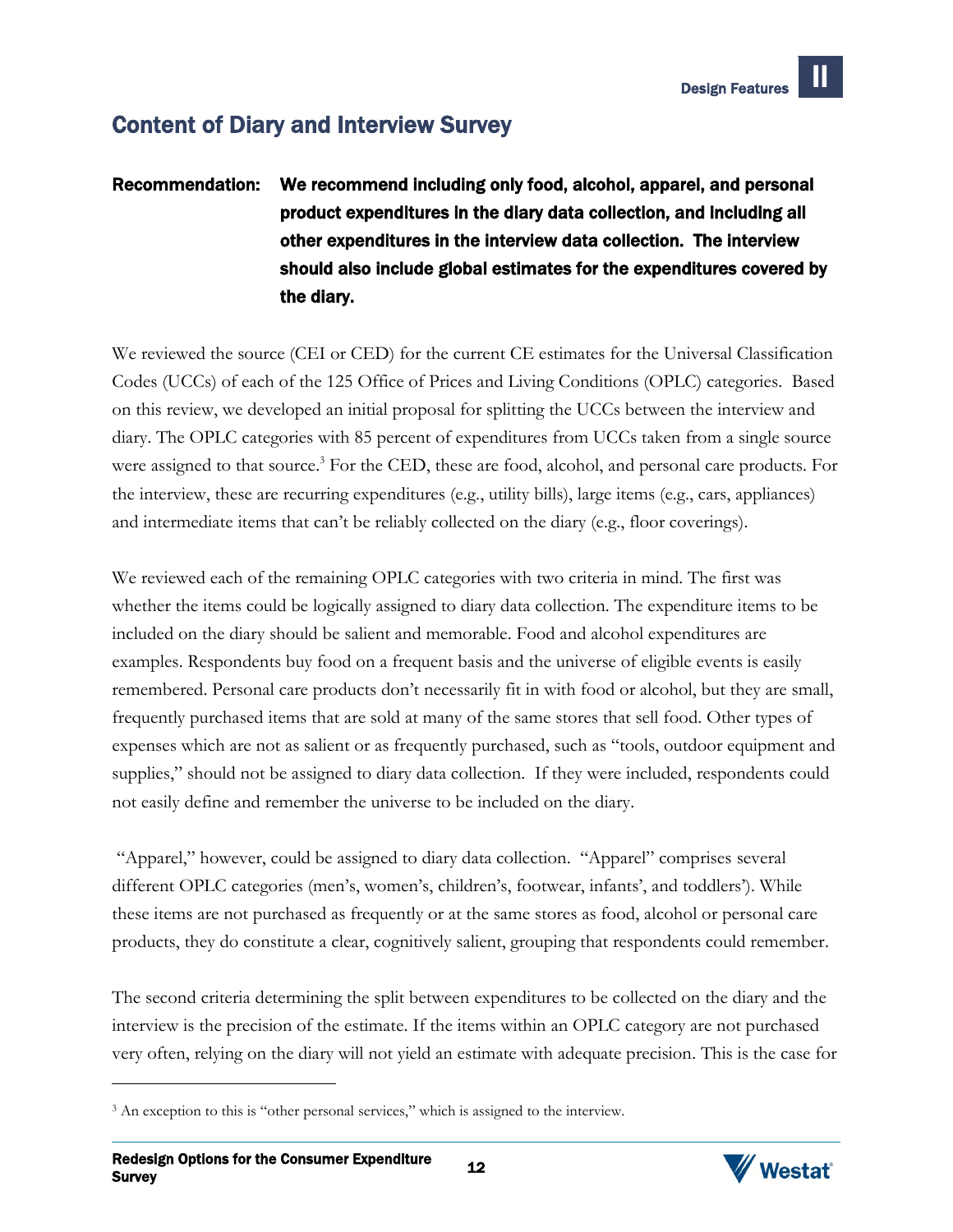## Content of Diary and Interview Survey

**Recommendation: We recommend including only food, alcohol, apparel, and personal product expenditures in the diary data collection, and including all other expenditures in the interview data collection. The interview should also include global estimates for the expenditures covered by the diary.**

We reviewed the source (CEI or CED) for the current CE estimates for the Universal Classification Codes (UCCs) of each of the 125 Office of Prices and Living Conditions (OPLC) categories. Based on this review, we developed an initial proposal for splitting the UCCs between the interview and diary. The OPLC categories with 85 percent of expenditures from UCCs taken from a single source were assigned to that source.[3] For the CED, these are food, alcohol, and personal care products. For the interview, these are recurring expenditures (e.g., utility bills), large items (e.g., cars, appliances) and intermediate items that can't be reliably collected on the diary (e.g., floor coverings).

We reviewed each of the remaining OPLC categories with two criteria in mind. The first was whether the items could be logically assigned to diary data collection. The expenditure items to be included on the diary should be salient and memorable. Food and alcohol expenditures are examples. Respondents buy food on a frequent basis and the universe of eligible events is easily remembered. Personal care products don't necessarily fit in with food or alcohol, but they are small, frequently purchased items that are sold at many of the same stores that sell food. Other types of expenses which are not as salient or as frequently purchased, such as "tools, outdoor equipment and supplies," should not be assigned to diary data collection. If they were included, respondents could not easily define and remember the universe to be included on the diary.

"Apparel," however, could be assigned to diary data collection. "Apparel" comprises several different OPLC categories (men's, women's, children's, footwear, infants', and toddlers'). While these items are not purchased as frequently or at the same stores as food, alcohol or personal care products, they do constitute a clear, cognitively salient, grouping that respondents could remember.

The second criteria determining the split between expenditures to be collected on the diary and the interview is the precision of the estimate. If the items within an OPLC category are not purchased very often, relying on the diary will not yield an estimate with adequate precision. This is the case for

[3] An exception to this is "other personal services," which is assigned to the interview.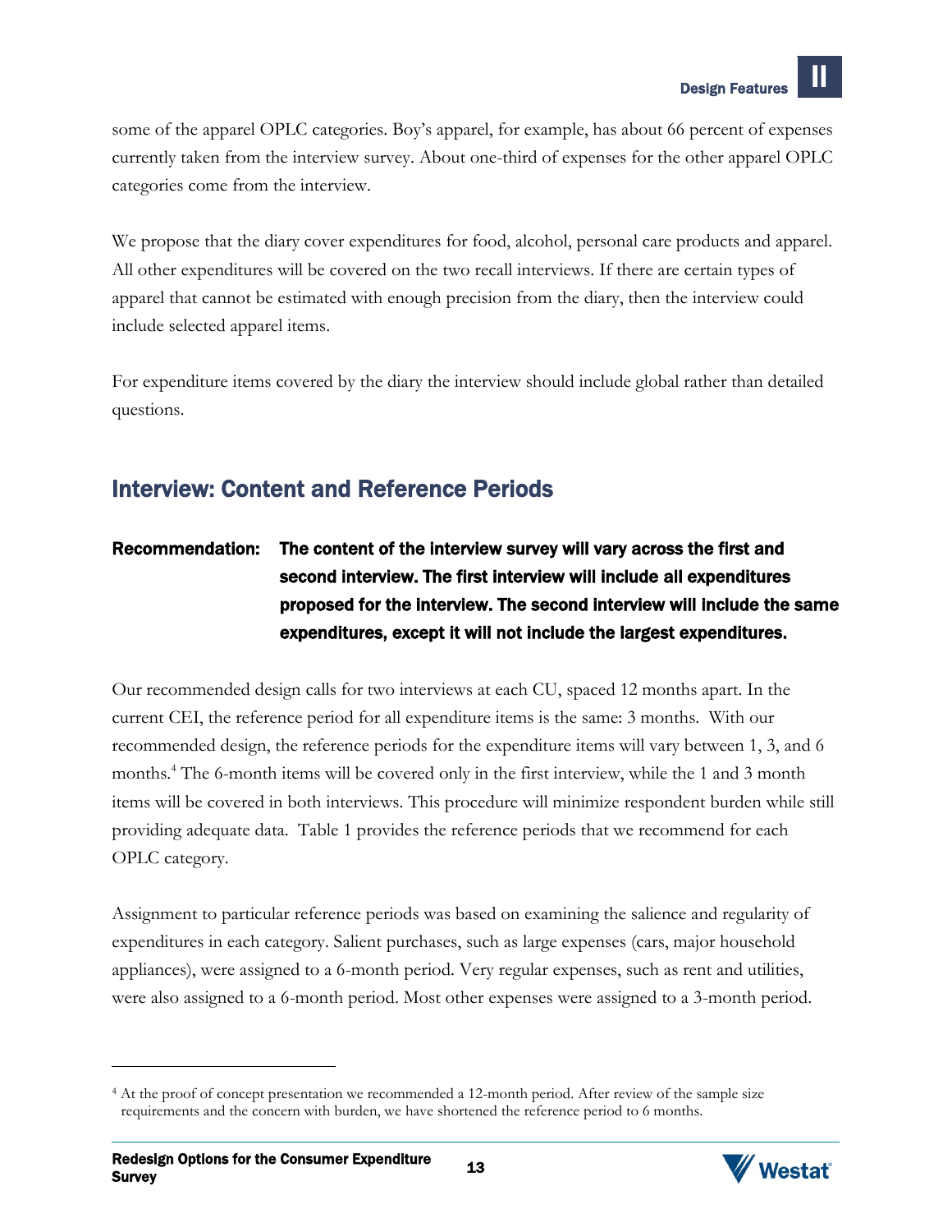some of the apparel OPLC categories. Boy's apparel, for example, has about 66 percent of expenses currently taken from the interview survey. About one-third of expenses for the other apparel OPLC categories come from the interview.

We propose that the diary cover expenditures for food, alcohol, personal care products and apparel. All other expenditures will be covered on the two recall interviews. If there are certain types of apparel that cannot be estimated with enough precision from the diary, then the interview could include selected apparel items.

For expenditure items covered by the diary the interview should include global rather than detailed questions.

## Interview: Content and Reference Periods

**Recommendation: The content of the interview survey will vary across the first and second interview. The first interview will include all expenditures proposed for the interview. The second interview will include the same expenditures, except it will not include the largest expenditures.**

Our recommended design calls for two interviews at each CU, spaced 12 months apart. In the current CEI, the reference period for all expenditure items is the same: 3 months. With our recommended design, the reference periods for the expenditure items will vary between 1, 3, and 6 months.[4] The 6-month items will be covered only in the first interview, while the 1 and 3 month items will be covered in both interviews. This procedure will minimize respondent burden while still providing adequate data. Table 1 provides the reference periods that we recommend for each OPLC category.

Assignment to particular reference periods was based on examining the salience and regularity of expenditures in each category. Salient purchases, such as large expenses (cars, major household appliances), were assigned to a 6-month period. Very regular expenses, such as rent and utilities, were also assigned to a 6-month period. Most other expenses were assigned to a 3-month period.

---

[4] At the proof of concept presentation we recommended a 12-month period. After review of the sample size requirements and the concern with burden, we have shortened the reference period to 6 months.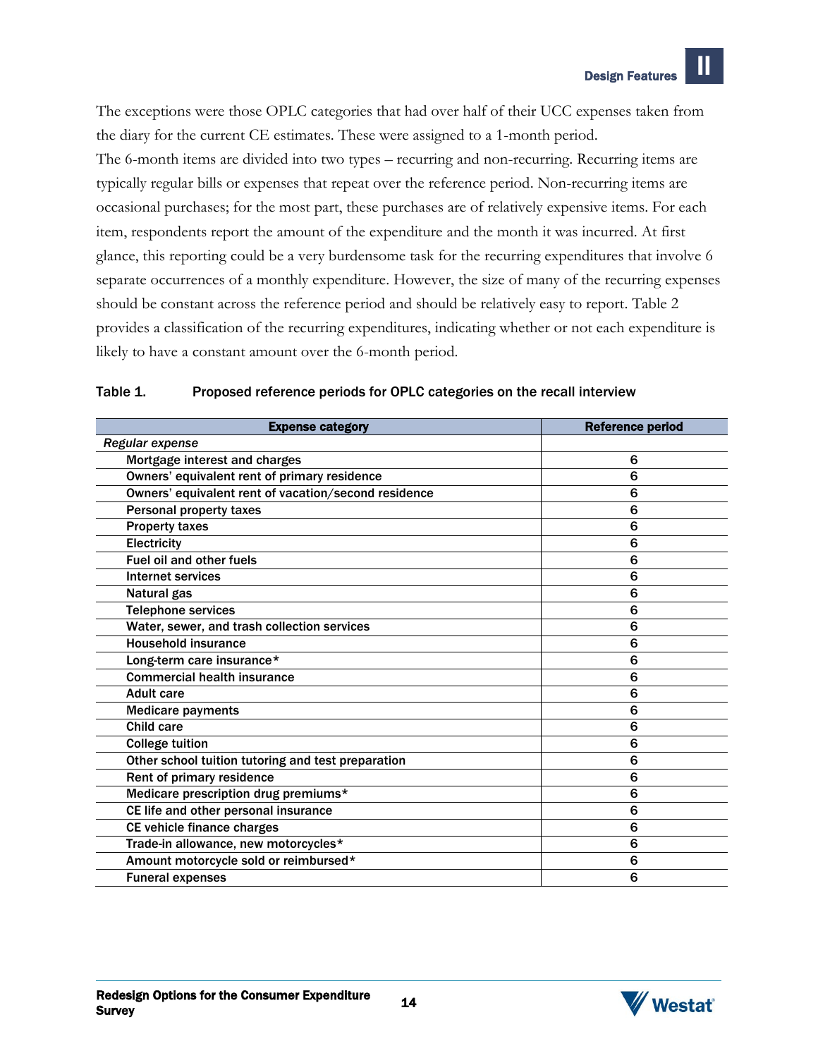The exceptions were those OPLC categories that had over half of their UCC expenses taken from the diary for the current CE estimates. These were assigned to a 1-month period.

The 6-month items are divided into two types – recurring and non-recurring. Recurring items are typically regular bills or expenses that repeat over the reference period. Non-recurring items are occasional purchases; for the most part, these purchases are of relatively expensive items. For each item, respondents report the amount of the expenditure and the month it was incurred. At first glance, this reporting could be a very burdensome task for the recurring expenditures that involve 6 separate occurrences of a monthly expenditure. However, the size of many of the recurring expenses should be constant across the reference period and should be relatively easy to report. Table 2 provides a classification of the recurring expenditures, indicating whether or not each expenditure is likely to have a constant amount over the 6-month period.

**Table 1. Proposed reference periods for OPLC categories on the recall interview**

| Expense category | Reference period |
|---|---|
| *Regular expense* | |
| Mortgage interest and charges | 6 |
| Owners' equivalent rent of primary residence | 6 |
| Owners' equivalent rent of vacation/second residence | 6 |
| Personal property taxes | 6 |
| Property taxes | 6 |
| Electricity | 6 |
| Fuel oil and other fuels | 6 |
| Internet services | 6 |
| Natural gas | 6 |
| Telephone services | 6 |
| Water, sewer, and trash collection services | 6 |
| Household insurance | 6 |
| Long-term care insurance* | 6 |
| Commercial health insurance | 6 |
| Adult care | 6 |
| Medicare payments | 6 |
| Child care | 6 |
| College tuition | 6 |
| Other school tuition tutoring and test preparation | 6 |
| Rent of primary residence | 6 |
| Medicare prescription drug premiums* | 6 |
| CE life and other personal insurance | 6 |
| CE vehicle finance charges | 6 |
| Trade-in allowance, new motorcycles* | 6 |
| Amount motorcycle sold or reimbursed* | 6 |
| Funeral expenses | 6 |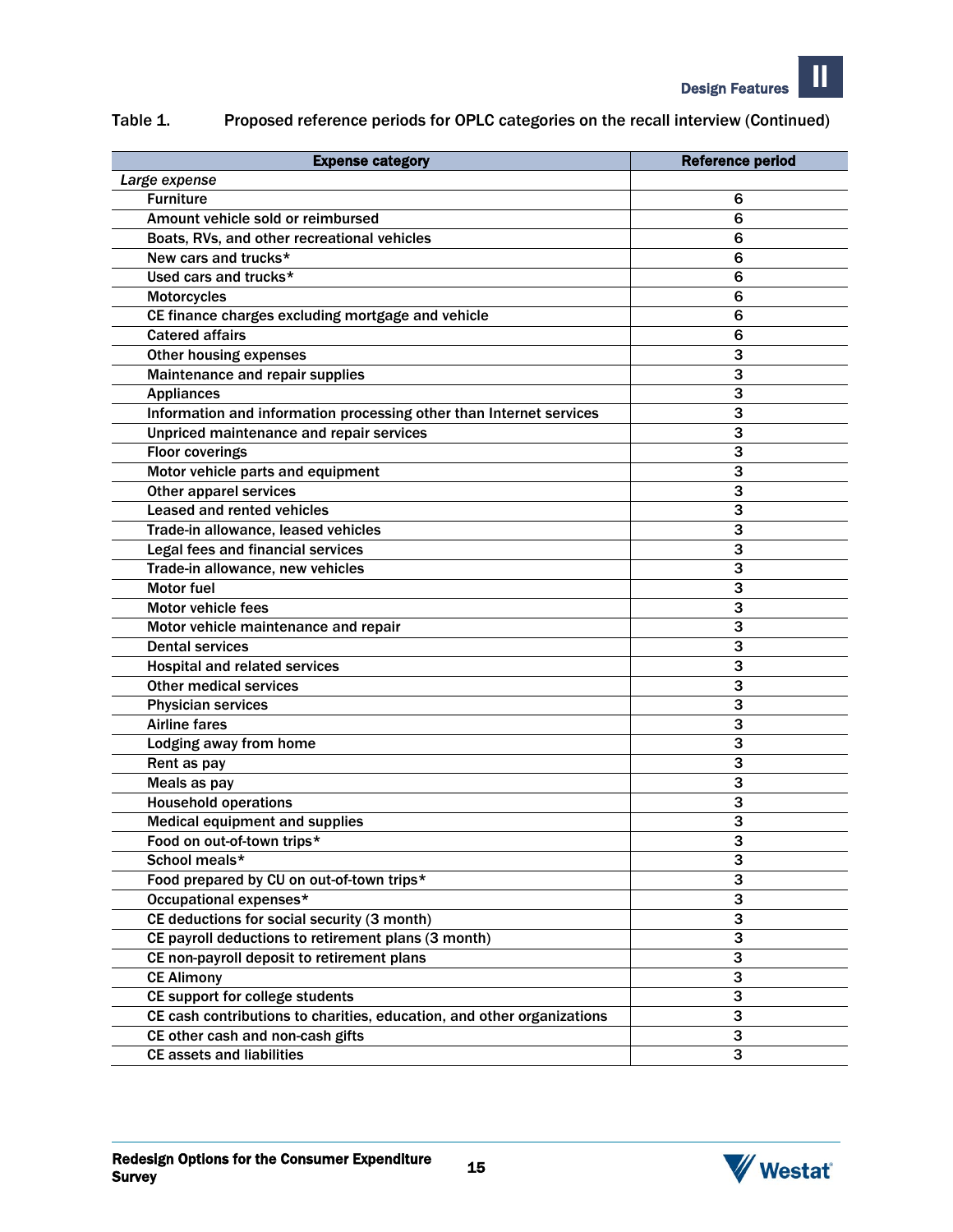Table 1. Proposed reference periods for OPLC categories on the recall interview (Continued)

| Expense category | Reference period |
|---|---|
| *Large expense* | |
| Furniture | 6 |
| Amount vehicle sold or reimbursed | 6 |
| Boats, RVs, and other recreational vehicles | 6 |
| New cars and trucks* | 6 |
| Used cars and trucks* | 6 |
| Motorcycles | 6 |
| CE finance charges excluding mortgage and vehicle | 6 |
| Catered affairs | 6 |
| Other housing expenses | 3 |
| Maintenance and repair supplies | 3 |
| Appliances | 3 |
| Information and information processing other than Internet services | 3 |
| Unpriced maintenance and repair services | 3 |
| Floor coverings | 3 |
| Motor vehicle parts and equipment | 3 |
| Other apparel services | 3 |
| Leased and rented vehicles | 3 |
| Trade-in allowance, leased vehicles | 3 |
| Legal fees and financial services | 3 |
| Trade-in allowance, new vehicles | 3 |
| Motor fuel | 3 |
| Motor vehicle fees | 3 |
| Motor vehicle maintenance and repair | 3 |
| Dental services | 3 |
| Hospital and related services | 3 |
| Other medical services | 3 |
| Physician services | 3 |
| Airline fares | 3 |
| Lodging away from home | 3 |
| Rent as pay | 3 |
| Meals as pay | 3 |
| Household operations | 3 |
| Medical equipment and supplies | 3 |
| Food on out-of-town trips* | 3 |
| School meals* | 3 |
| Food prepared by CU on out-of-town trips* | 3 |
| Occupational expenses* | 3 |
| CE deductions for social security (3 month) | 3 |
| CE payroll deductions to retirement plans (3 month) | 3 |
| CE non-payroll deposit to retirement plans | 3 |
| CE Alimony | 3 |
| CE support for college students | 3 |
| CE cash contributions to charities, education, and other organizations | 3 |
| CE other cash and non-cash gifts | 3 |
| CE assets and liabilities | 3 |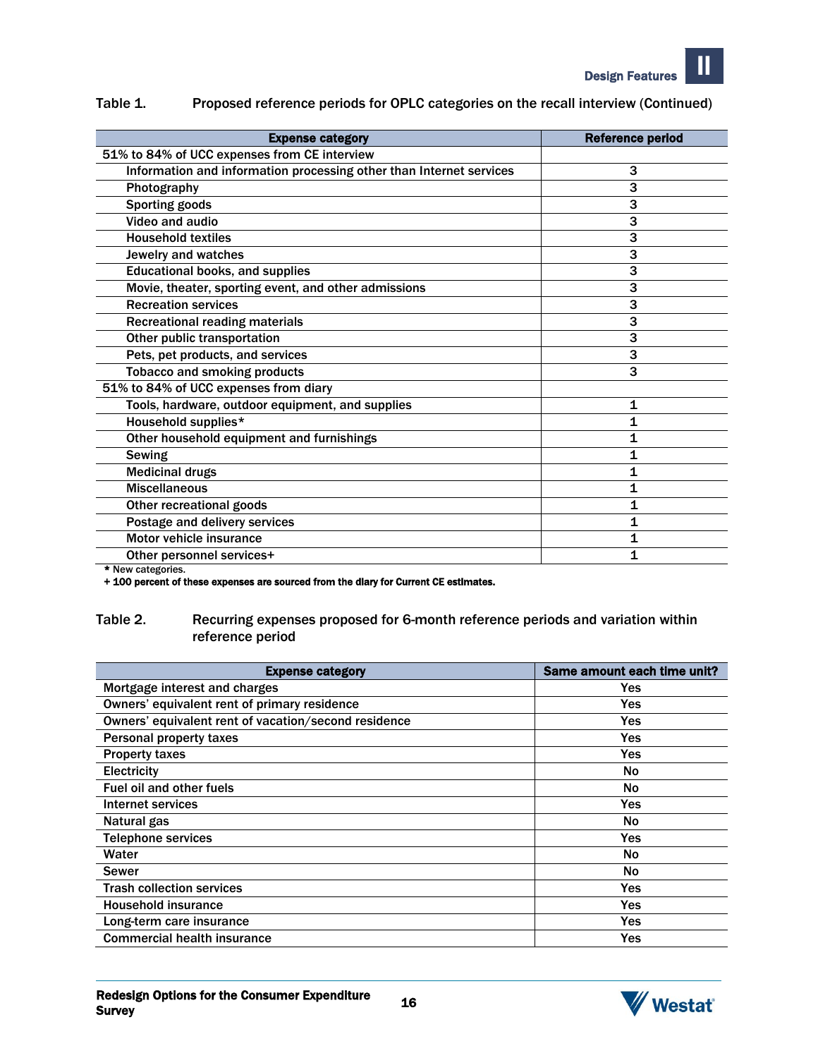Table 1. Proposed reference periods for OPLC categories on the recall interview (Continued)

| Expense category | Reference period |
|---|---|
| 51% to 84% of UCC expenses from CE interview | |
| Information and information processing other than Internet services | 3 |
| Photography | 3 |
| Sporting goods | 3 |
| Video and audio | 3 |
| Household textiles | 3 |
| Jewelry and watches | 3 |
| Educational books, and supplies | 3 |
| Movie, theater, sporting event, and other admissions | 3 |
| Recreation services | 3 |
| Recreational reading materials | 3 |
| Other public transportation | 3 |
| Pets, pet products, and services | 3 |
| Tobacco and smoking products | 3 |
| 51% to 84% of UCC expenses from diary | |
| Tools, hardware, outdoor equipment, and supplies | 1 |
| Household supplies* | 1 |
| Other household equipment and furnishings | 1 |
| Sewing | 1 |
| Medicinal drugs | 1 |
| Miscellaneous | 1 |
| Other recreational goods | 1 |
| Postage and delivery services | 1 |
| Motor vehicle insurance | 1 |
| Other personnel services+ | 1 |

\* New categories.

+ 100 percent of these expenses are sourced from the diary for Current CE estimates.

Table 2. Recurring expenses proposed for 6-month reference periods and variation within reference period

| Expense category | Same amount each time unit? |
|---|---|
| Mortgage interest and charges | Yes |
| Owners' equivalent rent of primary residence | Yes |
| Owners' equivalent rent of vacation/second residence | Yes |
| Personal property taxes | Yes |
| Property taxes | Yes |
| Electricity | No |
| Fuel oil and other fuels | No |
| Internet services | Yes |
| Natural gas | No |
| Telephone services | Yes |
| Water | No |
| Sewer | No |
| Trash collection services | Yes |
| Household insurance | Yes |
| Long-term care insurance | Yes |
| Commercial health insurance | Yes |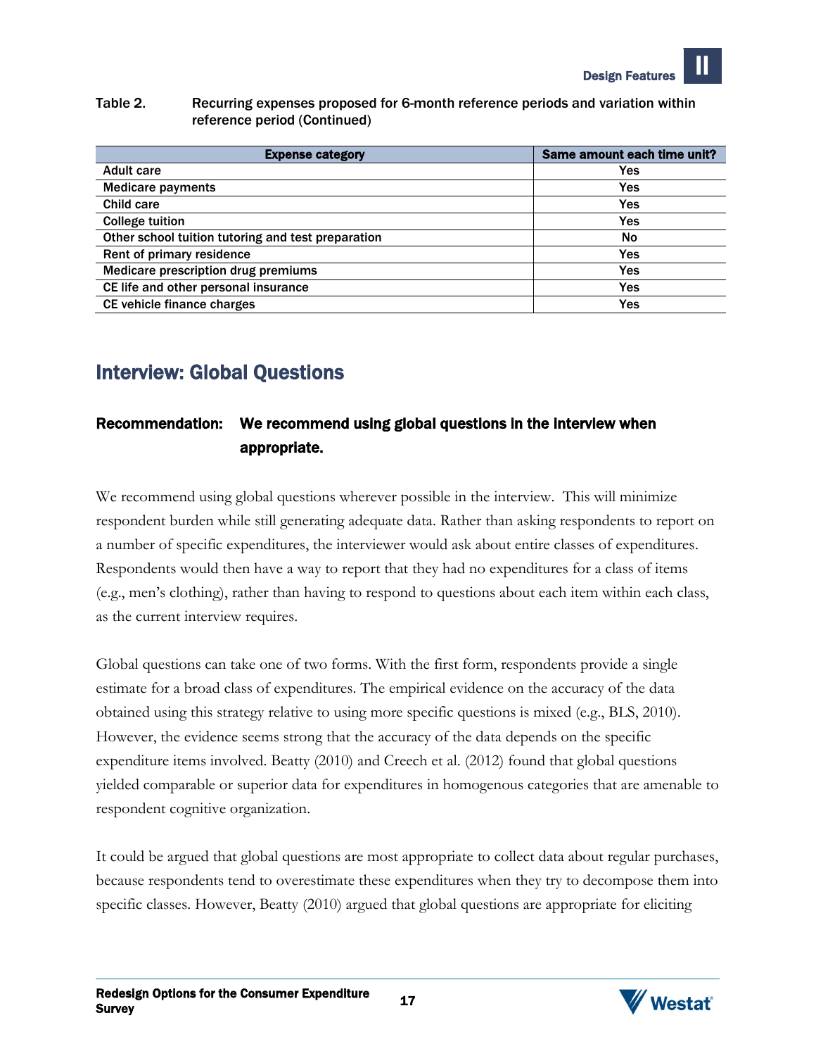Table 2. Recurring expenses proposed for 6-month reference periods and variation within reference period (Continued)

| Expense category | Same amount each time unit? |
| --- | --- |
| Adult care | Yes |
| Medicare payments | Yes |
| Child care | Yes |
| College tuition | Yes |
| Other school tuition tutoring and test preparation | No |
| Rent of primary residence | Yes |
| Medicare prescription drug premiums | Yes |
| CE life and other personal insurance | Yes |
| CE vehicle finance charges | Yes |

## Interview: Global Questions

**Recommendation: We recommend using global questions in the interview when appropriate.**

We recommend using global questions wherever possible in the interview. This will minimize respondent burden while still generating adequate data. Rather than asking respondents to report on a number of specific expenditures, the interviewer would ask about entire classes of expenditures. Respondents would then have a way to report that they had no expenditures for a class of items (e.g., men's clothing), rather than having to respond to questions about each item within each class, as the current interview requires.

Global questions can take one of two forms. With the first form, respondents provide a single estimate for a broad class of expenditures. The empirical evidence on the accuracy of the data obtained using this strategy relative to using more specific questions is mixed (e.g., BLS, 2010). However, the evidence seems strong that the accuracy of the data depends on the specific expenditure items involved. Beatty (2010) and Creech et al. (2012) found that global questions yielded comparable or superior data for expenditures in homogenous categories that are amenable to respondent cognitive organization.

It could be argued that global questions are most appropriate to collect data about regular purchases, because respondents tend to overestimate these expenditures when they try to decompose them into specific classes. However, Beatty (2010) argued that global questions are appropriate for eliciting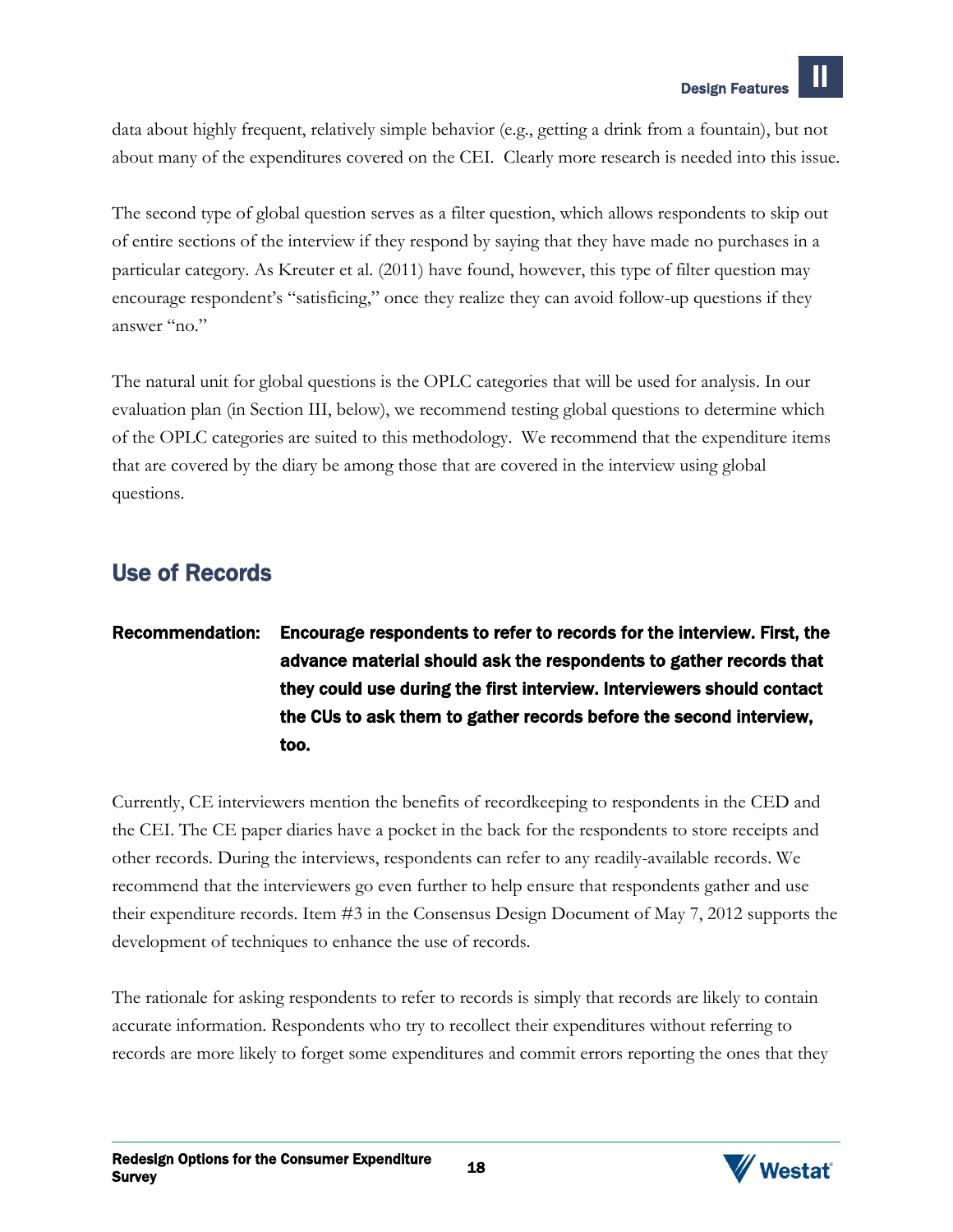data about highly frequent, relatively simple behavior (e.g., getting a drink from a fountain), but not about many of the expenditures covered on the CEI. Clearly more research is needed into this issue.

The second type of global question serves as a filter question, which allows respondents to skip out of entire sections of the interview if they respond by saying that they have made no purchases in a particular category. As Kreuter et al. (2011) have found, however, this type of filter question may encourage respondent's "satisficing," once they realize they can avoid follow-up questions if they answer "no."

The natural unit for global questions is the OPLC categories that will be used for analysis. In our evaluation plan (in Section III, below), we recommend testing global questions to determine which of the OPLC categories are suited to this methodology. We recommend that the expenditure items that are covered by the diary be among those that are covered in the interview using global questions.

## Use of Records

**Recommendation: Encourage respondents to refer to records for the interview. First, the advance material should ask the respondents to gather records that they could use during the first interview. Interviewers should contact the CUs to ask them to gather records before the second interview, too.**

Currently, CE interviewers mention the benefits of recordkeeping to respondents in the CED and the CEI. The CE paper diaries have a pocket in the back for the respondents to store receipts and other records. During the interviews, respondents can refer to any readily-available records. We recommend that the interviewers go even further to help ensure that respondents gather and use their expenditure records. Item #3 in the Consensus Design Document of May 7, 2012 supports the development of techniques to enhance the use of records.

The rationale for asking respondents to refer to records is simply that records are likely to contain accurate information. Respondents who try to recollect their expenditures without referring to records are more likely to forget some expenditures and commit errors reporting the ones that they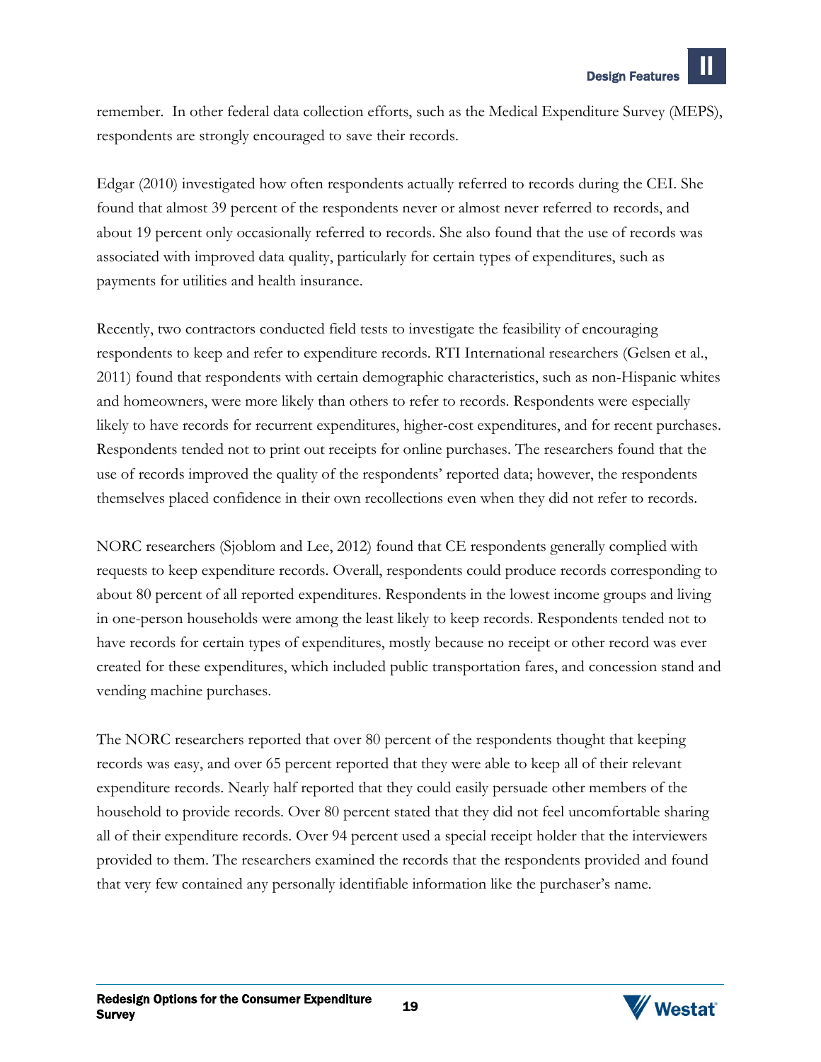remember. In other federal data collection efforts, such as the Medical Expenditure Survey (MEPS), respondents are strongly encouraged to save their records.

Edgar (2010) investigated how often respondents actually referred to records during the CEI. She found that almost 39 percent of the respondents never or almost never referred to records, and about 19 percent only occasionally referred to records. She also found that the use of records was associated with improved data quality, particularly for certain types of expenditures, such as payments for utilities and health insurance.

Recently, two contractors conducted field tests to investigate the feasibility of encouraging respondents to keep and refer to expenditure records. RTI International researchers (Gelsen et al., 2011) found that respondents with certain demographic characteristics, such as non-Hispanic whites and homeowners, were more likely than others to refer to records. Respondents were especially likely to have records for recurrent expenditures, higher-cost expenditures, and for recent purchases. Respondents tended not to print out receipts for online purchases. The researchers found that the use of records improved the quality of the respondents' reported data; however, the respondents themselves placed confidence in their own recollections even when they did not refer to records.

NORC researchers (Sjoblom and Lee, 2012) found that CE respondents generally complied with requests to keep expenditure records. Overall, respondents could produce records corresponding to about 80 percent of all reported expenditures. Respondents in the lowest income groups and living in one-person households were among the least likely to keep records. Respondents tended not to have records for certain types of expenditures, mostly because no receipt or other record was ever created for these expenditures, which included public transportation fares, and concession stand and vending machine purchases.

The NORC researchers reported that over 80 percent of the respondents thought that keeping records was easy, and over 65 percent reported that they were able to keep all of their relevant expenditure records. Nearly half reported that they could easily persuade other members of the household to provide records. Over 80 percent stated that they did not feel uncomfortable sharing all of their expenditure records. Over 94 percent used a special receipt holder that the interviewers provided to them. The researchers examined the records that the respondents provided and found that very few contained any personally identifiable information like the purchaser's name.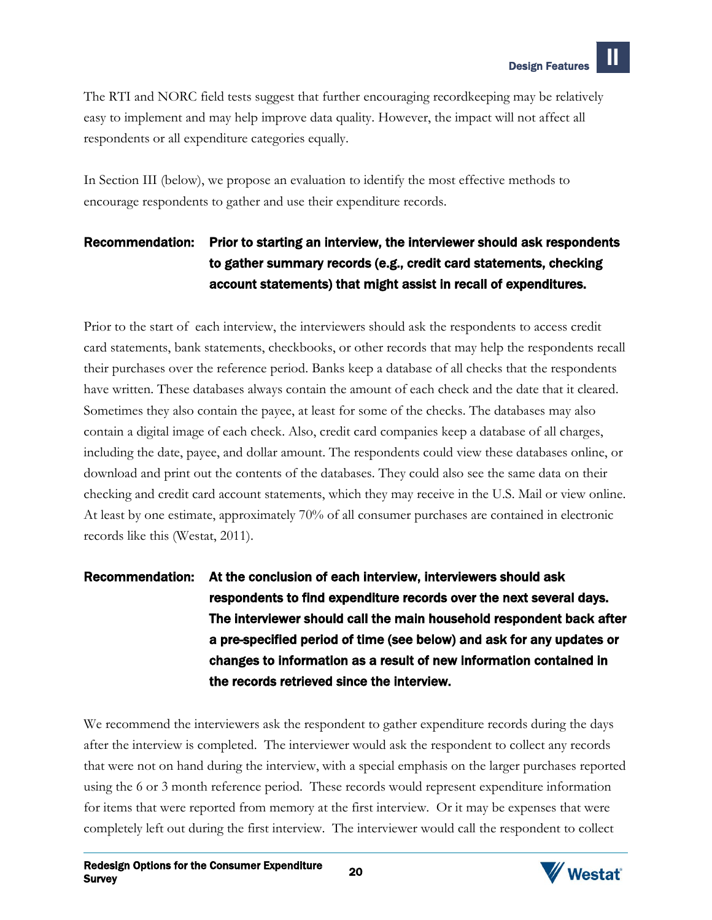The RTI and NORC field tests suggest that further encouraging recordkeeping may be relatively easy to implement and may help improve data quality. However, the impact will not affect all respondents or all expenditure categories equally.

In Section III (below), we propose an evaluation to identify the most effective methods to encourage respondents to gather and use their expenditure records.

**Recommendation: Prior to starting an interview, the interviewer should ask respondents to gather summary records (e.g., credit card statements, checking account statements) that might assist in recall of expenditures.**

Prior to the start of each interview, the interviewers should ask the respondents to access credit card statements, bank statements, checkbooks, or other records that may help the respondents recall their purchases over the reference period. Banks keep a database of all checks that the respondents have written. These databases always contain the amount of each check and the date that it cleared. Sometimes they also contain the payee, at least for some of the checks. The databases may also contain a digital image of each check. Also, credit card companies keep a database of all charges, including the date, payee, and dollar amount. The respondents could view these databases online, or download and print out the contents of the databases. They could also see the same data on their checking and credit card account statements, which they may receive in the U.S. Mail or view online. At least by one estimate, approximately 70% of all consumer purchases are contained in electronic records like this (Westat, 2011).

**Recommendation: At the conclusion of each interview, interviewers should ask respondents to find expenditure records over the next several days. The interviewer should call the main household respondent back after a pre-specified period of time (see below) and ask for any updates or changes to information as a result of new information contained in the records retrieved since the interview.**

We recommend the interviewers ask the respondent to gather expenditure records during the days after the interview is completed. The interviewer would ask the respondent to collect any records that were not on hand during the interview, with a special emphasis on the larger purchases reported using the 6 or 3 month reference period. These records would represent expenditure information for items that were reported from memory at the first interview. Or it may be expenses that were completely left out during the first interview. The interviewer would call the respondent to collect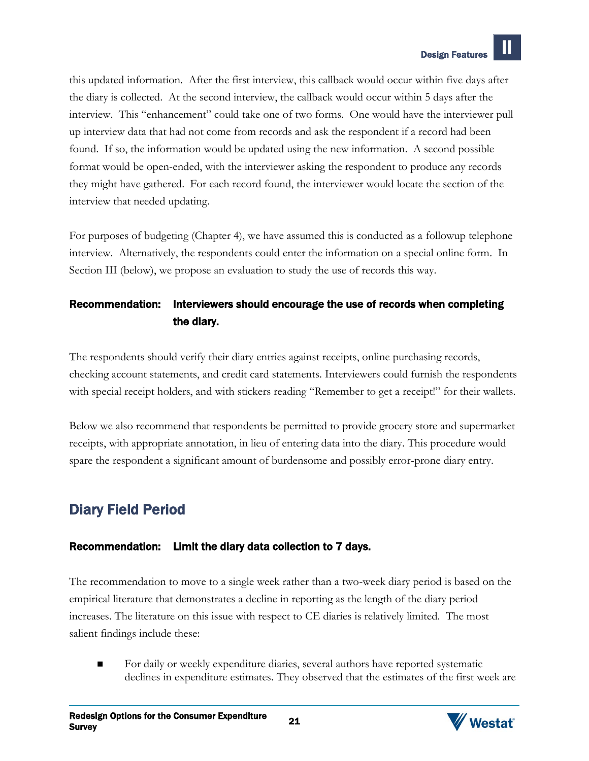this updated information. After the first interview, this callback would occur within five days after the diary is collected. At the second interview, the callback would occur within 5 days after the interview. This "enhancement" could take one of two forms. One would have the interviewer pull up interview data that had not come from records and ask the respondent if a record had been found. If so, the information would be updated using the new information. A second possible format would be open-ended, with the interviewer asking the respondent to produce any records they might have gathered. For each record found, the interviewer would locate the section of the interview that needed updating.

For purposes of budgeting (Chapter 4), we have assumed this is conducted as a followup telephone interview. Alternatively, the respondents could enter the information on a special online form. In Section III (below), we propose an evaluation to study the use of records this way.

**Recommendation: Interviewers should encourage the use of records when completing the diary.**

The respondents should verify their diary entries against receipts, online purchasing records, checking account statements, and credit card statements. Interviewers could furnish the respondents with special receipt holders, and with stickers reading "Remember to get a receipt!" for their wallets.

Below we also recommend that respondents be permitted to provide grocery store and supermarket receipts, with appropriate annotation, in lieu of entering data into the diary. This procedure would spare the respondent a significant amount of burdensome and possibly error-prone diary entry.

## Diary Field Period

**Recommendation: Limit the diary data collection to 7 days.**

The recommendation to move to a single week rather than a two-week diary period is based on the empirical literature that demonstrates a decline in reporting as the length of the diary period increases. The literature on this issue with respect to CE diaries is relatively limited. The most salient findings include these:

- For daily or weekly expenditure diaries, several authors have reported systematic declines in expenditure estimates. They observed that the estimates of the first week are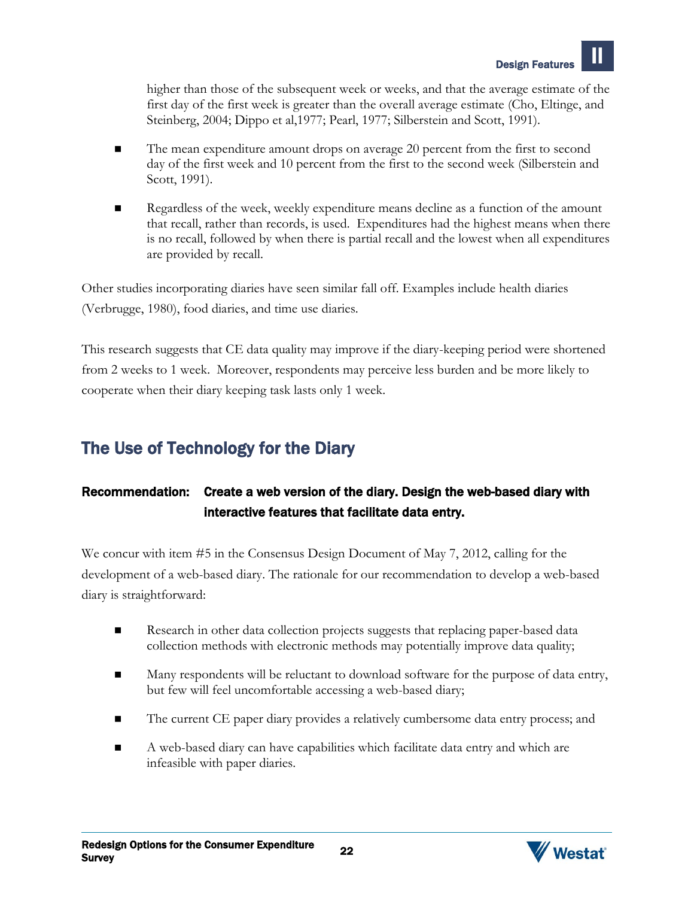higher than those of the subsequent week or weeks, and that the average estimate of the first day of the first week is greater than the overall average estimate (Cho, Eltinge, and Steinberg, 2004; Dippo et al,1977; Pearl, 1977; Silberstein and Scott, 1991).

- The mean expenditure amount drops on average 20 percent from the first to second day of the first week and 10 percent from the first to the second week (Silberstein and Scott, 1991).
- Regardless of the week, weekly expenditure means decline as a function of the amount that recall, rather than records, is used. Expenditures had the highest means when there is no recall, followed by when there is partial recall and the lowest when all expenditures are provided by recall.

Other studies incorporating diaries have seen similar fall off. Examples include health diaries (Verbrugge, 1980), food diaries, and time use diaries.

This research suggests that CE data quality may improve if the diary-keeping period were shortened from 2 weeks to 1 week. Moreover, respondents may perceive less burden and be more likely to cooperate when their diary keeping task lasts only 1 week.

## The Use of Technology for the Diary

**Recommendation: Create a web version of the diary. Design the web-based diary with interactive features that facilitate data entry.**

We concur with item #5 in the Consensus Design Document of May 7, 2012, calling for the development of a web-based diary. The rationale for our recommendation to develop a web-based diary is straightforward:

- Research in other data collection projects suggests that replacing paper-based data collection methods with electronic methods may potentially improve data quality;
- Many respondents will be reluctant to download software for the purpose of data entry, but few will feel uncomfortable accessing a web-based diary;
- The current CE paper diary provides a relatively cumbersome data entry process; and
- A web-based diary can have capabilities which facilitate data entry and which are infeasible with paper diaries.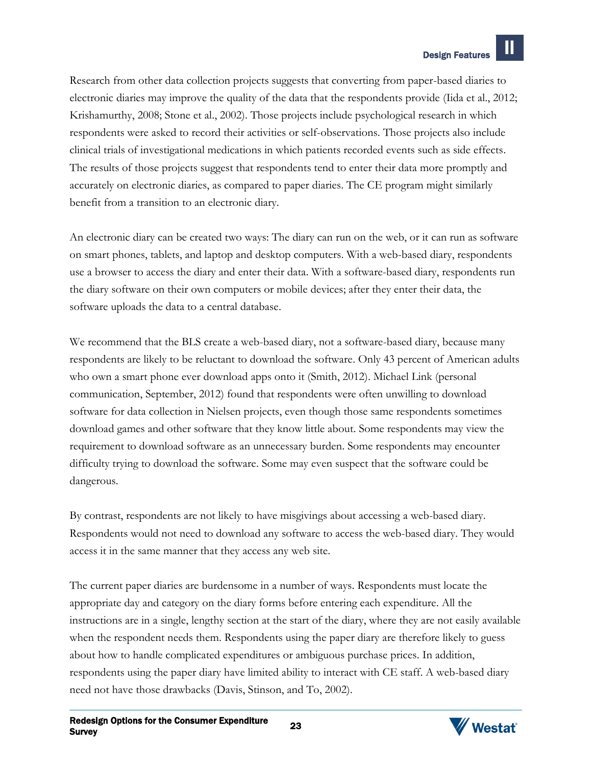Research from other data collection projects suggests that converting from paper-based diaries to electronic diaries may improve the quality of the data that the respondents provide (Iida et al., 2012; Krishamurthy, 2008; Stone et al., 2002). Those projects include psychological research in which respondents were asked to record their activities or self-observations. Those projects also include clinical trials of investigational medications in which patients recorded events such as side effects. The results of those projects suggest that respondents tend to enter their data more promptly and accurately on electronic diaries, as compared to paper diaries. The CE program might similarly benefit from a transition to an electronic diary.

An electronic diary can be created two ways: The diary can run on the web, or it can run as software on smart phones, tablets, and laptop and desktop computers. With a web-based diary, respondents use a browser to access the diary and enter their data. With a software-based diary, respondents run the diary software on their own computers or mobile devices; after they enter their data, the software uploads the data to a central database.

We recommend that the BLS create a web-based diary, not a software-based diary, because many respondents are likely to be reluctant to download the software. Only 43 percent of American adults who own a smart phone ever download apps onto it (Smith, 2012). Michael Link (personal communication, September, 2012) found that respondents were often unwilling to download software for data collection in Nielsen projects, even though those same respondents sometimes download games and other software that they know little about. Some respondents may view the requirement to download software as an unnecessary burden. Some respondents may encounter difficulty trying to download the software. Some may even suspect that the software could be dangerous.

By contrast, respondents are not likely to have misgivings about accessing a web-based diary. Respondents would not need to download any software to access the web-based diary. They would access it in the same manner that they access any web site.

The current paper diaries are burdensome in a number of ways. Respondents must locate the appropriate day and category on the diary forms before entering each expenditure. All the instructions are in a single, lengthy section at the start of the diary, where they are not easily available when the respondent needs them. Respondents using the paper diary are therefore likely to guess about how to handle complicated expenditures or ambiguous purchase prices. In addition, respondents using the paper diary have limited ability to interact with CE staff. A web-based diary need not have those drawbacks (Davis, Stinson, and To, 2002).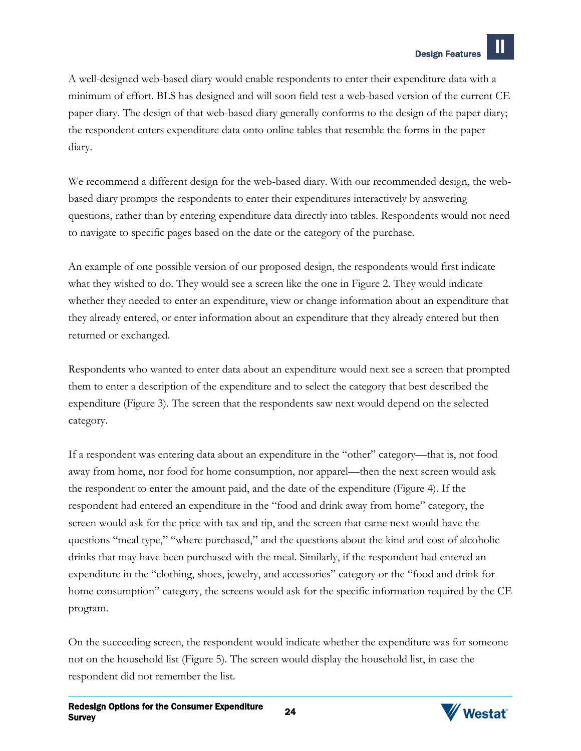A well-designed web-based diary would enable respondents to enter their expenditure data with a minimum of effort. BLS has designed and will soon field test a web-based version of the current CE paper diary. The design of that web-based diary generally conforms to the design of the paper diary; the respondent enters expenditure data onto online tables that resemble the forms in the paper diary.

We recommend a different design for the web-based diary. With our recommended design, the web-based diary prompts the respondents to enter their expenditures interactively by answering questions, rather than by entering expenditure data directly into tables. Respondents would not need to navigate to specific pages based on the date or the category of the purchase.

An example of one possible version of our proposed design, the respondents would first indicate what they wished to do. They would see a screen like the one in Figure 2. They would indicate whether they needed to enter an expenditure, view or change information about an expenditure that they already entered, or enter information about an expenditure that they already entered but then returned or exchanged.

Respondents who wanted to enter data about an expenditure would next see a screen that prompted them to enter a description of the expenditure and to select the category that best described the expenditure (Figure 3). The screen that the respondents saw next would depend on the selected category.

If a respondent was entering data about an expenditure in the "other" category—that is, not food away from home, nor food for home consumption, nor apparel—then the next screen would ask the respondent to enter the amount paid, and the date of the expenditure (Figure 4). If the respondent had entered an expenditure in the "food and drink away from home" category, the screen would ask for the price with tax and tip, and the screen that came next would have the questions "meal type," "where purchased," and the questions about the kind and cost of alcoholic drinks that may have been purchased with the meal. Similarly, if the respondent had entered an expenditure in the "clothing, shoes, jewelry, and accessories" category or the "food and drink for home consumption" category, the screens would ask for the specific information required by the CE program.

On the succeeding screen, the respondent would indicate whether the expenditure was for someone not on the household list (Figure 5). The screen would display the household list, in case the respondent did not remember the list.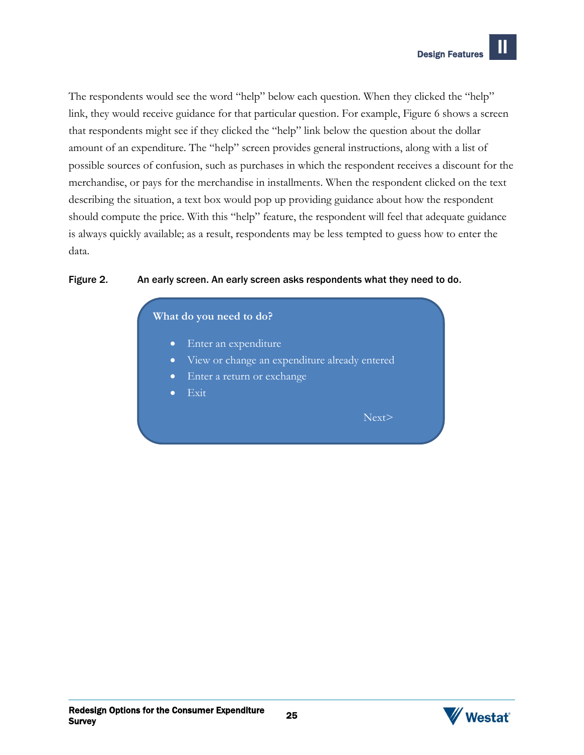The respondents would see the word “help” below each question. When they clicked the “help” link, they would receive guidance for that particular question. For example, Figure 6 shows a screen that respondents might see if they clicked the “help” link below the question about the dollar amount of an expenditure. The “help” screen provides general instructions, along with a list of possible sources of confusion, such as purchases in which the respondent receives a discount for the merchandise, or pays for the merchandise in installments. When the respondent clicked on the text describing the situation, a text box would pop up providing guidance about how the respondent should compute the price. With this “help” feature, the respondent will feel that adequate guidance is always quickly available; as a result, respondents may be less tempted to guess how to enter the data.

**Figure 2.** An early screen. An early screen asks respondents what they need to do.

**What do you need to do?**

- Enter an expenditure
- View or change an expenditure already entered
- Enter a return or exchange
- Exit

Next>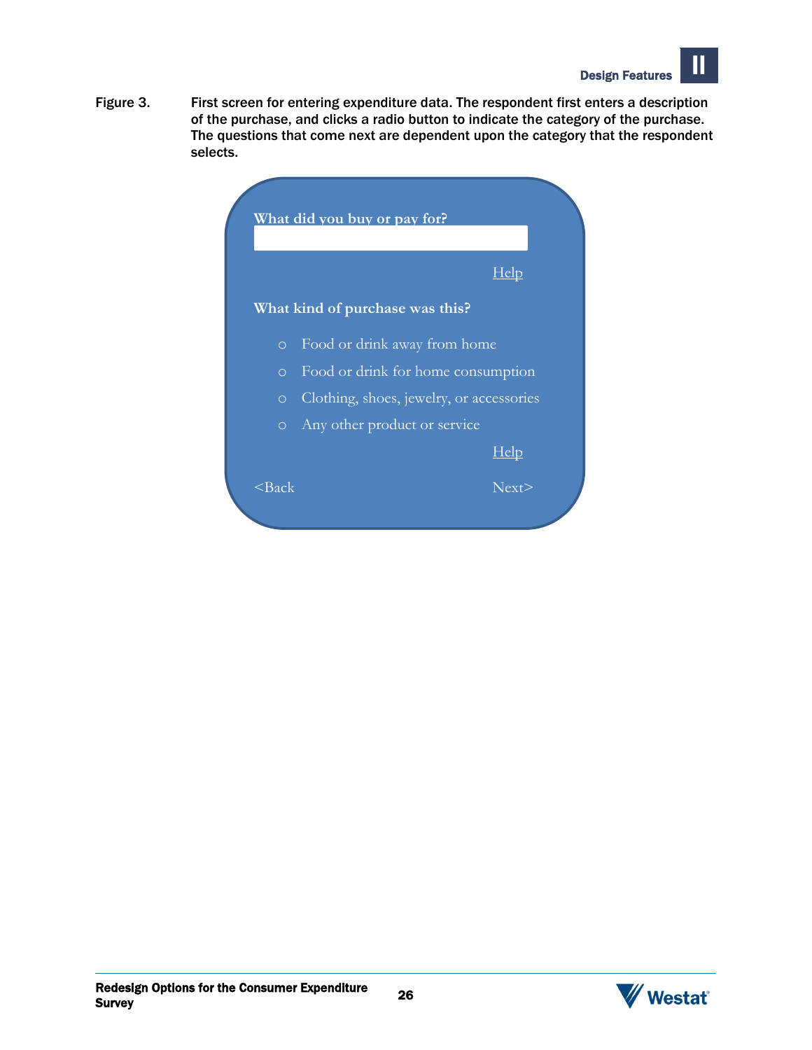Figure 3. First screen for entering expenditure data. The respondent first enters a description of the purchase, and clicks a radio button to indicate the category of the purchase. The questions that come next are dependent upon the category that the respondent selects.

**What did you buy or pay for?**

Help

**What kind of purchase was this?**

- Food or drink away from home
- Food or drink for home consumption
- Clothing, shoes, jewelry, or accessories
- Any other product or service

Help

<Back Next>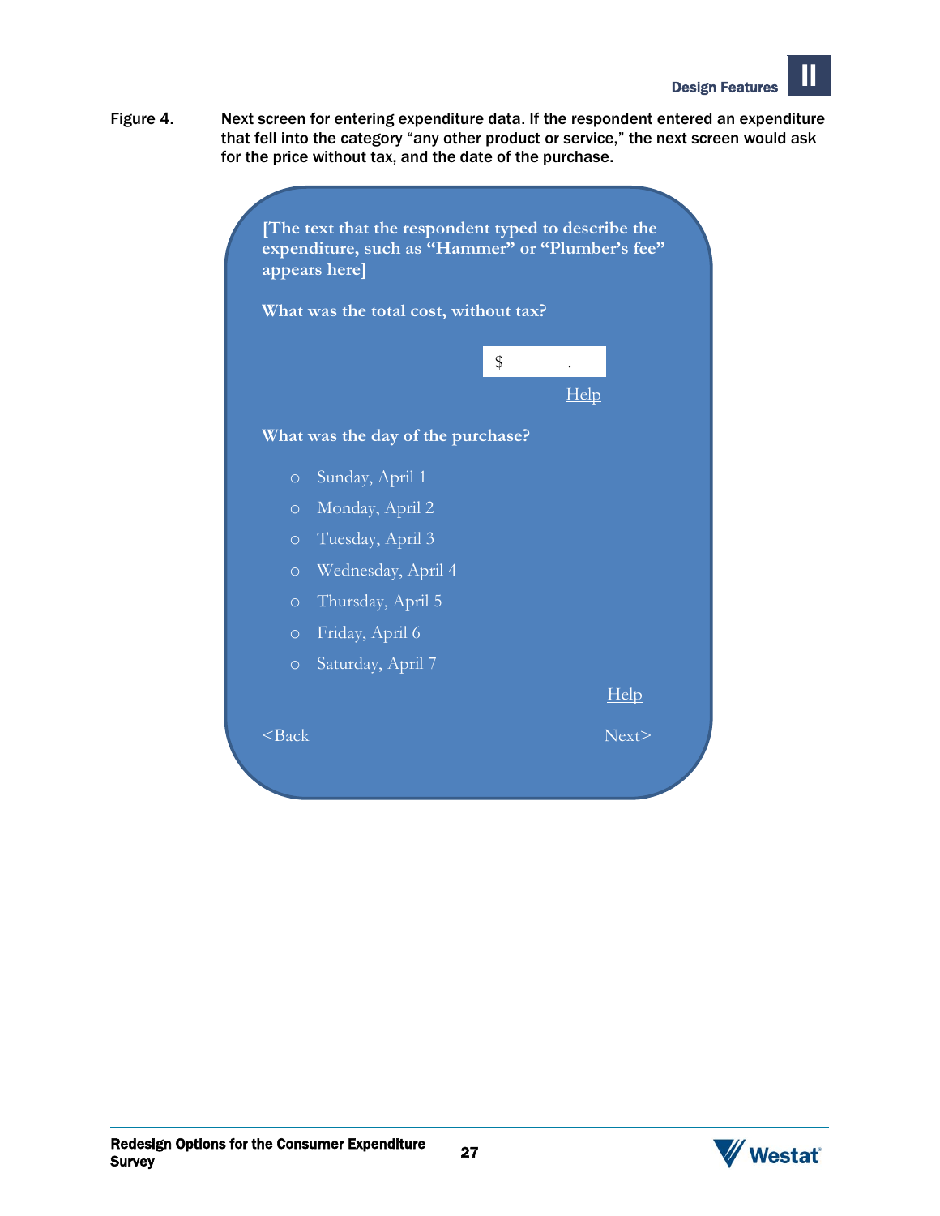Figure 4. Next screen for entering expenditure data. If the respondent entered an expenditure that fell into the category "any other product or service," the next screen would ask for the price without tax, and the date of the purchase.

**[The text that the respondent typed to describe the expenditure, such as "Hammer" or "Plumber's fee" appears here]**

**What was the total cost, without tax?**

$ .

Help

**What was the day of the purchase?**

- Sunday, April 1
- Monday, April 2
- Tuesday, April 3
- Wednesday, April 4
- Thursday, April 5
- Friday, April 6
- Saturday, April 7

Help

<Back Next>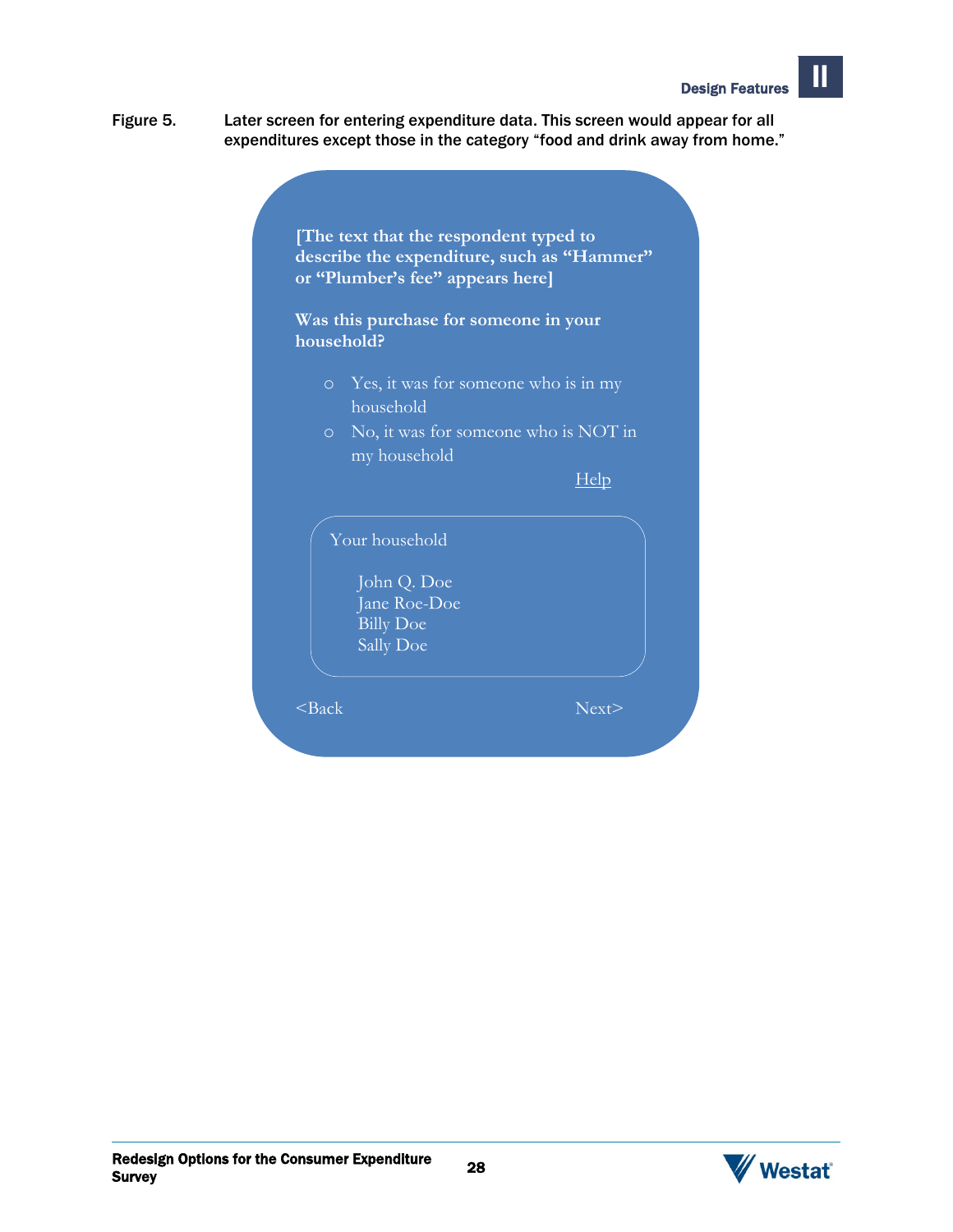Figure 5. Later screen for entering expenditure data. This screen would appear for all expenditures except those in the category "food and drink away from home."

**[The text that the respondent typed to describe the expenditure, such as "Hammer" or "Plumber's fee" appears here]**

**Was this purchase for someone in your household?**

- o Yes, it was for someone who is in my household
- o No, it was for someone who is NOT in my household

Help

Your household

John Q. Doe
Jane Roe-Doe
Billy Doe
Sally Doe

<Back Next>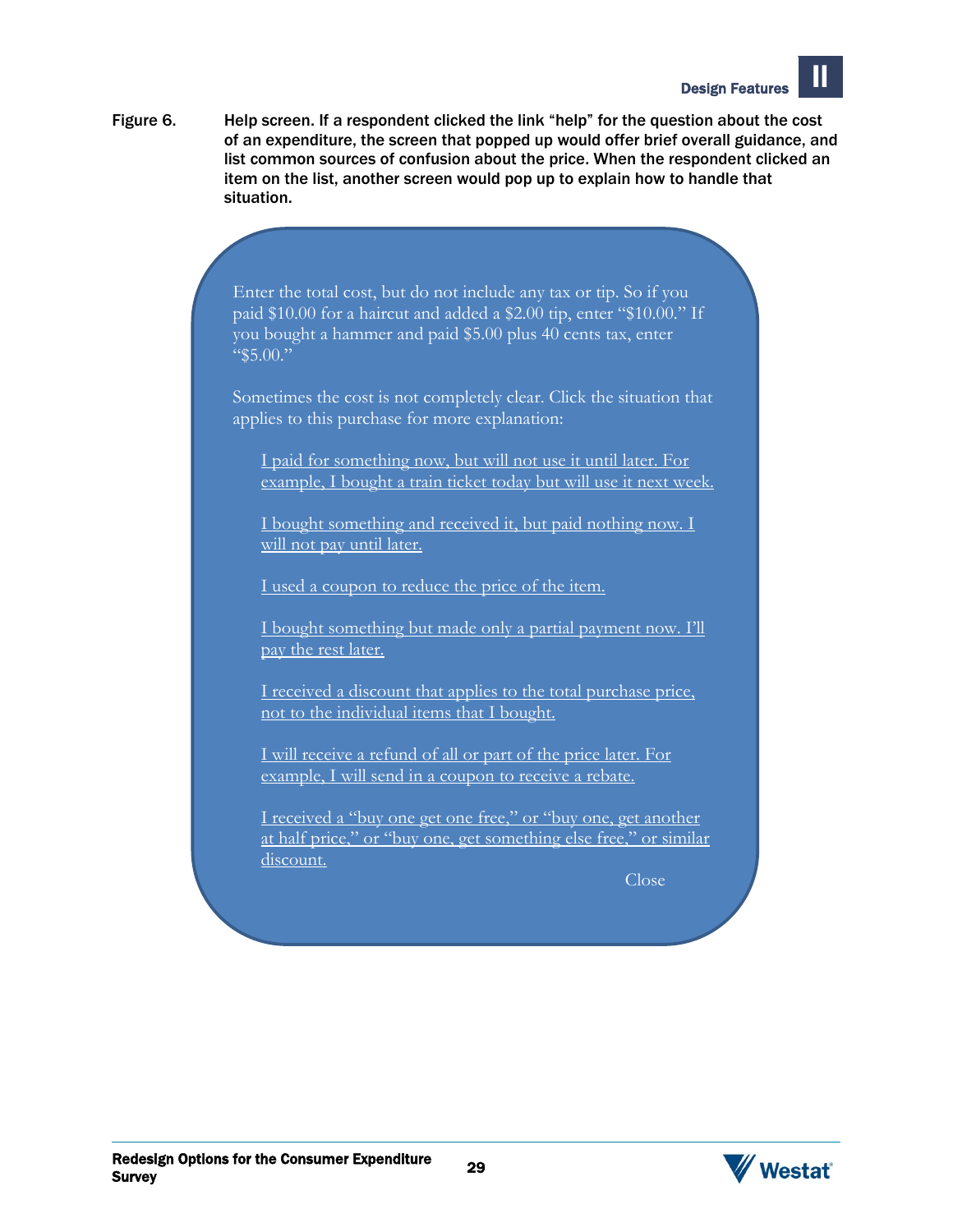Figure 6. Help screen. If a respondent clicked the link "help" for the question about the cost of an expenditure, the screen that popped up would offer brief overall guidance, and list common sources of confusion about the price. When the respondent clicked an item on the list, another screen would pop up to explain how to handle that situation.

Enter the total cost, but do not include any tax or tip. So if you paid $10.00 for a haircut and added a $2.00 tip, enter "$10.00." If you bought a hammer and paid $5.00 plus 40 cents tax, enter "$5.00."

Sometimes the cost is not completely clear. Click the situation that applies to this purchase for more explanation:

- I paid for something now, but will not use it until later. For example, I bought a train ticket today but will use it next week.
- I bought something and received it, but paid nothing now. I will not pay until later.
- I used a coupon to reduce the price of the item.
- I bought something but made only a partial payment now. I'll pay the rest later.
- I received a discount that applies to the total purchase price, not to the individual items that I bought.
- I will receive a refund of all or part of the price later. For example, I will send in a coupon to receive a rebate.
- I received a "buy one get one free," or "buy one, get another at half price," or "buy one, get something else free," or similar discount.

Close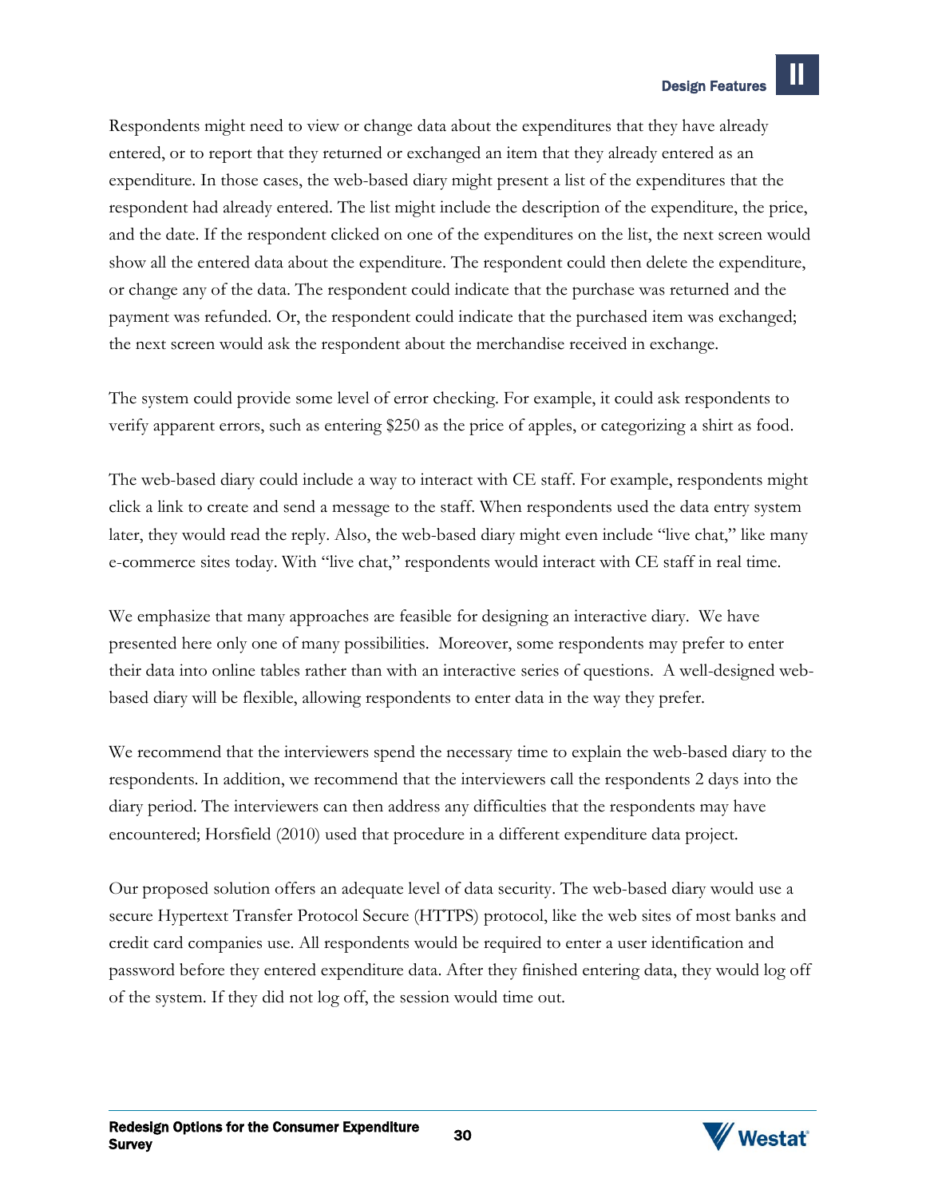Respondents might need to view or change data about the expenditures that they have already entered, or to report that they returned or exchanged an item that they already entered as an expenditure. In those cases, the web-based diary might present a list of the expenditures that the respondent had already entered. The list might include the description of the expenditure, the price, and the date. If the respondent clicked on one of the expenditures on the list, the next screen would show all the entered data about the expenditure. The respondent could then delete the expenditure, or change any of the data. The respondent could indicate that the purchase was returned and the payment was refunded. Or, the respondent could indicate that the purchased item was exchanged; the next screen would ask the respondent about the merchandise received in exchange.

The system could provide some level of error checking. For example, it could ask respondents to verify apparent errors, such as entering $250 as the price of apples, or categorizing a shirt as food.

The web-based diary could include a way to interact with CE staff. For example, respondents might click a link to create and send a message to the staff. When respondents used the data entry system later, they would read the reply. Also, the web-based diary might even include "live chat," like many e-commerce sites today. With "live chat," respondents would interact with CE staff in real time.

We emphasize that many approaches are feasible for designing an interactive diary. We have presented here only one of many possibilities. Moreover, some respondents may prefer to enter their data into online tables rather than with an interactive series of questions. A well-designed web-based diary will be flexible, allowing respondents to enter data in the way they prefer.

We recommend that the interviewers spend the necessary time to explain the web-based diary to the respondents. In addition, we recommend that the interviewers call the respondents 2 days into the diary period. The interviewers can then address any difficulties that the respondents may have encountered; Horsfield (2010) used that procedure in a different expenditure data project.

Our proposed solution offers an adequate level of data security. The web-based diary would use a secure Hypertext Transfer Protocol Secure (HTTPS) protocol, like the web sites of most banks and credit card companies use. All respondents would be required to enter a user identification and password before they entered expenditure data. After they finished entering data, they would log off of the system. If they did not log off, the session would time out.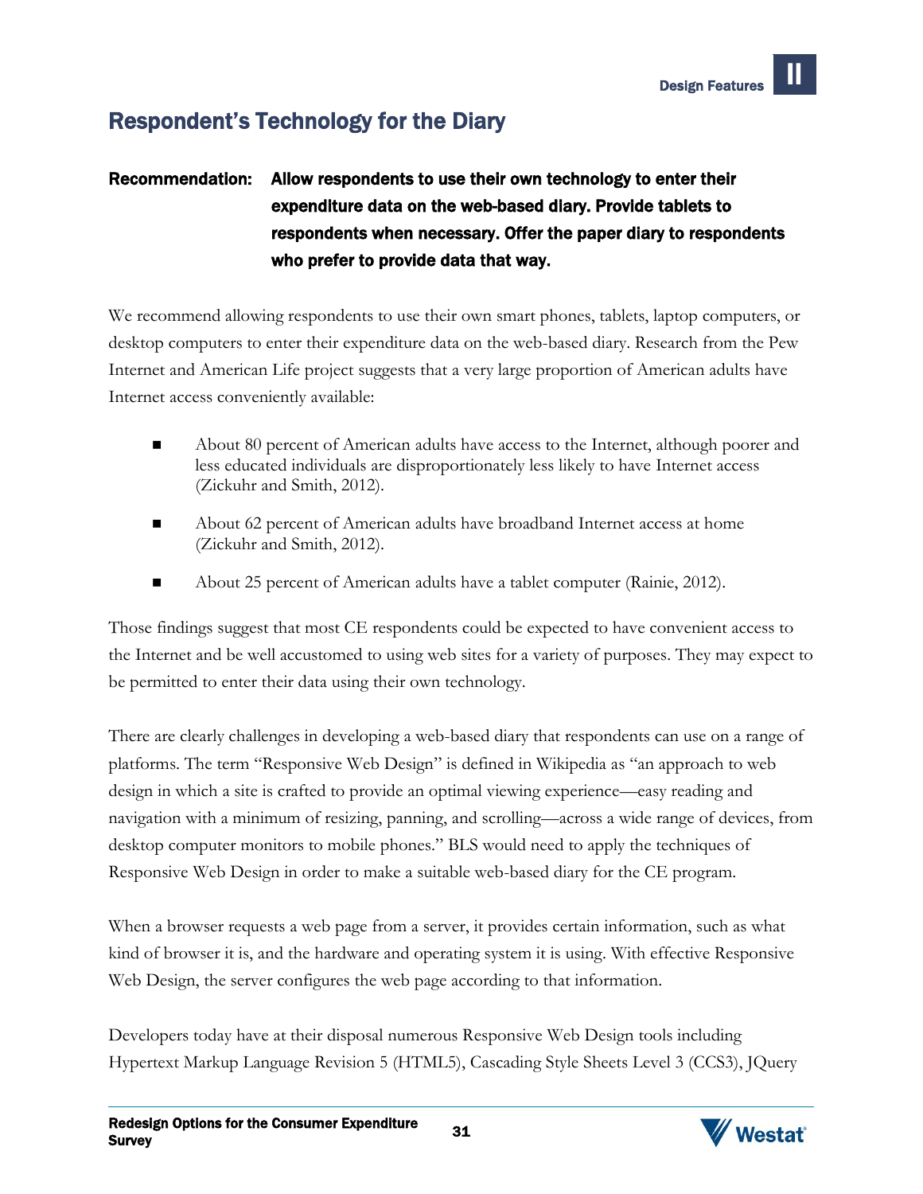## Respondent's Technology for the Diary

**Recommendation: Allow respondents to use their own technology to enter their expenditure data on the web-based diary. Provide tablets to respondents when necessary. Offer the paper diary to respondents who prefer to provide data that way.**

We recommend allowing respondents to use their own smart phones, tablets, laptop computers, or desktop computers to enter their expenditure data on the web-based diary. Research from the Pew Internet and American Life project suggests that a very large proportion of American adults have Internet access conveniently available:

- About 80 percent of American adults have access to the Internet, although poorer and less educated individuals are disproportionately less likely to have Internet access (Zickuhr and Smith, 2012).
- About 62 percent of American adults have broadband Internet access at home (Zickuhr and Smith, 2012).
- About 25 percent of American adults have a tablet computer (Rainie, 2012).

Those findings suggest that most CE respondents could be expected to have convenient access to the Internet and be well accustomed to using web sites for a variety of purposes. They may expect to be permitted to enter their data using their own technology.

There are clearly challenges in developing a web-based diary that respondents can use on a range of platforms. The term "Responsive Web Design" is defined in Wikipedia as "an approach to web design in which a site is crafted to provide an optimal viewing experience—easy reading and navigation with a minimum of resizing, panning, and scrolling—across a wide range of devices, from desktop computer monitors to mobile phones." BLS would need to apply the techniques of Responsive Web Design in order to make a suitable web-based diary for the CE program.

When a browser requests a web page from a server, it provides certain information, such as what kind of browser it is, and the hardware and operating system it is using. With effective Responsive Web Design, the server configures the web page according to that information.

Developers today have at their disposal numerous Responsive Web Design tools including Hypertext Markup Language Revision 5 (HTML5), Cascading Style Sheets Level 3 (CCS3), JQuery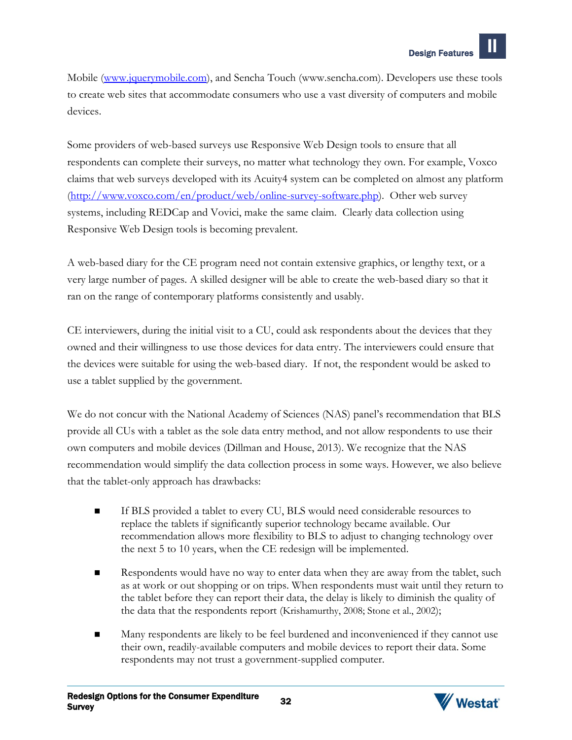Mobile ([www.jquerymobile.com](http://www.jquerymobile.com)), and Sencha Touch (www.sencha.com). Developers use these tools to create web sites that accommodate consumers who use a vast diversity of computers and mobile devices.

Some providers of web-based surveys use Responsive Web Design tools to ensure that all respondents can complete their surveys, no matter what technology they own. For example, Voxco claims that web surveys developed with its Acuity4 system can be completed on almost any platform (<http://www.voxco.com/en/product/web/online-survey-software.php>). Other web survey systems, including REDCap and Vovici, make the same claim. Clearly data collection using Responsive Web Design tools is becoming prevalent.

A web-based diary for the CE program need not contain extensive graphics, or lengthy text, or a very large number of pages. A skilled designer will be able to create the web-based diary so that it ran on the range of contemporary platforms consistently and usably.

CE interviewers, during the initial visit to a CU, could ask respondents about the devices that they owned and their willingness to use those devices for data entry. The interviewers could ensure that the devices were suitable for using the web-based diary. If not, the respondent would be asked to use a tablet supplied by the government.

We do not concur with the National Academy of Sciences (NAS) panel's recommendation that BLS provide all CUs with a tablet as the sole data entry method, and not allow respondents to use their own computers and mobile devices (Dillman and House, 2013). We recognize that the NAS recommendation would simplify the data collection process in some ways. However, we also believe that the tablet-only approach has drawbacks:

- If BLS provided a tablet to every CU, BLS would need considerable resources to replace the tablets if significantly superior technology became available. Our recommendation allows more flexibility to BLS to adjust to changing technology over the next 5 to 10 years, when the CE redesign will be implemented.
- Respondents would have no way to enter data when they are away from the tablet, such as at work or out shopping or on trips. When respondents must wait until they return to the tablet before they can report their data, the delay is likely to diminish the quality of the data that the respondents report (Krishamurthy, 2008; Stone et al., 2002);
- Many respondents are likely to be feel burdened and inconvenienced if they cannot use their own, readily-available computers and mobile devices to report their data. Some respondents may not trust a government-supplied computer.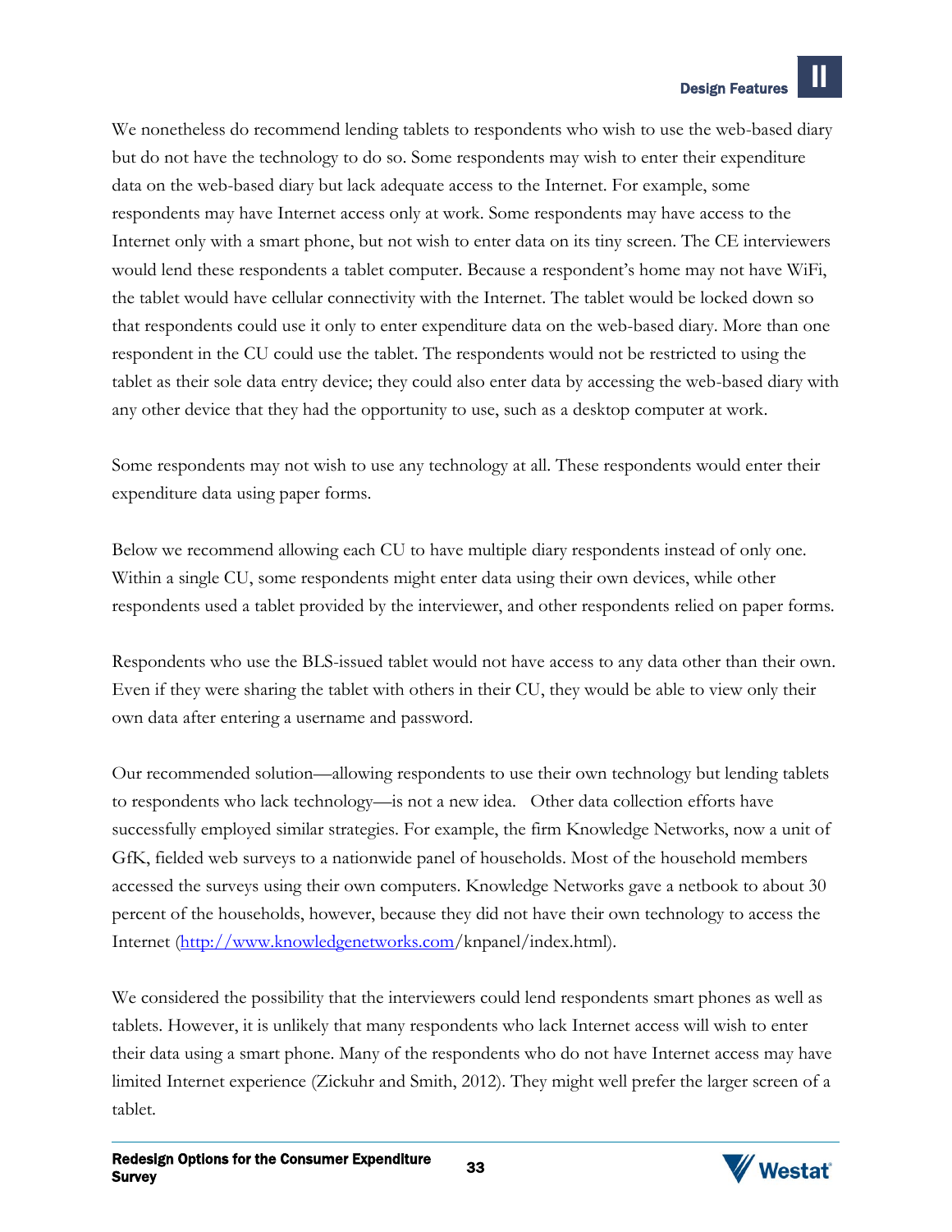We nonetheless do recommend lending tablets to respondents who wish to use the web-based diary but do not have the technology to do so. Some respondents may wish to enter their expenditure data on the web-based diary but lack adequate access to the Internet. For example, some respondents may have Internet access only at work. Some respondents may have access to the Internet only with a smart phone, but not wish to enter data on its tiny screen. The CE interviewers would lend these respondents a tablet computer. Because a respondent's home may not have WiFi, the tablet would have cellular connectivity with the Internet. The tablet would be locked down so that respondents could use it only to enter expenditure data on the web-based diary. More than one respondent in the CU could use the tablet. The respondents would not be restricted to using the tablet as their sole data entry device; they could also enter data by accessing the web-based diary with any other device that they had the opportunity to use, such as a desktop computer at work.

Some respondents may not wish to use any technology at all. These respondents would enter their expenditure data using paper forms.

Below we recommend allowing each CU to have multiple diary respondents instead of only one. Within a single CU, some respondents might enter data using their own devices, while other respondents used a tablet provided by the interviewer, and other respondents relied on paper forms.

Respondents who use the BLS-issued tablet would not have access to any data other than their own. Even if they were sharing the tablet with others in their CU, they would be able to view only their own data after entering a username and password.

Our recommended solution—allowing respondents to use their own technology but lending tablets to respondents who lack technology—is not a new idea. Other data collection efforts have successfully employed similar strategies. For example, the firm Knowledge Networks, now a unit of GfK, fielded web surveys to a nationwide panel of households. Most of the household members accessed the surveys using their own computers. Knowledge Networks gave a netbook to about 30 percent of the households, however, because they did not have their own technology to access the Internet (http://www.knowledgenetworks.com/knpanel/index.html).

We considered the possibility that the interviewers could lend respondents smart phones as well as tablets. However, it is unlikely that many respondents who lack Internet access will wish to enter their data using a smart phone. Many of the respondents who do not have Internet access may have limited Internet experience (Zickuhr and Smith, 2012). They might well prefer the larger screen of a tablet.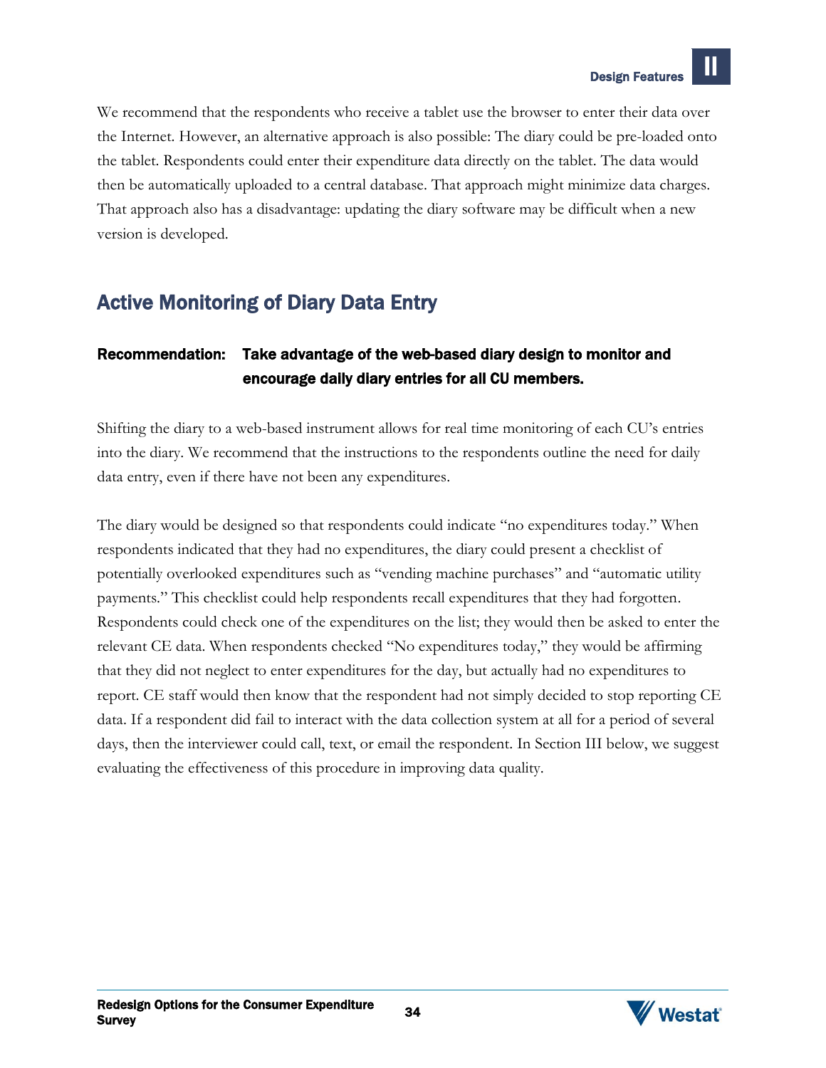We recommend that the respondents who receive a tablet use the browser to enter their data over the Internet. However, an alternative approach is also possible: The diary could be pre-loaded onto the tablet. Respondents could enter their expenditure data directly on the tablet. The data would then be automatically uploaded to a central database. That approach might minimize data charges. That approach also has a disadvantage: updating the diary software may be difficult when a new version is developed.

## Active Monitoring of Diary Data Entry

**Recommendation: Take advantage of the web-based diary design to monitor and encourage daily diary entries for all CU members.**

Shifting the diary to a web-based instrument allows for real time monitoring of each CU's entries into the diary. We recommend that the instructions to the respondents outline the need for daily data entry, even if there have not been any expenditures.

The diary would be designed so that respondents could indicate "no expenditures today." When respondents indicated that they had no expenditures, the diary could present a checklist of potentially overlooked expenditures such as "vending machine purchases" and "automatic utility payments." This checklist could help respondents recall expenditures that they had forgotten. Respondents could check one of the expenditures on the list; they would then be asked to enter the relevant CE data. When respondents checked "No expenditures today," they would be affirming that they did not neglect to enter expenditures for the day, but actually had no expenditures to report. CE staff would then know that the respondent had not simply decided to stop reporting CE data. If a respondent did fail to interact with the data collection system at all for a period of several days, then the interviewer could call, text, or email the respondent. In Section III below, we suggest evaluating the effectiveness of this procedure in improving data quality.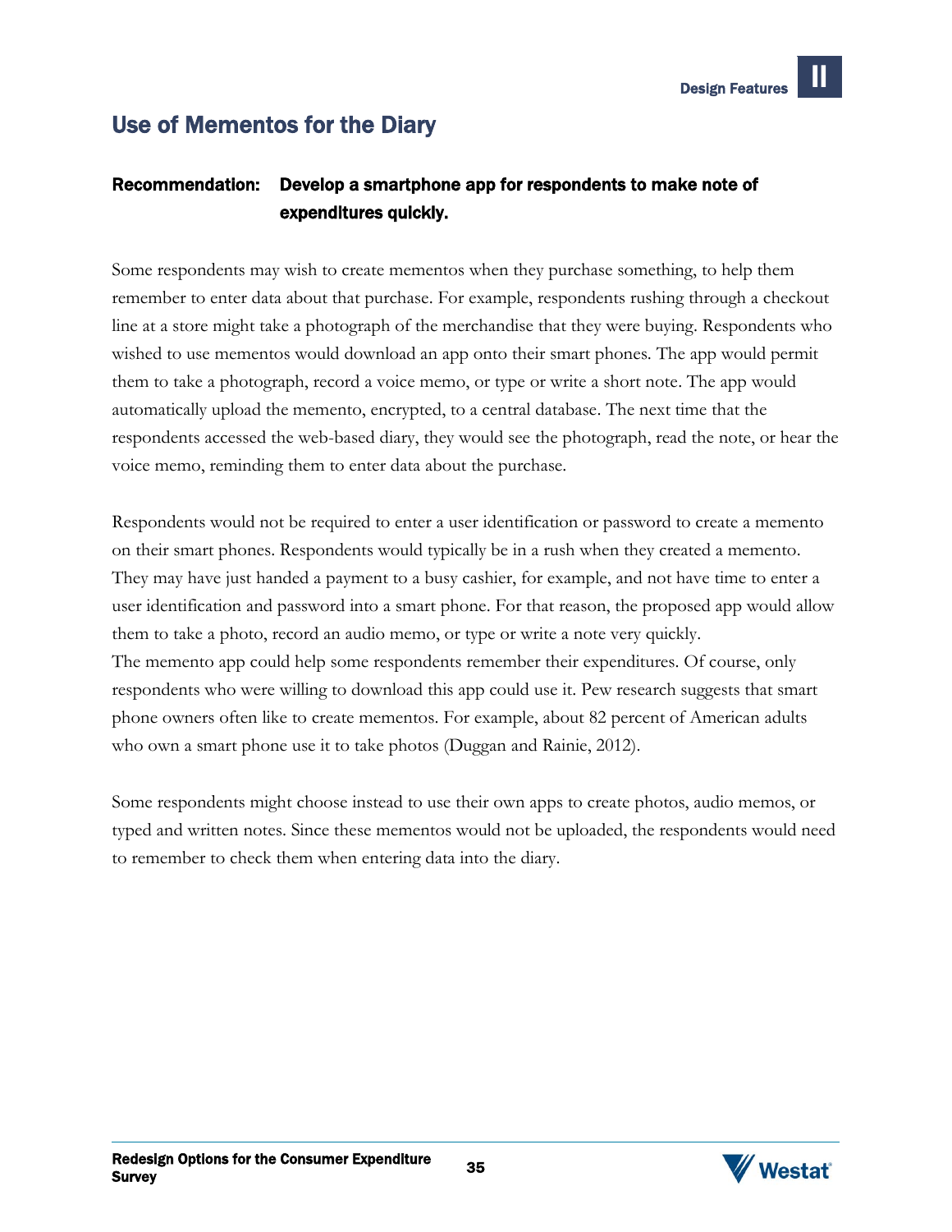## Use of Mementos for the Diary

**Recommendation: Develop a smartphone app for respondents to make note of expenditures quickly.**

Some respondents may wish to create mementos when they purchase something, to help them remember to enter data about that purchase. For example, respondents rushing through a checkout line at a store might take a photograph of the merchandise that they were buying. Respondents who wished to use mementos would download an app onto their smart phones. The app would permit them to take a photograph, record a voice memo, or type or write a short note. The app would automatically upload the memento, encrypted, to a central database. The next time that the respondents accessed the web-based diary, they would see the photograph, read the note, or hear the voice memo, reminding them to enter data about the purchase.

Respondents would not be required to enter a user identification or password to create a memento on their smart phones. Respondents would typically be in a rush when they created a memento. They may have just handed a payment to a busy cashier, for example, and not have time to enter a user identification and password into a smart phone. For that reason, the proposed app would allow them to take a photo, record an audio memo, or type or write a note very quickly.
The memento app could help some respondents remember their expenditures. Of course, only respondents who were willing to download this app could use it. Pew research suggests that smart phone owners often like to create mementos. For example, about 82 percent of American adults who own a smart phone use it to take photos (Duggan and Rainie, 2012).

Some respondents might choose instead to use their own apps to create photos, audio memos, or typed and written notes. Since these mementos would not be uploaded, the respondents would need to remember to check them when entering data into the diary.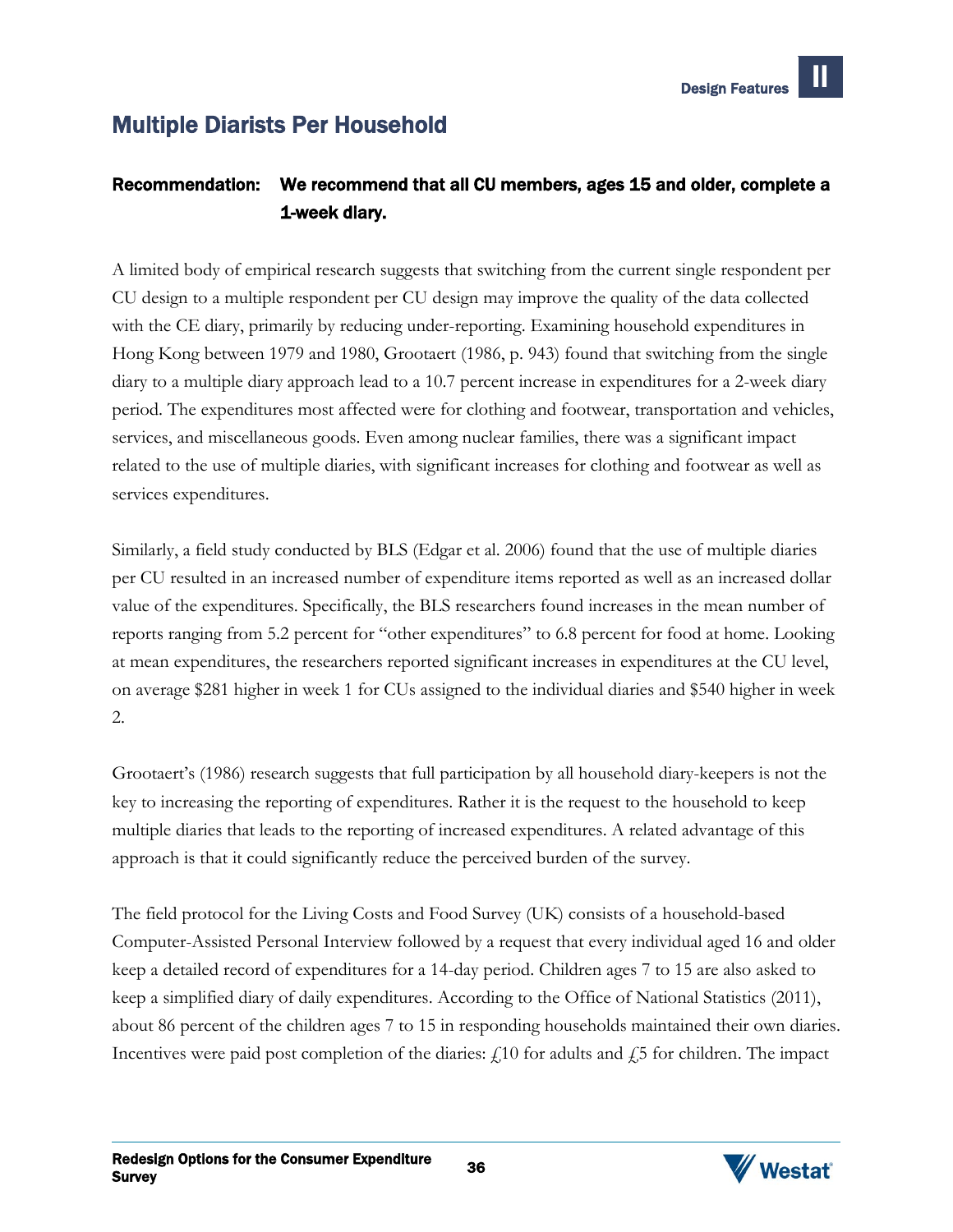## Multiple Diarists Per Household

**Recommendation: We recommend that all CU members, ages 15 and older, complete a 1-week diary.**

A limited body of empirical research suggests that switching from the current single respondent per CU design to a multiple respondent per CU design may improve the quality of the data collected with the CE diary, primarily by reducing under-reporting. Examining household expenditures in Hong Kong between 1979 and 1980, Grootaert (1986, p. 943) found that switching from the single diary to a multiple diary approach lead to a 10.7 percent increase in expenditures for a 2-week diary period. The expenditures most affected were for clothing and footwear, transportation and vehicles, services, and miscellaneous goods. Even among nuclear families, there was a significant impact related to the use of multiple diaries, with significant increases for clothing and footwear as well as services expenditures.

Similarly, a field study conducted by BLS (Edgar et al. 2006) found that the use of multiple diaries per CU resulted in an increased number of expenditure items reported as well as an increased dollar value of the expenditures. Specifically, the BLS researchers found increases in the mean number of reports ranging from 5.2 percent for "other expenditures" to 6.8 percent for food at home. Looking at mean expenditures, the researchers reported significant increases in expenditures at the CU level, on average $281 higher in week 1 for CUs assigned to the individual diaries and $540 higher in week 2.

Grootaert's (1986) research suggests that full participation by all household diary-keepers is not the key to increasing the reporting of expenditures. Rather it is the request to the household to keep multiple diaries that leads to the reporting of increased expenditures. A related advantage of this approach is that it could significantly reduce the perceived burden of the survey.

The field protocol for the Living Costs and Food Survey (UK) consists of a household-based Computer-Assisted Personal Interview followed by a request that every individual aged 16 and older keep a detailed record of expenditures for a 14-day period. Children ages 7 to 15 are also asked to keep a simplified diary of daily expenditures. According to the Office of National Statistics (2011), about 86 percent of the children ages 7 to 15 in responding households maintained their own diaries. Incentives were paid post completion of the diaries: £10 for adults and £5 for children. The impact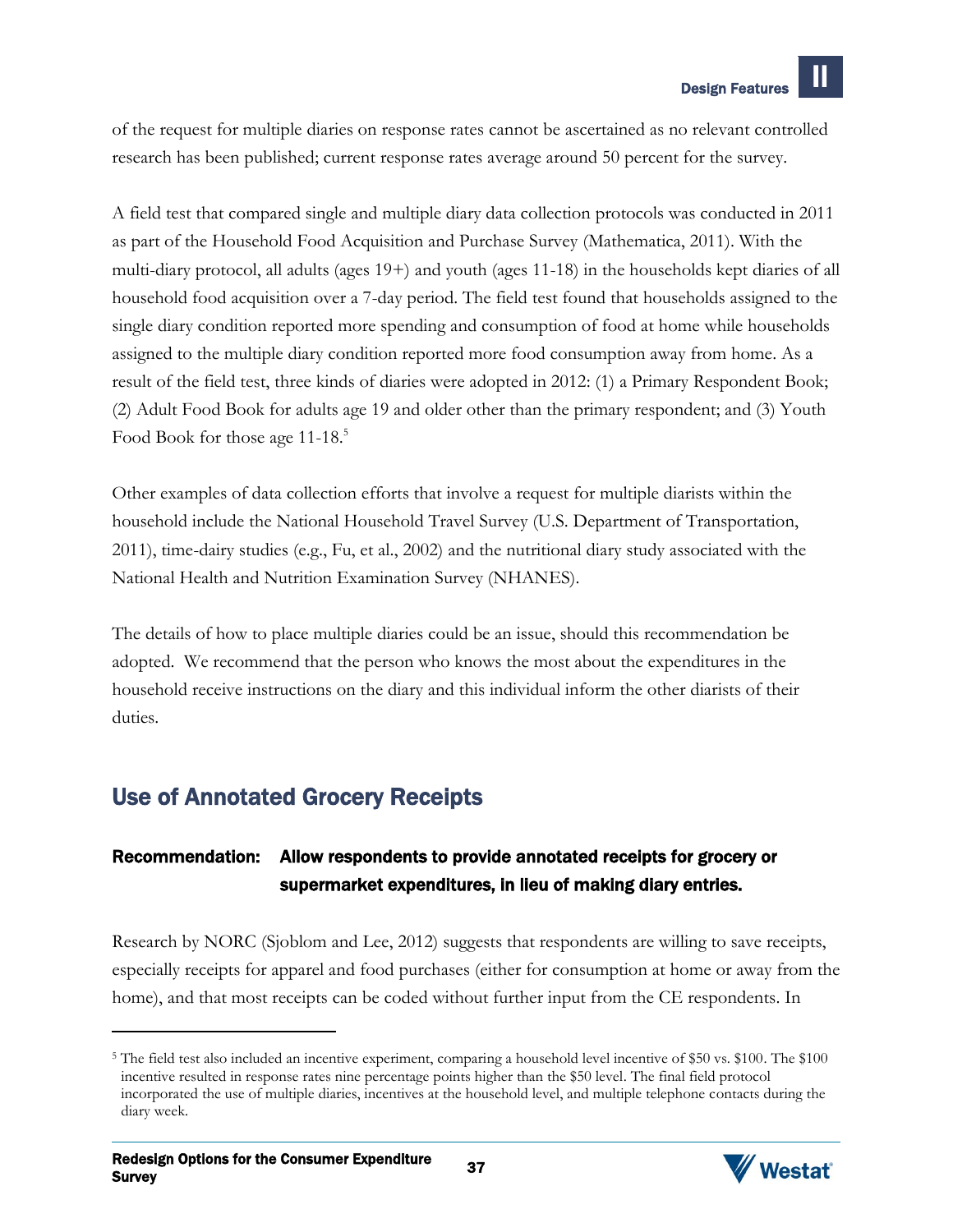of the request for multiple diaries on response rates cannot be ascertained as no relevant controlled research has been published; current response rates average around 50 percent for the survey.

A field test that compared single and multiple diary data collection protocols was conducted in 2011 as part of the Household Food Acquisition and Purchase Survey (Mathematica, 2011). With the multi-diary protocol, all adults (ages 19+) and youth (ages 11-18) in the households kept diaries of all household food acquisition over a 7-day period. The field test found that households assigned to the single diary condition reported more spending and consumption of food at home while households assigned to the multiple diary condition reported more food consumption away from home. As a result of the field test, three kinds of diaries were adopted in 2012: (1) a Primary Respondent Book; (2) Adult Food Book for adults age 19 and older other than the primary respondent; and (3) Youth Food Book for those age 11-18.[5]

Other examples of data collection efforts that involve a request for multiple diarists within the household include the National Household Travel Survey (U.S. Department of Transportation, 2011), time-dairy studies (e.g., Fu, et al., 2002) and the nutritional diary study associated with the National Health and Nutrition Examination Survey (NHANES).

The details of how to place multiple diaries could be an issue, should this recommendation be adopted. We recommend that the person who knows the most about the expenditures in the household receive instructions on the diary and this individual inform the other diarists of their duties.

## Use of Annotated Grocery Receipts

**Recommendation: Allow respondents to provide annotated receipts for grocery or supermarket expenditures, in lieu of making diary entries.**

Research by NORC (Sjoblom and Lee, 2012) suggests that respondents are willing to save receipts, especially receipts for apparel and food purchases (either for consumption at home or away from the home), and that most receipts can be coded without further input from the CE respondents. In

[5] The field test also included an incentive experiment, comparing a household level incentive of $50 vs. $100. The $100 incentive resulted in response rates nine percentage points higher than the $50 level. The final field protocol incorporated the use of multiple diaries, incentives at the household level, and multiple telephone contacts during the diary week.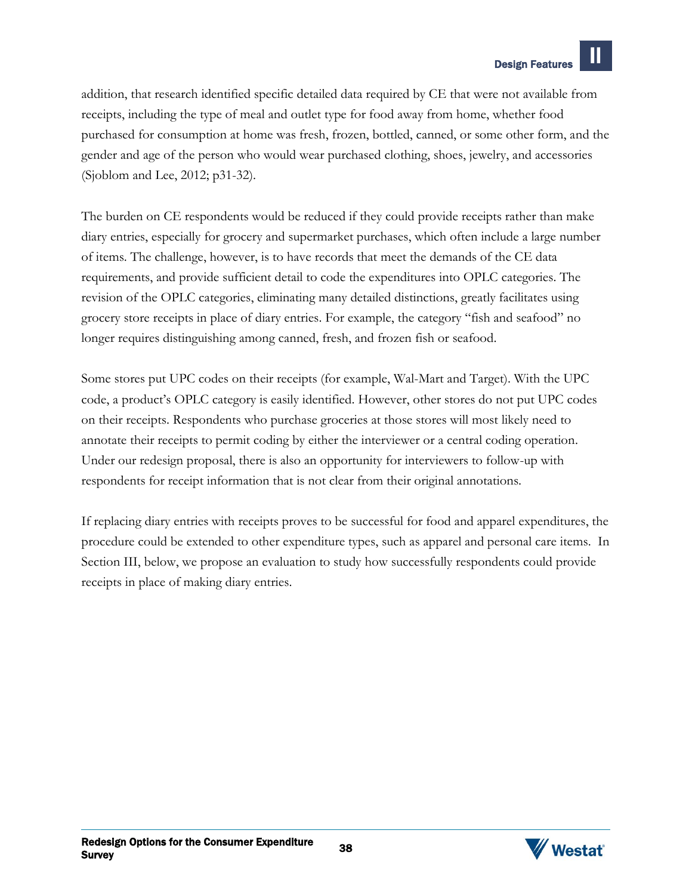addition, that research identified specific detailed data required by CE that were not available from receipts, including the type of meal and outlet type for food away from home, whether food purchased for consumption at home was fresh, frozen, bottled, canned, or some other form, and the gender and age of the person who would wear purchased clothing, shoes, jewelry, and accessories (Sjoblom and Lee, 2012; p31-32).

The burden on CE respondents would be reduced if they could provide receipts rather than make diary entries, especially for grocery and supermarket purchases, which often include a large number of items. The challenge, however, is to have records that meet the demands of the CE data requirements, and provide sufficient detail to code the expenditures into OPLC categories. The revision of the OPLC categories, eliminating many detailed distinctions, greatly facilitates using grocery store receipts in place of diary entries. For example, the category "fish and seafood" no longer requires distinguishing among canned, fresh, and frozen fish or seafood.

Some stores put UPC codes on their receipts (for example, Wal-Mart and Target). With the UPC code, a product's OPLC category is easily identified. However, other stores do not put UPC codes on their receipts. Respondents who purchase groceries at those stores will most likely need to annotate their receipts to permit coding by either the interviewer or a central coding operation. Under our redesign proposal, there is also an opportunity for interviewers to follow-up with respondents for receipt information that is not clear from their original annotations.

If replacing diary entries with receipts proves to be successful for food and apparel expenditures, the procedure could be extended to other expenditure types, such as apparel and personal care items. In Section III, below, we propose an evaluation to study how successfully respondents could provide receipts in place of making diary entries.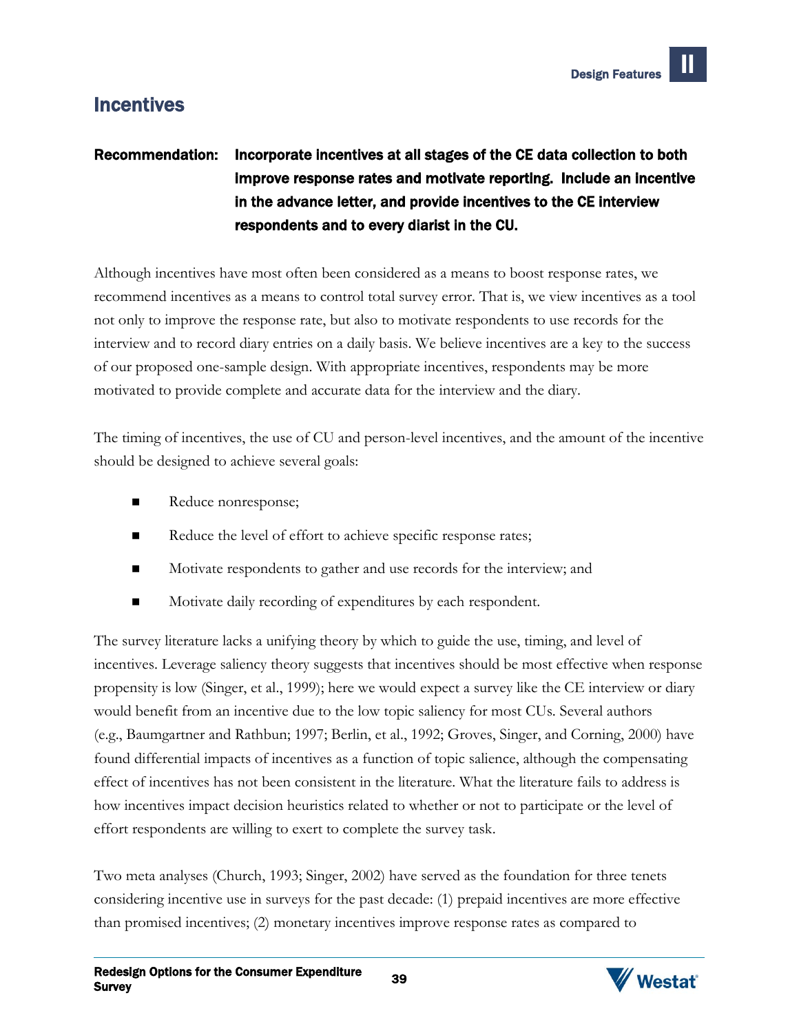## Incentives

**Recommendation: Incorporate incentives at all stages of the CE data collection to both improve response rates and motivate reporting. Include an incentive in the advance letter, and provide incentives to the CE interview respondents and to every diarist in the CU.**

Although incentives have most often been considered as a means to boost response rates, we recommend incentives as a means to control total survey error. That is, we view incentives as a tool not only to improve the response rate, but also to motivate respondents to use records for the interview and to record diary entries on a daily basis. We believe incentives are a key to the success of our proposed one-sample design. With appropriate incentives, respondents may be more motivated to provide complete and accurate data for the interview and the diary.

The timing of incentives, the use of CU and person-level incentives, and the amount of the incentive should be designed to achieve several goals:

- Reduce nonresponse;
- Reduce the level of effort to achieve specific response rates;
- Motivate respondents to gather and use records for the interview; and
- Motivate daily recording of expenditures by each respondent.

The survey literature lacks a unifying theory by which to guide the use, timing, and level of incentives. Leverage saliency theory suggests that incentives should be most effective when response propensity is low (Singer, et al., 1999); here we would expect a survey like the CE interview or diary would benefit from an incentive due to the low topic saliency for most CUs. Several authors (e.g., Baumgartner and Rathbun; 1997; Berlin, et al., 1992; Groves, Singer, and Corning, 2000) have found differential impacts of incentives as a function of topic salience, although the compensating effect of incentives has not been consistent in the literature. What the literature fails to address is how incentives impact decision heuristics related to whether or not to participate or the level of effort respondents are willing to exert to complete the survey task.

Two meta analyses (Church, 1993; Singer, 2002) have served as the foundation for three tenets considering incentive use in surveys for the past decade: (1) prepaid incentives are more effective than promised incentives; (2) monetary incentives improve response rates as compared to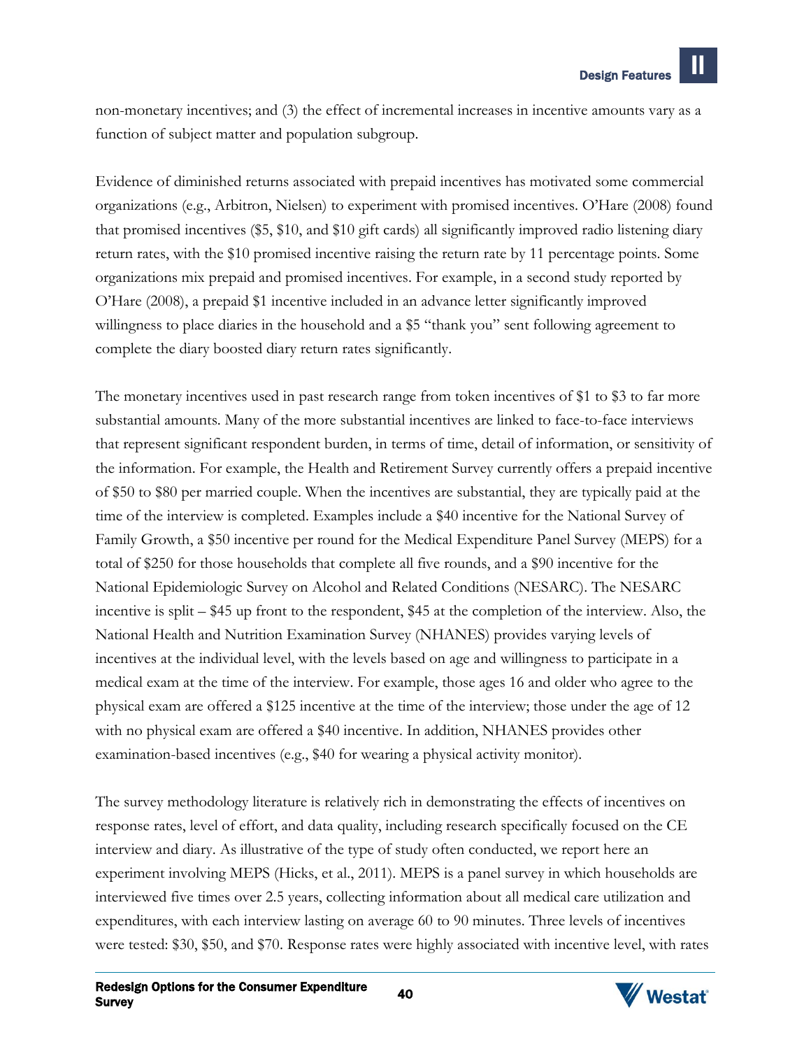non-monetary incentives; and (3) the effect of incremental increases in incentive amounts vary as a function of subject matter and population subgroup.

Evidence of diminished returns associated with prepaid incentives has motivated some commercial organizations (e.g., Arbitron, Nielsen) to experiment with promised incentives. O'Hare (2008) found that promised incentives ($5, $10, and $10 gift cards) all significantly improved radio listening diary return rates, with the $10 promised incentive raising the return rate by 11 percentage points. Some organizations mix prepaid and promised incentives. For example, in a second study reported by O'Hare (2008), a prepaid $1 incentive included in an advance letter significantly improved willingness to place diaries in the household and a $5 "thank you" sent following agreement to complete the diary boosted diary return rates significantly.

The monetary incentives used in past research range from token incentives of $1 to $3 to far more substantial amounts. Many of the more substantial incentives are linked to face-to-face interviews that represent significant respondent burden, in terms of time, detail of information, or sensitivity of the information. For example, the Health and Retirement Survey currently offers a prepaid incentive of $50 to $80 per married couple. When the incentives are substantial, they are typically paid at the time of the interview is completed. Examples include a $40 incentive for the National Survey of Family Growth, a $50 incentive per round for the Medical Expenditure Panel Survey (MEPS) for a total of $250 for those households that complete all five rounds, and a $90 incentive for the National Epidemiologic Survey on Alcohol and Related Conditions (NESARC). The NESARC incentive is split – $45 up front to the respondent, $45 at the completion of the interview. Also, the National Health and Nutrition Examination Survey (NHANES) provides varying levels of incentives at the individual level, with the levels based on age and willingness to participate in a medical exam at the time of the interview. For example, those ages 16 and older who agree to the physical exam are offered a $125 incentive at the time of the interview; those under the age of 12 with no physical exam are offered a $40 incentive. In addition, NHANES provides other examination-based incentives (e.g., $40 for wearing a physical activity monitor).

The survey methodology literature is relatively rich in demonstrating the effects of incentives on response rates, level of effort, and data quality, including research specifically focused on the CE interview and diary. As illustrative of the type of study often conducted, we report here an experiment involving MEPS (Hicks, et al., 2011). MEPS is a panel survey in which households are interviewed five times over 2.5 years, collecting information about all medical care utilization and expenditures, with each interview lasting on average 60 to 90 minutes. Three levels of incentives were tested: $30, $50, and $70. Response rates were highly associated with incentive level, with rates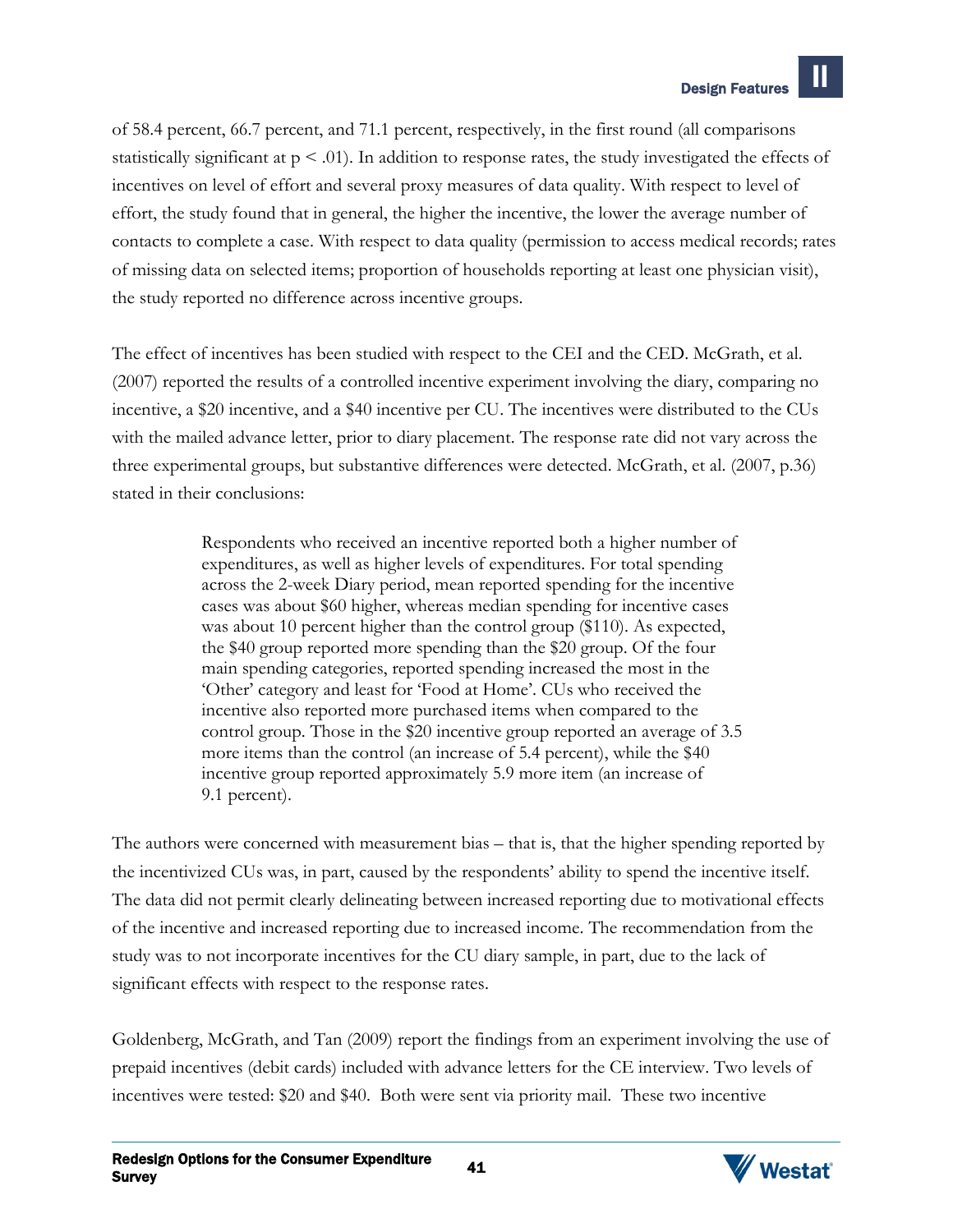of 58.4 percent, 66.7 percent, and 71.1 percent, respectively, in the first round (all comparisons statistically significant at $p < .01$). In addition to response rates, the study investigated the effects of incentives on level of effort and several proxy measures of data quality. With respect to level of effort, the study found that in general, the higher the incentive, the lower the average number of contacts to complete a case. With respect to data quality (permission to access medical records; rates of missing data on selected items; proportion of households reporting at least one physician visit), the study reported no difference across incentive groups.

The effect of incentives has been studied with respect to the CEI and the CED. McGrath, et al. (2007) reported the results of a controlled incentive experiment involving the diary, comparing no incentive, a $20 incentive, and a $40 incentive per CU. The incentives were distributed to the CUs with the mailed advance letter, prior to diary placement. The response rate did not vary across the three experimental groups, but substantive differences were detected. McGrath, et al. (2007, p.36) stated in their conclusions:

> Respondents who received an incentive reported both a higher number of expenditures, as well as higher levels of expenditures. For total spending across the 2-week Diary period, mean reported spending for the incentive cases was about $60 higher, whereas median spending for incentive cases was about 10 percent higher than the control group ($110). As expected, the $40 group reported more spending than the $20 group. Of the four main spending categories, reported spending increased the most in the 'Other' category and least for 'Food at Home'. CUs who received the incentive also reported more purchased items when compared to the control group. Those in the $20 incentive group reported an average of 3.5 more items than the control (an increase of 5.4 percent), while the $40 incentive group reported approximately 5.9 more item (an increase of 9.1 percent).

The authors were concerned with measurement bias – that is, that the higher spending reported by the incentivized CUs was, in part, caused by the respondents' ability to spend the incentive itself. The data did not permit clearly delineating between increased reporting due to motivational effects of the incentive and increased reporting due to increased income. The recommendation from the study was to not incorporate incentives for the CU diary sample, in part, due to the lack of significant effects with respect to the response rates.

Goldenberg, McGrath, and Tan (2009) report the findings from an experiment involving the use of prepaid incentives (debit cards) included with advance letters for the CE interview. Two levels of incentives were tested: $20 and $40. Both were sent via priority mail. These two incentive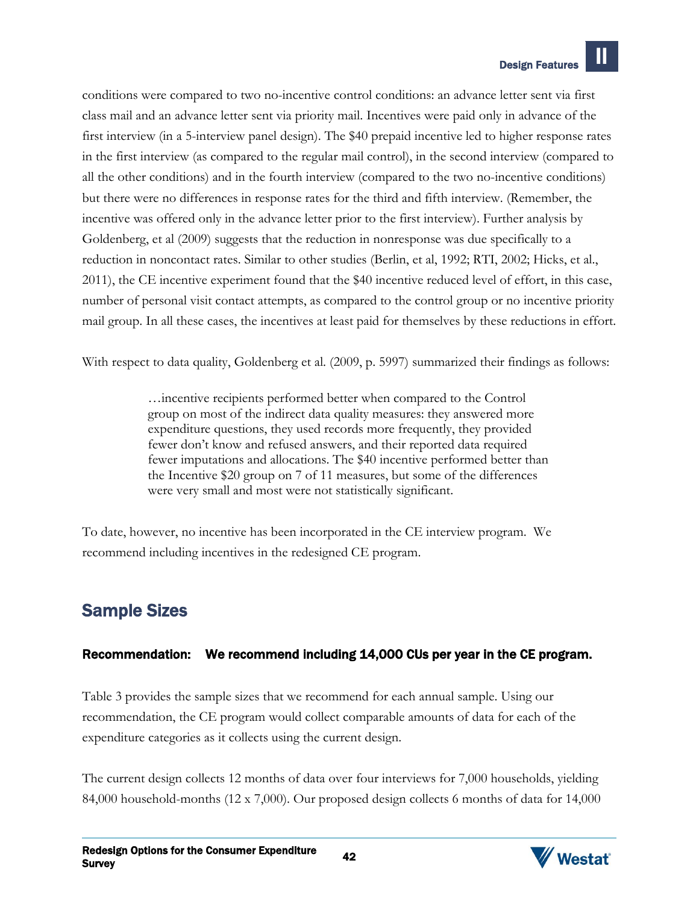conditions were compared to two no-incentive control conditions: an advance letter sent via first class mail and an advance letter sent via priority mail. Incentives were paid only in advance of the first interview (in a 5-interview panel design). The $40 prepaid incentive led to higher response rates in the first interview (as compared to the regular mail control), in the second interview (compared to all the other conditions) and in the fourth interview (compared to the two no-incentive conditions) but there were no differences in response rates for the third and fifth interview. (Remember, the incentive was offered only in the advance letter prior to the first interview). Further analysis by Goldenberg, et al (2009) suggests that the reduction in nonresponse was due specifically to a reduction in noncontact rates. Similar to other studies (Berlin, et al, 1992; RTI, 2002; Hicks, et al., 2011), the CE incentive experiment found that the $40 incentive reduced level of effort, in this case, number of personal visit contact attempts, as compared to the control group or no incentive priority mail group. In all these cases, the incentives at least paid for themselves by these reductions in effort.

With respect to data quality, Goldenberg et al. (2009, p. 5997) summarized their findings as follows:

> …incentive recipients performed better when compared to the Control group on most of the indirect data quality measures: they answered more expenditure questions, they used records more frequently, they provided fewer don't know and refused answers, and their reported data required fewer imputations and allocations. The $40 incentive performed better than the Incentive $20 group on 7 of 11 measures, but some of the differences were very small and most were not statistically significant.

To date, however, no incentive has been incorporated in the CE interview program. We recommend including incentives in the redesigned CE program.

## Sample Sizes

**Recommendation: We recommend including 14,000 CUs per year in the CE program.**

Table 3 provides the sample sizes that we recommend for each annual sample. Using our recommendation, the CE program would collect comparable amounts of data for each of the expenditure categories as it collects using the current design.

The current design collects 12 months of data over four interviews for 7,000 households, yielding 84,000 household-months (12 x 7,000). Our proposed design collects 6 months of data for 14,000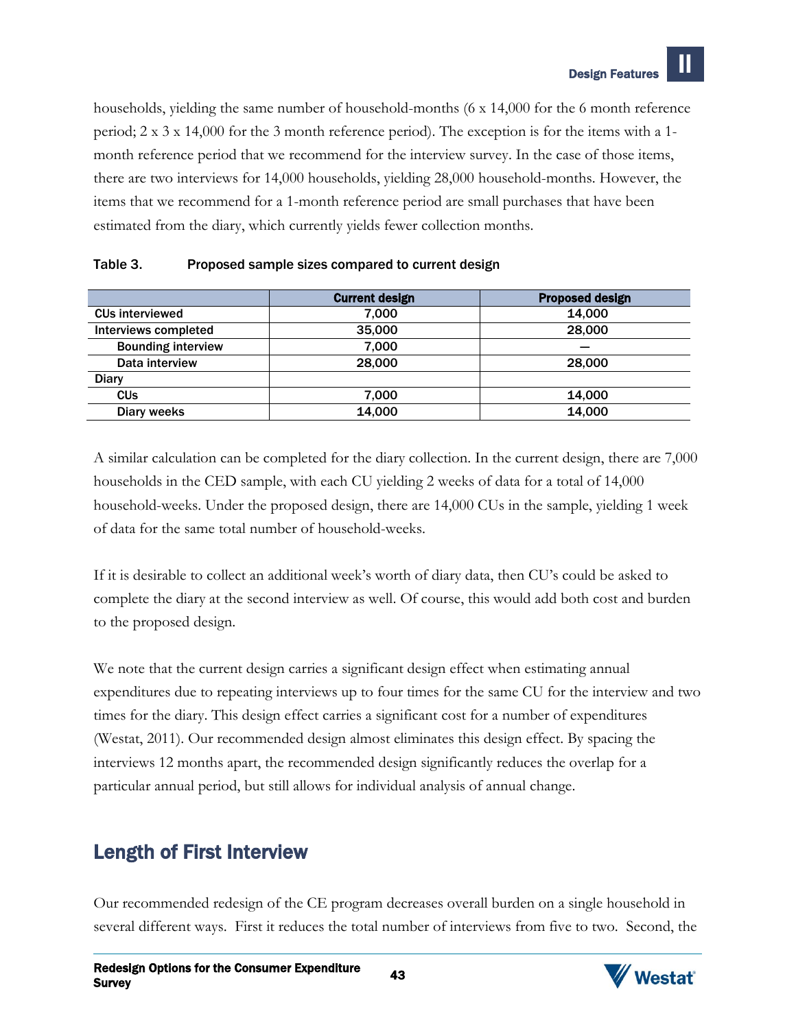households, yielding the same number of household-months (6 x 14,000 for the 6 month reference period; 2 x 3 x 14,000 for the 3 month reference period). The exception is for the items with a 1-month reference period that we recommend for the interview survey. In the case of those items, there are two interviews for 14,000 households, yielding 28,000 household-months. However, the items that we recommend for a 1-month reference period are small purchases that have been estimated from the diary, which currently yields fewer collection months.

Table 3. Proposed sample sizes compared to current design

| | Current design | Proposed design |
|---|---|---|
| CUs interviewed | 7,000 | 14,000 |
| Interviews completed | 35,000 | 28,000 |
| Bounding interview | 7,000 | — |
| Data interview | 28,000 | 28,000 |
| Diary | | |
| CUs | 7,000 | 14,000 |
| Diary weeks | 14,000 | 14,000 |

A similar calculation can be completed for the diary collection. In the current design, there are 7,000 households in the CED sample, with each CU yielding 2 weeks of data for a total of 14,000 household-weeks. Under the proposed design, there are 14,000 CUs in the sample, yielding 1 week of data for the same total number of household-weeks.

If it is desirable to collect an additional week's worth of diary data, then CU's could be asked to complete the diary at the second interview as well. Of course, this would add both cost and burden to the proposed design.

We note that the current design carries a significant design effect when estimating annual expenditures due to repeating interviews up to four times for the same CU for the interview and two times for the diary. This design effect carries a significant cost for a number of expenditures (Westat, 2011). Our recommended design almost eliminates this design effect. By spacing the interviews 12 months apart, the recommended design significantly reduces the overlap for a particular annual period, but still allows for individual analysis of annual change.

## Length of First Interview

Our recommended redesign of the CE program decreases overall burden on a single household in several different ways. First it reduces the total number of interviews from five to two. Second, the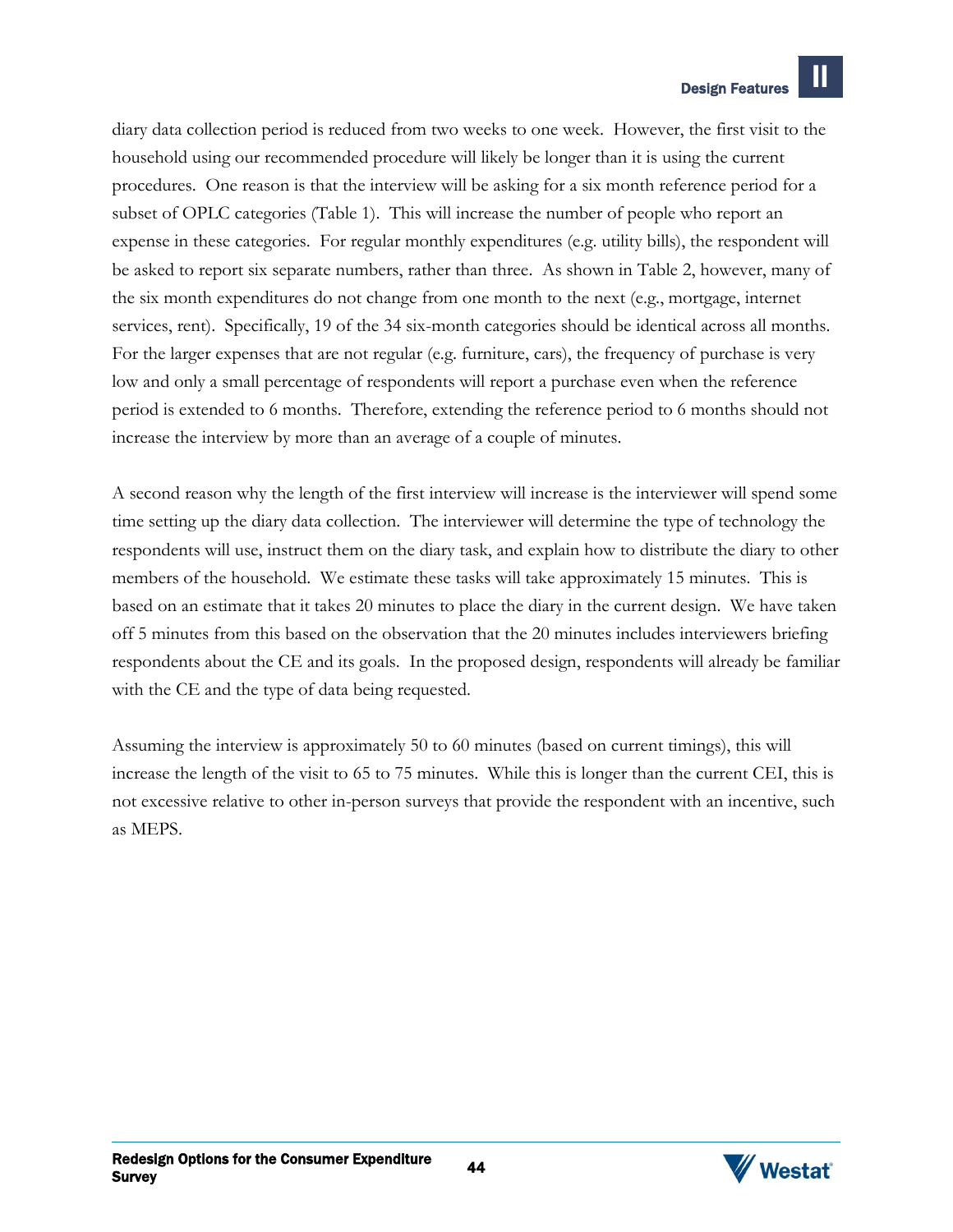diary data collection period is reduced from two weeks to one week. However, the first visit to the household using our recommended procedure will likely be longer than it is using the current procedures. One reason is that the interview will be asking for a six month reference period for a subset of OPLC categories (Table 1). This will increase the number of people who report an expense in these categories. For regular monthly expenditures (e.g. utility bills), the respondent will be asked to report six separate numbers, rather than three. As shown in Table 2, however, many of the six month expenditures do not change from one month to the next (e.g., mortgage, internet services, rent). Specifically, 19 of the 34 six-month categories should be identical across all months. For the larger expenses that are not regular (e.g. furniture, cars), the frequency of purchase is very low and only a small percentage of respondents will report a purchase even when the reference period is extended to 6 months. Therefore, extending the reference period to 6 months should not increase the interview by more than an average of a couple of minutes.

A second reason why the length of the first interview will increase is the interviewer will spend some time setting up the diary data collection. The interviewer will determine the type of technology the respondents will use, instruct them on the diary task, and explain how to distribute the diary to other members of the household. We estimate these tasks will take approximately 15 minutes. This is based on an estimate that it takes 20 minutes to place the diary in the current design. We have taken off 5 minutes from this based on the observation that the 20 minutes includes interviewers briefing respondents about the CE and its goals. In the proposed design, respondents will already be familiar with the CE and the type of data being requested.

Assuming the interview is approximately 50 to 60 minutes (based on current timings), this will increase the length of the visit to 65 to 75 minutes. While this is longer than the current CEI, this is not excessive relative to other in-person surveys that provide the respondent with an incentive, such as MEPS.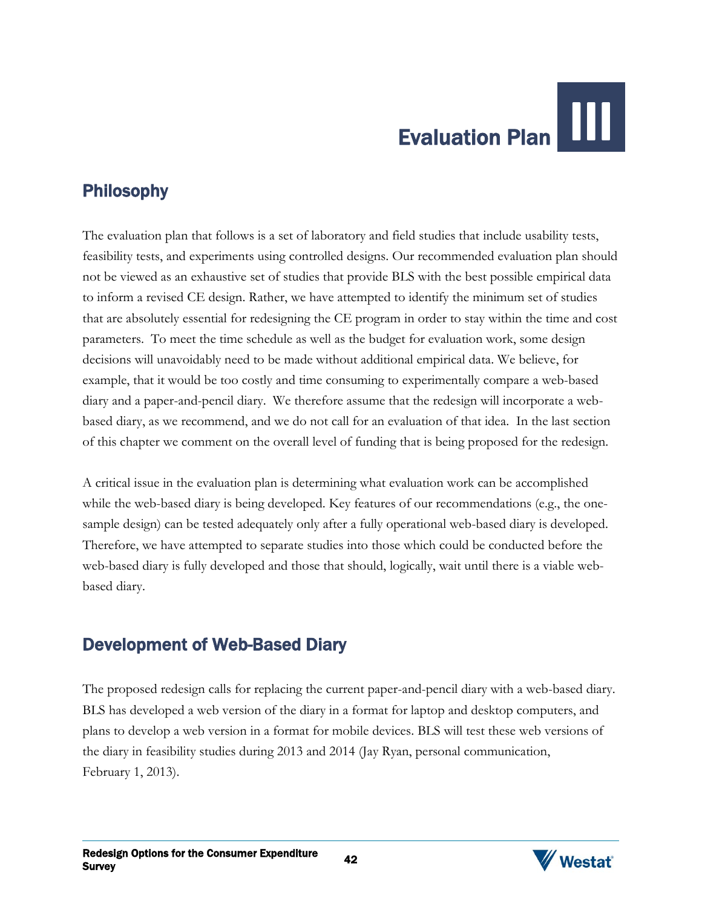# Evaluation Plan III

## Philosophy

The evaluation plan that follows is a set of laboratory and field studies that include usability tests, feasibility tests, and experiments using controlled designs. Our recommended evaluation plan should not be viewed as an exhaustive set of studies that provide BLS with the best possible empirical data to inform a revised CE design. Rather, we have attempted to identify the minimum set of studies that are absolutely essential for redesigning the CE program in order to stay within the time and cost parameters. To meet the time schedule as well as the budget for evaluation work, some design decisions will unavoidably need to be made without additional empirical data. We believe, for example, that it would be too costly and time consuming to experimentally compare a web-based diary and a paper-and-pencil diary. We therefore assume that the redesign will incorporate a web-based diary, as we recommend, and we do not call for an evaluation of that idea. In the last section of this chapter we comment on the overall level of funding that is being proposed for the redesign.

A critical issue in the evaluation plan is determining what evaluation work can be accomplished while the web-based diary is being developed. Key features of our recommendations (e.g., the one-sample design) can be tested adequately only after a fully operational web-based diary is developed. Therefore, we have attempted to separate studies into those which could be conducted before the web-based diary is fully developed and those that should, logically, wait until there is a viable web-based diary.

## Development of Web-Based Diary

The proposed redesign calls for replacing the current paper-and-pencil diary with a web-based diary. BLS has developed a web version of the diary in a format for laptop and desktop computers, and plans to develop a web version in a format for mobile devices. BLS will test these web versions of the diary in feasibility studies during 2013 and 2014 (Jay Ryan, personal communication, February 1, 2013).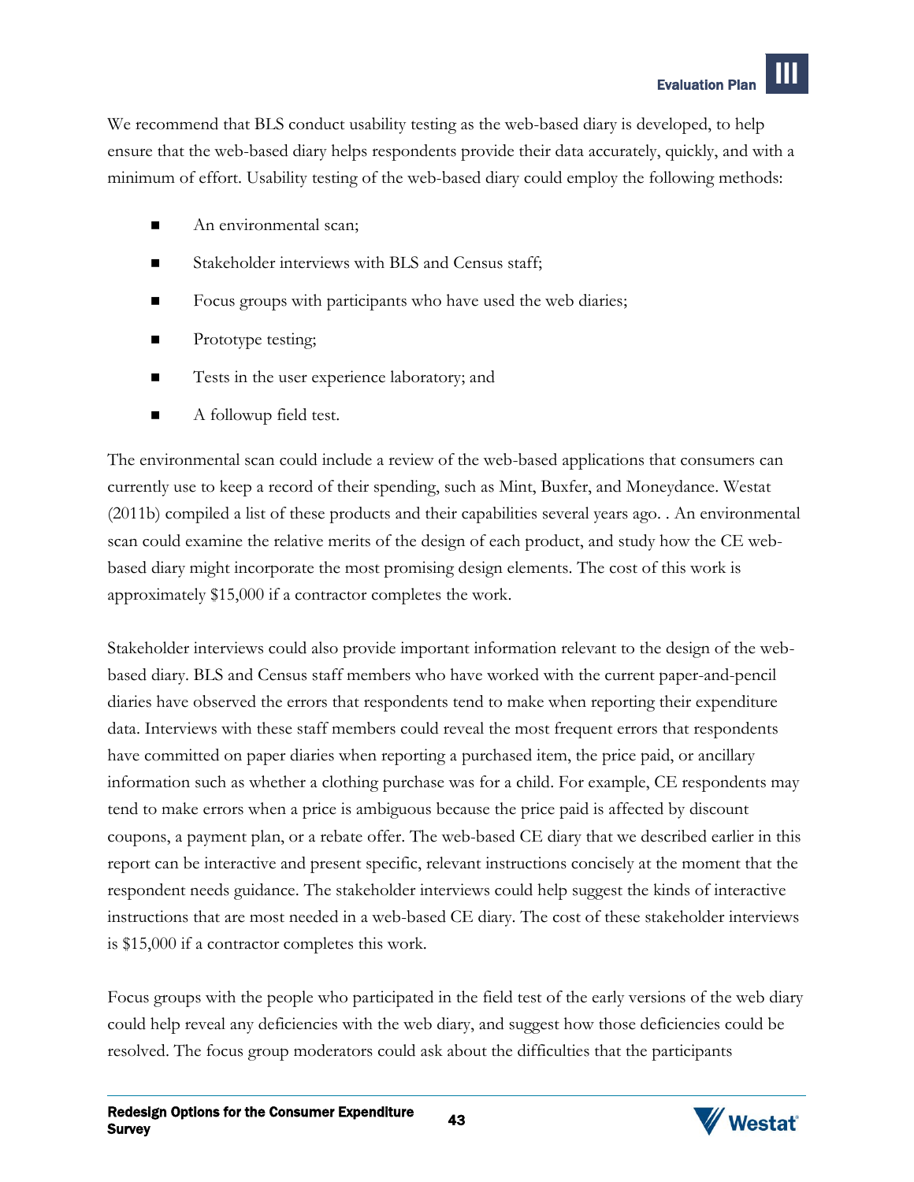We recommend that BLS conduct usability testing as the web-based diary is developed, to help ensure that the web-based diary helps respondents provide their data accurately, quickly, and with a minimum of effort. Usability testing of the web-based diary could employ the following methods:

- An environmental scan;
- Stakeholder interviews with BLS and Census staff;
- Focus groups with participants who have used the web diaries;
- Prototype testing;
- Tests in the user experience laboratory; and
- A followup field test.

The environmental scan could include a review of the web-based applications that consumers can currently use to keep a record of their spending, such as Mint, Buxfer, and Moneydance. Westat (2011b) compiled a list of these products and their capabilities several years ago. . An environmental scan could examine the relative merits of the design of each product, and study how the CE web-based diary might incorporate the most promising design elements. The cost of this work is approximately $15,000 if a contractor completes the work.

Stakeholder interviews could also provide important information relevant to the design of the web-based diary. BLS and Census staff members who have worked with the current paper-and-pencil diaries have observed the errors that respondents tend to make when reporting their expenditure data. Interviews with these staff members could reveal the most frequent errors that respondents have committed on paper diaries when reporting a purchased item, the price paid, or ancillary information such as whether a clothing purchase was for a child. For example, CE respondents may tend to make errors when a price is ambiguous because the price paid is affected by discount coupons, a payment plan, or a rebate offer. The web-based CE diary that we described earlier in this report can be interactive and present specific, relevant instructions concisely at the moment that the respondent needs guidance. The stakeholder interviews could help suggest the kinds of interactive instructions that are most needed in a web-based CE diary. The cost of these stakeholder interviews is $15,000 if a contractor completes this work.

Focus groups with the people who participated in the field test of the early versions of the web diary could help reveal any deficiencies with the web diary, and suggest how those deficiencies could be resolved. The focus group moderators could ask about the difficulties that the participants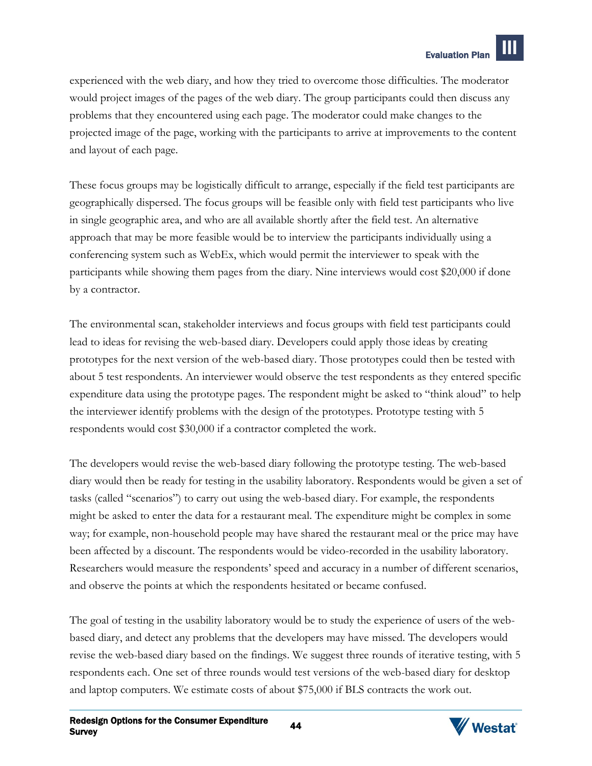experienced with the web diary, and how they tried to overcome those difficulties. The moderator would project images of the pages of the web diary. The group participants could then discuss any problems that they encountered using each page. The moderator could make changes to the projected image of the page, working with the participants to arrive at improvements to the content and layout of each page.

These focus groups may be logistically difficult to arrange, especially if the field test participants are geographically dispersed. The focus groups will be feasible only with field test participants who live in single geographic area, and who are all available shortly after the field test. An alternative approach that may be more feasible would be to interview the participants individually using a conferencing system such as WebEx, which would permit the interviewer to speak with the participants while showing them pages from the diary. Nine interviews would cost $20,000 if done by a contractor.

The environmental scan, stakeholder interviews and focus groups with field test participants could lead to ideas for revising the web-based diary. Developers could apply those ideas by creating prototypes for the next version of the web-based diary. Those prototypes could then be tested with about 5 test respondents. An interviewer would observe the test respondents as they entered specific expenditure data using the prototype pages. The respondent might be asked to "think aloud" to help the interviewer identify problems with the design of the prototypes. Prototype testing with 5 respondents would cost $30,000 if a contractor completed the work.

The developers would revise the web-based diary following the prototype testing. The web-based diary would then be ready for testing in the usability laboratory. Respondents would be given a set of tasks (called "scenarios") to carry out using the web-based diary. For example, the respondents might be asked to enter the data for a restaurant meal. The expenditure might be complex in some way; for example, non-household people may have shared the restaurant meal or the price may have been affected by a discount. The respondents would be video-recorded in the usability laboratory. Researchers would measure the respondents' speed and accuracy in a number of different scenarios, and observe the points at which the respondents hesitated or became confused.

The goal of testing in the usability laboratory would be to study the experience of users of the web-based diary, and detect any problems that the developers may have missed. The developers would revise the web-based diary based on the findings. We suggest three rounds of iterative testing, with 5 respondents each. One set of three rounds would test versions of the web-based diary for desktop and laptop computers. We estimate costs of about $75,000 if BLS contracts the work out.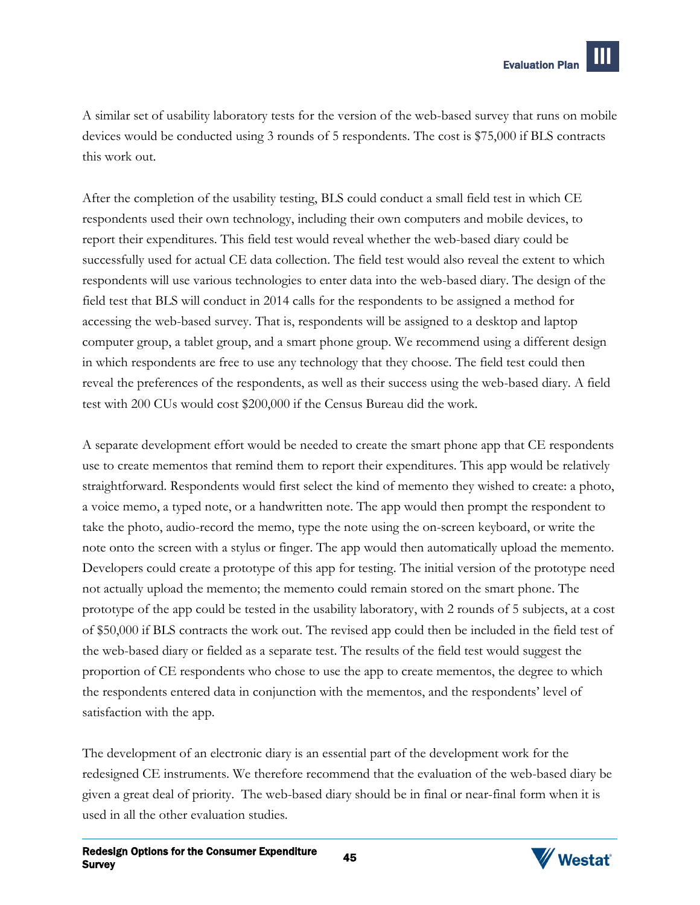A similar set of usability laboratory tests for the version of the web-based survey that runs on mobile devices would be conducted using 3 rounds of 5 respondents. The cost is $75,000 if BLS contracts this work out.

After the completion of the usability testing, BLS could conduct a small field test in which CE respondents used their own technology, including their own computers and mobile devices, to report their expenditures. This field test would reveal whether the web-based diary could be successfully used for actual CE data collection. The field test would also reveal the extent to which respondents will use various technologies to enter data into the web-based diary. The design of the field test that BLS will conduct in 2014 calls for the respondents to be assigned a method for accessing the web-based survey. That is, respondents will be assigned to a desktop and laptop computer group, a tablet group, and a smart phone group. We recommend using a different design in which respondents are free to use any technology that they choose. The field test could then reveal the preferences of the respondents, as well as their success using the web-based diary. A field test with 200 CUs would cost $200,000 if the Census Bureau did the work.

A separate development effort would be needed to create the smart phone app that CE respondents use to create mementos that remind them to report their expenditures. This app would be relatively straightforward. Respondents would first select the kind of memento they wished to create: a photo, a voice memo, a typed note, or a handwritten note. The app would then prompt the respondent to take the photo, audio-record the memo, type the note using the on-screen keyboard, or write the note onto the screen with a stylus or finger. The app would then automatically upload the memento. Developers could create a prototype of this app for testing. The initial version of the prototype need not actually upload the memento; the memento could remain stored on the smart phone. The prototype of the app could be tested in the usability laboratory, with 2 rounds of 5 subjects, at a cost of $50,000 if BLS contracts the work out. The revised app could then be included in the field test of the web-based diary or fielded as a separate test. The results of the field test would suggest the proportion of CE respondents who chose to use the app to create mementos, the degree to which the respondents entered data in conjunction with the mementos, and the respondents' level of satisfaction with the app.

The development of an electronic diary is an essential part of the development work for the redesigned CE instruments. We therefore recommend that the evaluation of the web-based diary be given a great deal of priority. The web-based diary should be in final or near-final form when it is used in all the other evaluation studies.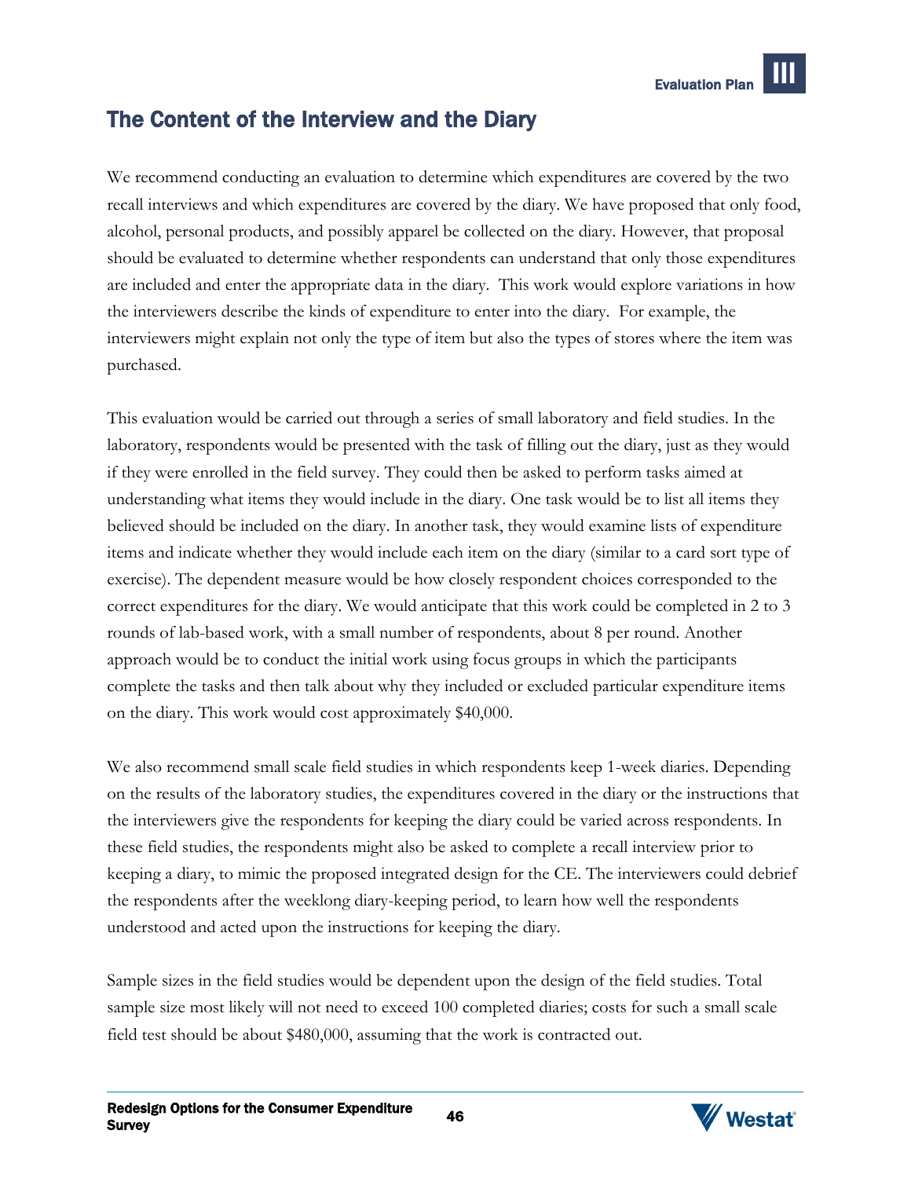## The Content of the Interview and the Diary

We recommend conducting an evaluation to determine which expenditures are covered by the two recall interviews and which expenditures are covered by the diary. We have proposed that only food, alcohol, personal products, and possibly apparel be collected on the diary. However, that proposal should be evaluated to determine whether respondents can understand that only those expenditures are included and enter the appropriate data in the diary. This work would explore variations in how the interviewers describe the kinds of expenditure to enter into the diary. For example, the interviewers might explain not only the type of item but also the types of stores where the item was purchased.

This evaluation would be carried out through a series of small laboratory and field studies. In the laboratory, respondents would be presented with the task of filling out the diary, just as they would if they were enrolled in the field survey. They could then be asked to perform tasks aimed at understanding what items they would include in the diary. One task would be to list all items they believed should be included on the diary. In another task, they would examine lists of expenditure items and indicate whether they would include each item on the diary (similar to a card sort type of exercise). The dependent measure would be how closely respondent choices corresponded to the correct expenditures for the diary. We would anticipate that this work could be completed in 2 to 3 rounds of lab-based work, with a small number of respondents, about 8 per round. Another approach would be to conduct the initial work using focus groups in which the participants complete the tasks and then talk about why they included or excluded particular expenditure items on the diary. This work would cost approximately $40,000.

We also recommend small scale field studies in which respondents keep 1-week diaries. Depending on the results of the laboratory studies, the expenditures covered in the diary or the instructions that the interviewers give the respondents for keeping the diary could be varied across respondents. In these field studies, the respondents might also be asked to complete a recall interview prior to keeping a diary, to mimic the proposed integrated design for the CE. The interviewers could debrief the respondents after the weeklong diary-keeping period, to learn how well the respondents understood and acted upon the instructions for keeping the diary.

Sample sizes in the field studies would be dependent upon the design of the field studies. Total sample size most likely will not need to exceed 100 completed diaries; costs for such a small scale field test should be about $480,000, assuming that the work is contracted out.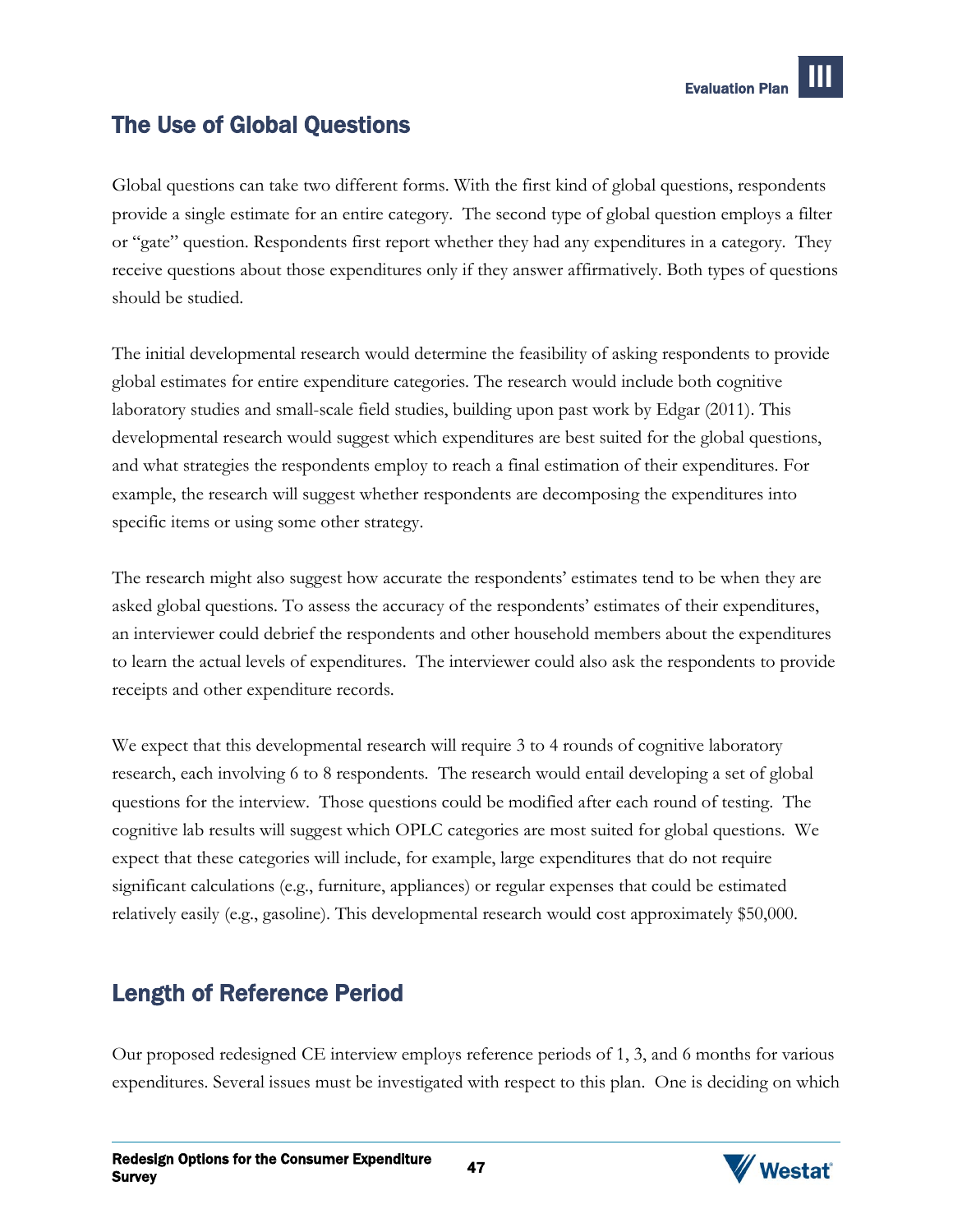## The Use of Global Questions

Global questions can take two different forms. With the first kind of global questions, respondents provide a single estimate for an entire category. The second type of global question employs a filter or "gate" question. Respondents first report whether they had any expenditures in a category. They receive questions about those expenditures only if they answer affirmatively. Both types of questions should be studied.

The initial developmental research would determine the feasibility of asking respondents to provide global estimates for entire expenditure categories. The research would include both cognitive laboratory studies and small-scale field studies, building upon past work by Edgar (2011). This developmental research would suggest which expenditures are best suited for the global questions, and what strategies the respondents employ to reach a final estimation of their expenditures. For example, the research will suggest whether respondents are decomposing the expenditures into specific items or using some other strategy.

The research might also suggest how accurate the respondents' estimates tend to be when they are asked global questions. To assess the accuracy of the respondents' estimates of their expenditures, an interviewer could debrief the respondents and other household members about the expenditures to learn the actual levels of expenditures. The interviewer could also ask the respondents to provide receipts and other expenditure records.

We expect that this developmental research will require 3 to 4 rounds of cognitive laboratory research, each involving 6 to 8 respondents. The research would entail developing a set of global questions for the interview. Those questions could be modified after each round of testing. The cognitive lab results will suggest which OPLC categories are most suited for global questions. We expect that these categories will include, for example, large expenditures that do not require significant calculations (e.g., furniture, appliances) or regular expenses that could be estimated relatively easily (e.g., gasoline). This developmental research would cost approximately $50,000.

## Length of Reference Period

Our proposed redesigned CE interview employs reference periods of 1, 3, and 6 months for various expenditures. Several issues must be investigated with respect to this plan. One is deciding on which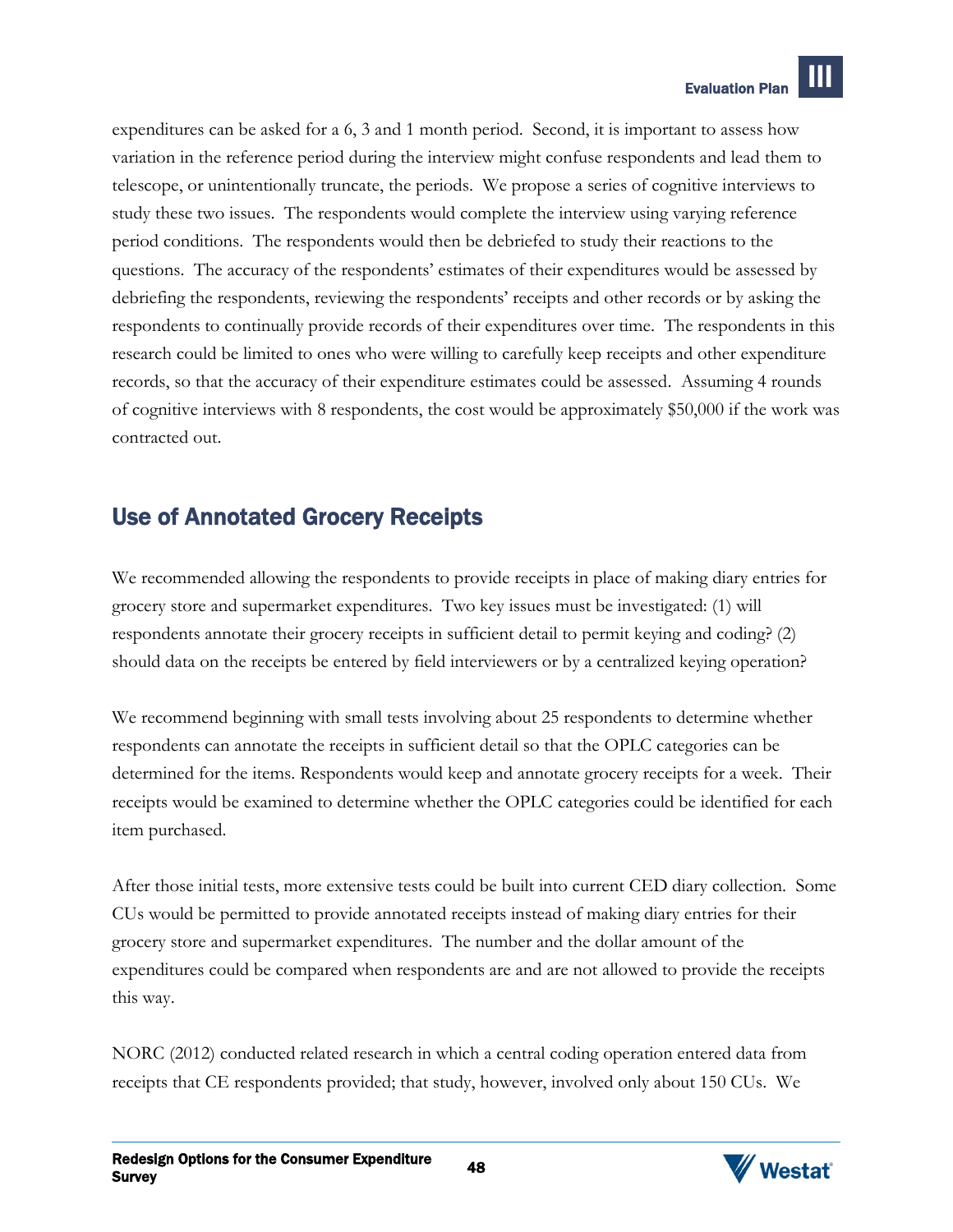expenditures can be asked for a 6, 3 and 1 month period. Second, it is important to assess how variation in the reference period during the interview might confuse respondents and lead them to telescope, or unintentionally truncate, the periods. We propose a series of cognitive interviews to study these two issues. The respondents would complete the interview using varying reference period conditions. The respondents would then be debriefed to study their reactions to the questions. The accuracy of the respondents' estimates of their expenditures would be assessed by debriefing the respondents, reviewing the respondents' receipts and other records or by asking the respondents to continually provide records of their expenditures over time. The respondents in this research could be limited to ones who were willing to carefully keep receipts and other expenditure records, so that the accuracy of their expenditure estimates could be assessed. Assuming 4 rounds of cognitive interviews with 8 respondents, the cost would be approximately $50,000 if the work was contracted out.

## Use of Annotated Grocery Receipts

We recommended allowing the respondents to provide receipts in place of making diary entries for grocery store and supermarket expenditures. Two key issues must be investigated: (1) will respondents annotate their grocery receipts in sufficient detail to permit keying and coding? (2) should data on the receipts be entered by field interviewers or by a centralized keying operation?

We recommend beginning with small tests involving about 25 respondents to determine whether respondents can annotate the receipts in sufficient detail so that the OPLC categories can be determined for the items. Respondents would keep and annotate grocery receipts for a week. Their receipts would be examined to determine whether the OPLC categories could be identified for each item purchased.

After those initial tests, more extensive tests could be built into current CED diary collection. Some CUs would be permitted to provide annotated receipts instead of making diary entries for their grocery store and supermarket expenditures. The number and the dollar amount of the expenditures could be compared when respondents are and are not allowed to provide the receipts this way.

NORC (2012) conducted related research in which a central coding operation entered data from receipts that CE respondents provided; that study, however, involved only about 150 CUs. We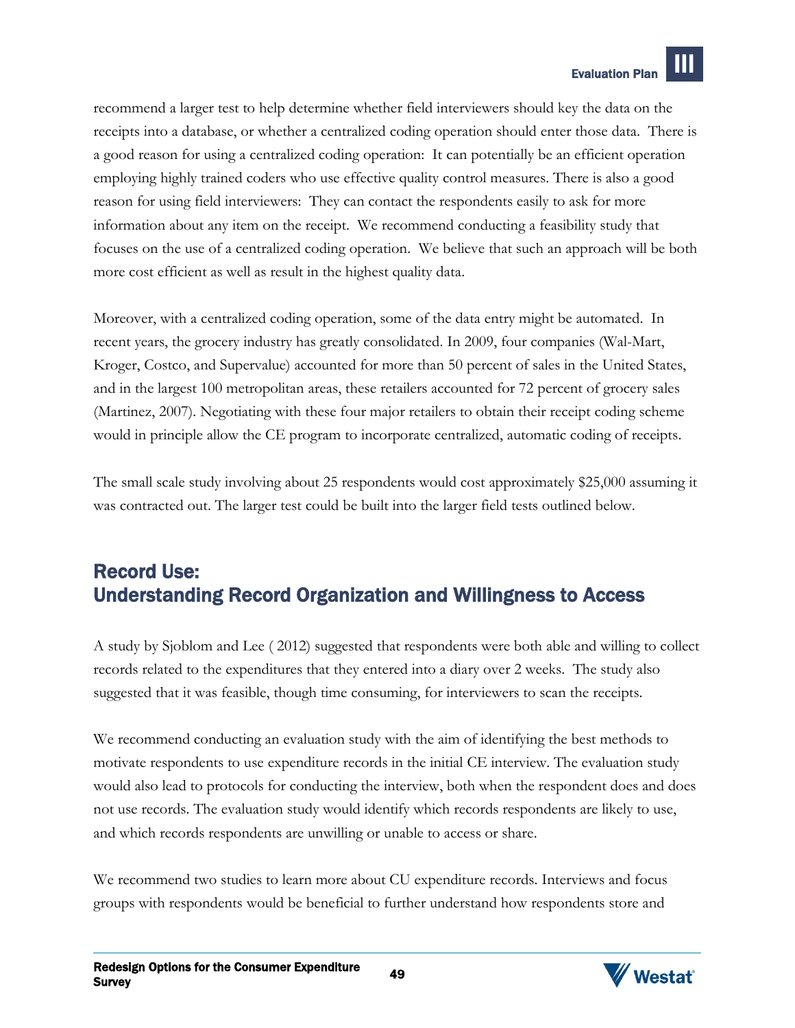recommend a larger test to help determine whether field interviewers should key the data on the receipts into a database, or whether a centralized coding operation should enter those data. There is a good reason for using a centralized coding operation: It can potentially be an efficient operation employing highly trained coders who use effective quality control measures. There is also a good reason for using field interviewers: They can contact the respondents easily to ask for more information about any item on the receipt. We recommend conducting a feasibility study that focuses on the use of a centralized coding operation. We believe that such an approach will be both more cost efficient as well as result in the highest quality data.

Moreover, with a centralized coding operation, some of the data entry might be automated. In recent years, the grocery industry has greatly consolidated. In 2009, four companies (Wal-Mart, Kroger, Costco, and Supervalue) accounted for more than 50 percent of sales in the United States, and in the largest 100 metropolitan areas, these retailers accounted for 72 percent of grocery sales (Martinez, 2007). Negotiating with these four major retailers to obtain their receipt coding scheme would in principle allow the CE program to incorporate centralized, automatic coding of receipts.

The small scale study involving about 25 respondents would cost approximately $25,000 assuming it was contracted out. The larger test could be built into the larger field tests outlined below.

## Record Use: Understanding Record Organization and Willingness to Access

A study by Sjoblom and Lee ( 2012) suggested that respondents were both able and willing to collect records related to the expenditures that they entered into a diary over 2 weeks. The study also suggested that it was feasible, though time consuming, for interviewers to scan the receipts.

We recommend conducting an evaluation study with the aim of identifying the best methods to motivate respondents to use expenditure records in the initial CE interview. The evaluation study would also lead to protocols for conducting the interview, both when the respondent does and does not use records. The evaluation study would identify which records respondents are likely to use, and which records respondents are unwilling or unable to access or share.

We recommend two studies to learn more about CU expenditure records. Interviews and focus groups with respondents would be beneficial to further understand how respondents store and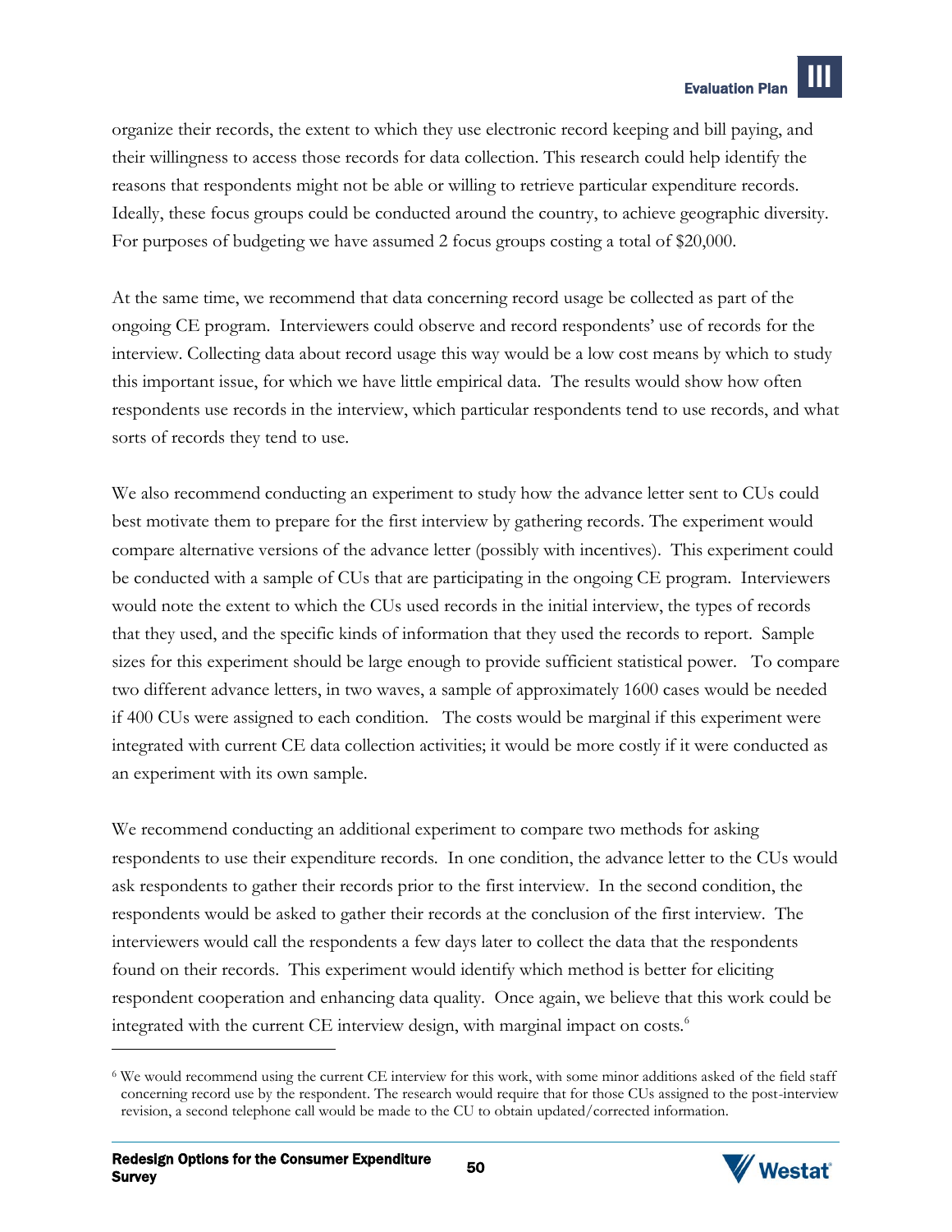organize their records, the extent to which they use electronic record keeping and bill paying, and their willingness to access those records for data collection. This research could help identify the reasons that respondents might not be able or willing to retrieve particular expenditure records. Ideally, these focus groups could be conducted around the country, to achieve geographic diversity. For purposes of budgeting we have assumed 2 focus groups costing a total of $20,000.

At the same time, we recommend that data concerning record usage be collected as part of the ongoing CE program. Interviewers could observe and record respondents' use of records for the interview. Collecting data about record usage this way would be a low cost means by which to study this important issue, for which we have little empirical data. The results would show how often respondents use records in the interview, which particular respondents tend to use records, and what sorts of records they tend to use.

We also recommend conducting an experiment to study how the advance letter sent to CUs could best motivate them to prepare for the first interview by gathering records. The experiment would compare alternative versions of the advance letter (possibly with incentives). This experiment could be conducted with a sample of CUs that are participating in the ongoing CE program. Interviewers would note the extent to which the CUs used records in the initial interview, the types of records that they used, and the specific kinds of information that they used the records to report. Sample sizes for this experiment should be large enough to provide sufficient statistical power. To compare two different advance letters, in two waves, a sample of approximately 1600 cases would be needed if 400 CUs were assigned to each condition. The costs would be marginal if this experiment were integrated with current CE data collection activities; it would be more costly if it were conducted as an experiment with its own sample.

We recommend conducting an additional experiment to compare two methods for asking respondents to use their expenditure records. In one condition, the advance letter to the CUs would ask respondents to gather their records prior to the first interview. In the second condition, the respondents would be asked to gather their records at the conclusion of the first interview. The interviewers would call the respondents a few days later to collect the data that the respondents found on their records. This experiment would identify which method is better for eliciting respondent cooperation and enhancing data quality. Once again, we believe that this work could be integrated with the current CE interview design, with marginal impact on costs.[6]

[6] We would recommend using the current CE interview for this work, with some minor additions asked of the field staff concerning record use by the respondent. The research would require that for those CUs assigned to the post-interview revision, a second telephone call would be made to the CU to obtain updated/corrected information.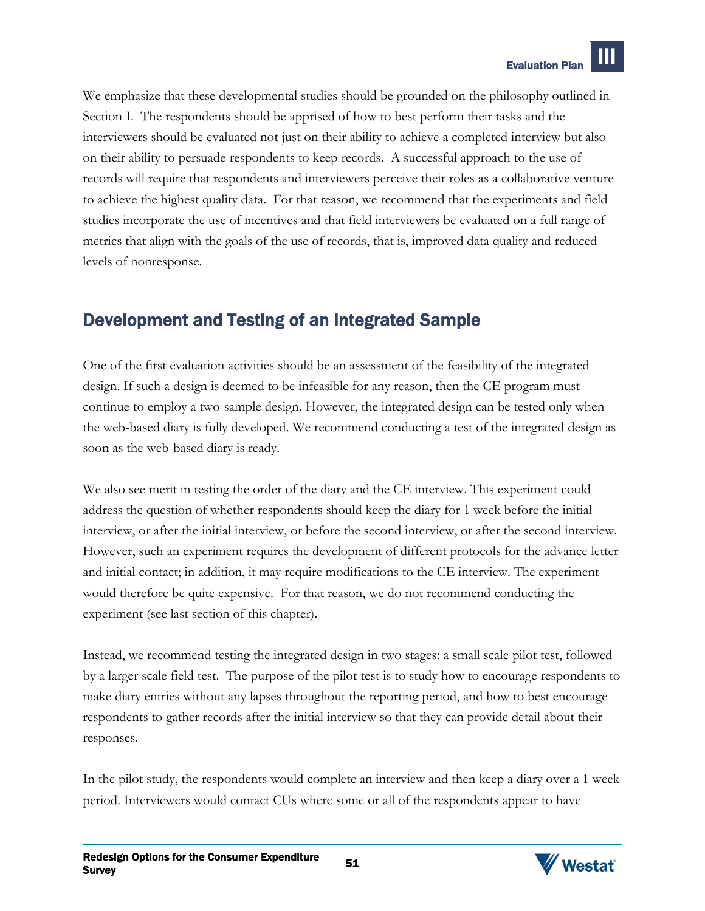We emphasize that these developmental studies should be grounded on the philosophy outlined in Section I. The respondents should be apprised of how to best perform their tasks and the interviewers should be evaluated not just on their ability to achieve a completed interview but also on their ability to persuade respondents to keep records. A successful approach to the use of records will require that respondents and interviewers perceive their roles as a collaborative venture to achieve the highest quality data. For that reason, we recommend that the experiments and field studies incorporate the use of incentives and that field interviewers be evaluated on a full range of metrics that align with the goals of the use of records, that is, improved data quality and reduced levels of nonresponse.

## Development and Testing of an Integrated Sample

One of the first evaluation activities should be an assessment of the feasibility of the integrated design. If such a design is deemed to be infeasible for any reason, then the CE program must continue to employ a two-sample design. However, the integrated design can be tested only when the web-based diary is fully developed. We recommend conducting a test of the integrated design as soon as the web-based diary is ready.

We also see merit in testing the order of the diary and the CE interview. This experiment could address the question of whether respondents should keep the diary for 1 week before the initial interview, or after the initial interview, or before the second interview, or after the second interview. However, such an experiment requires the development of different protocols for the advance letter and initial contact; in addition, it may require modifications to the CE interview. The experiment would therefore be quite expensive. For that reason, we do not recommend conducting the experiment (see last section of this chapter).

Instead, we recommend testing the integrated design in two stages: a small scale pilot test, followed by a larger scale field test. The purpose of the pilot test is to study how to encourage respondents to make diary entries without any lapses throughout the reporting period, and how to best encourage respondents to gather records after the initial interview so that they can provide detail about their responses.

In the pilot study, the respondents would complete an interview and then keep a diary over a 1 week period. Interviewers would contact CUs where some or all of the respondents appear to have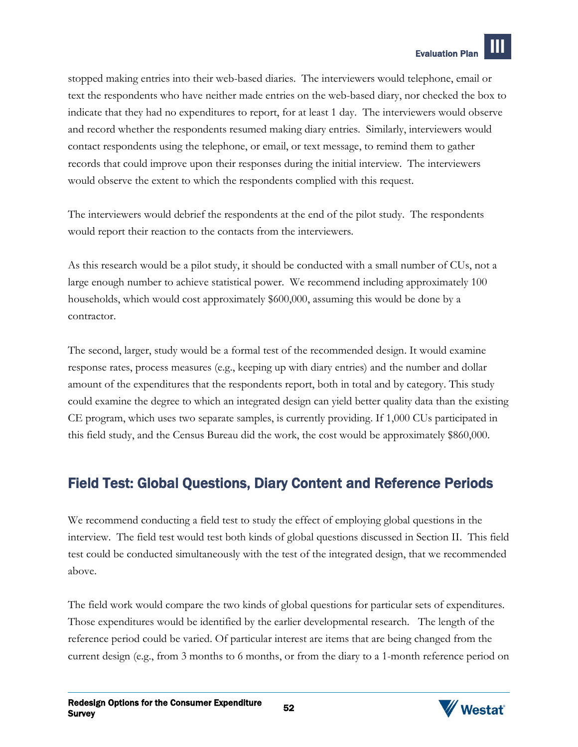stopped making entries into their web-based diaries. The interviewers would telephone, email or text the respondents who have neither made entries on the web-based diary, nor checked the box to indicate that they had no expenditures to report, for at least 1 day. The interviewers would observe and record whether the respondents resumed making diary entries. Similarly, interviewers would contact respondents using the telephone, or email, or text message, to remind them to gather records that could improve upon their responses during the initial interview. The interviewers would observe the extent to which the respondents complied with this request.

The interviewers would debrief the respondents at the end of the pilot study. The respondents would report their reaction to the contacts from the interviewers.

As this research would be a pilot study, it should be conducted with a small number of CUs, not a large enough number to achieve statistical power. We recommend including approximately 100 households, which would cost approximately $600,000, assuming this would be done by a contractor.

The second, larger, study would be a formal test of the recommended design. It would examine response rates, process measures (e.g., keeping up with diary entries) and the number and dollar amount of the expenditures that the respondents report, both in total and by category. This study could examine the degree to which an integrated design can yield better quality data than the existing CE program, which uses two separate samples, is currently providing. If 1,000 CUs participated in this field study, and the Census Bureau did the work, the cost would be approximately $860,000.

## Field Test: Global Questions, Diary Content and Reference Periods

We recommend conducting a field test to study the effect of employing global questions in the interview. The field test would test both kinds of global questions discussed in Section II. This field test could be conducted simultaneously with the test of the integrated design, that we recommended above.

The field work would compare the two kinds of global questions for particular sets of expenditures. Those expenditures would be identified by the earlier developmental research. The length of the reference period could be varied. Of particular interest are items that are being changed from the current design (e.g., from 3 months to 6 months, or from the diary to a 1-month reference period on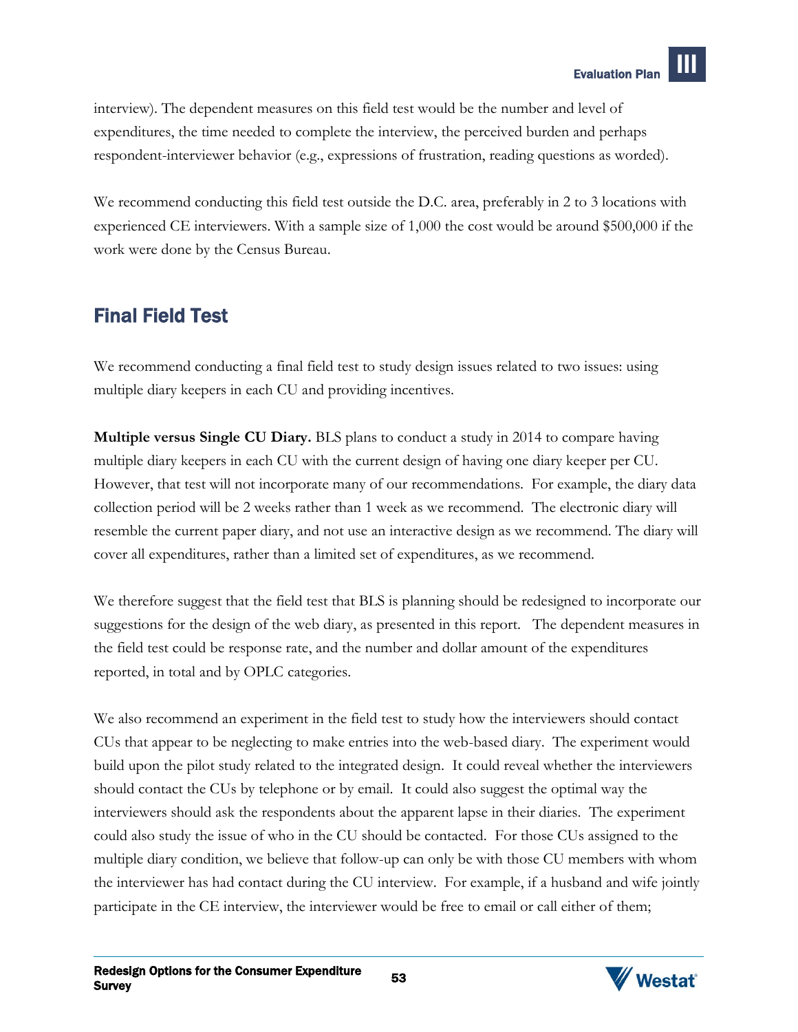interview). The dependent measures on this field test would be the number and level of expenditures, the time needed to complete the interview, the perceived burden and perhaps respondent-interviewer behavior (e.g., expressions of frustration, reading questions as worded).

We recommend conducting this field test outside the D.C. area, preferably in 2 to 3 locations with experienced CE interviewers. With a sample size of 1,000 the cost would be around $500,000 if the work were done by the Census Bureau.

## Final Field Test

We recommend conducting a final field test to study design issues related to two issues: using multiple diary keepers in each CU and providing incentives.

**Multiple versus Single CU Diary.** BLS plans to conduct a study in 2014 to compare having multiple diary keepers in each CU with the current design of having one diary keeper per CU. However, that test will not incorporate many of our recommendations. For example, the diary data collection period will be 2 weeks rather than 1 week as we recommend. The electronic diary will resemble the current paper diary, and not use an interactive design as we recommend. The diary will cover all expenditures, rather than a limited set of expenditures, as we recommend.

We therefore suggest that the field test that BLS is planning should be redesigned to incorporate our suggestions for the design of the web diary, as presented in this report. The dependent measures in the field test could be response rate, and the number and dollar amount of the expenditures reported, in total and by OPLC categories.

We also recommend an experiment in the field test to study how the interviewers should contact CUs that appear to be neglecting to make entries into the web-based diary. The experiment would build upon the pilot study related to the integrated design. It could reveal whether the interviewers should contact the CUs by telephone or by email. It could also suggest the optimal way the interviewers should ask the respondents about the apparent lapse in their diaries. The experiment could also study the issue of who in the CU should be contacted. For those CUs assigned to the multiple diary condition, we believe that follow-up can only be with those CU members with whom the interviewer has had contact during the CU interview. For example, if a husband and wife jointly participate in the CE interview, the interviewer would be free to email or call either of them;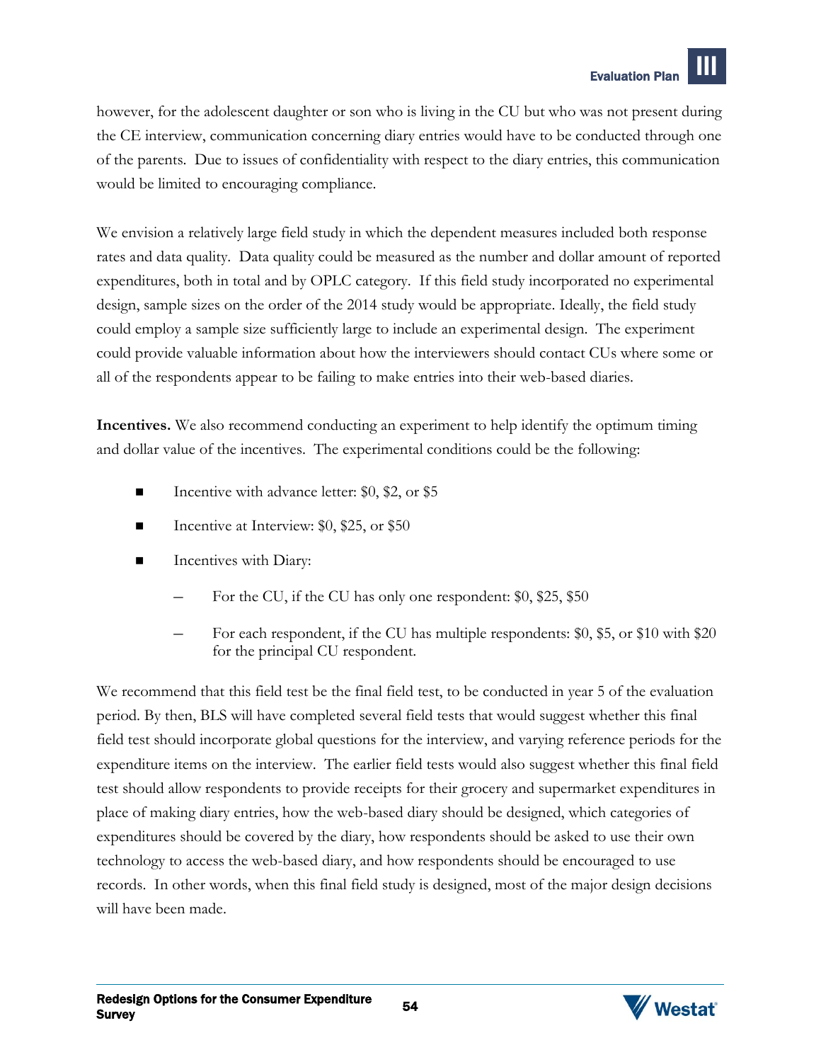however, for the adolescent daughter or son who is living in the CU but who was not present during the CE interview, communication concerning diary entries would have to be conducted through one of the parents. Due to issues of confidentiality with respect to the diary entries, this communication would be limited to encouraging compliance.

We envision a relatively large field study in which the dependent measures included both response rates and data quality. Data quality could be measured as the number and dollar amount of reported expenditures, both in total and by OPLC category. If this field study incorporated no experimental design, sample sizes on the order of the 2014 study would be appropriate. Ideally, the field study could employ a sample size sufficiently large to include an experimental design. The experiment could provide valuable information about how the interviewers should contact CUs where some or all of the respondents appear to be failing to make entries into their web-based diaries.

**Incentives.** We also recommend conducting an experiment to help identify the optimum timing and dollar value of the incentives. The experimental conditions could be the following:

- Incentive with advance letter: $0, $2, or $5
- Incentive at Interview: $0, $25, or $50
- Incentives with Diary:
  - For the CU, if the CU has only one respondent: $0, $25, $50
  - For each respondent, if the CU has multiple respondents: $0, $5, or $10 with $20 for the principal CU respondent.

We recommend that this field test be the final field test, to be conducted in year 5 of the evaluation period. By then, BLS will have completed several field tests that would suggest whether this final field test should incorporate global questions for the interview, and varying reference periods for the expenditure items on the interview. The earlier field tests would also suggest whether this final field test should allow respondents to provide receipts for their grocery and supermarket expenditures in place of making diary entries, how the web-based diary should be designed, which categories of expenditures should be covered by the diary, how respondents should be asked to use their own technology to access the web-based diary, and how respondents should be encouraged to use records. In other words, when this final field study is designed, most of the major design decisions will have been made.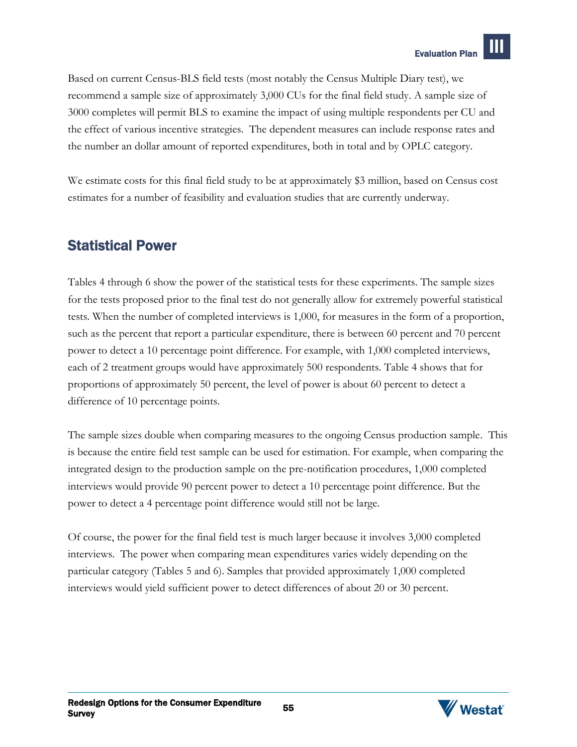Based on current Census-BLS field tests (most notably the Census Multiple Diary test), we recommend a sample size of approximately 3,000 CUs for the final field study. A sample size of 3000 completes will permit BLS to examine the impact of using multiple respondents per CU and the effect of various incentive strategies. The dependent measures can include response rates and the number an dollar amount of reported expenditures, both in total and by OPLC category.

We estimate costs for this final field study to be at approximately $3 million, based on Census cost estimates for a number of feasibility and evaluation studies that are currently underway.

## Statistical Power

Tables 4 through 6 show the power of the statistical tests for these experiments. The sample sizes for the tests proposed prior to the final test do not generally allow for extremely powerful statistical tests. When the number of completed interviews is 1,000, for measures in the form of a proportion, such as the percent that report a particular expenditure, there is between 60 percent and 70 percent power to detect a 10 percentage point difference. For example, with 1,000 completed interviews, each of 2 treatment groups would have approximately 500 respondents. Table 4 shows that for proportions of approximately 50 percent, the level of power is about 60 percent to detect a difference of 10 percentage points.

The sample sizes double when comparing measures to the ongoing Census production sample. This is because the entire field test sample can be used for estimation. For example, when comparing the integrated design to the production sample on the pre-notification procedures, 1,000 completed interviews would provide 90 percent power to detect a 10 percentage point difference. But the power to detect a 4 percentage point difference would still not be large.

Of course, the power for the final field test is much larger because it involves 3,000 completed interviews. The power when comparing mean expenditures varies widely depending on the particular category (Tables 5 and 6). Samples that provided approximately 1,000 completed interviews would yield sufficient power to detect differences of about 20 or 30 percent.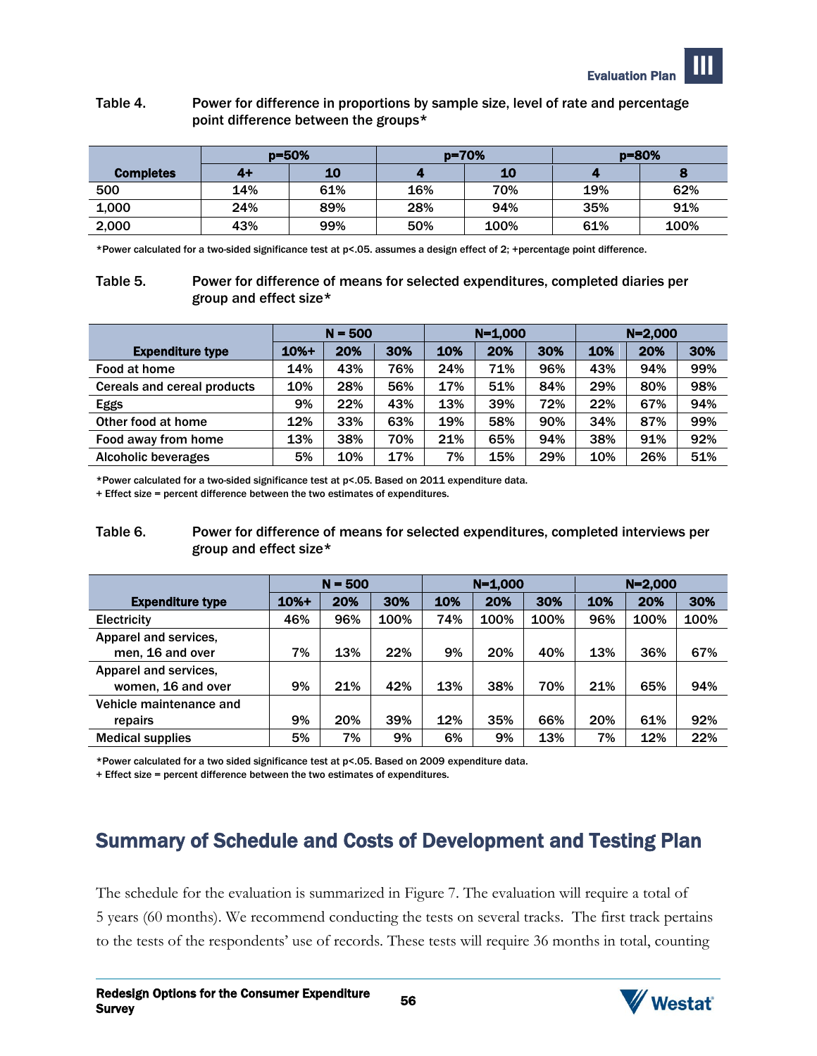Table 4. Power for difference in proportions by sample size, level of rate and percentage point difference between the groups*

| Completes | p=50% | | p=70% | | p=80% | |
|---|---|---|---|---|---|---|
| | 4+ | 10 | 4 | 10 | 4 | 8 |
| 500 | 14% | 61% | 16% | 70% | 19% | 62% |
| 1,000 | 24% | 89% | 28% | 94% | 35% | 91% |
| 2,000 | 43% | 99% | 50% | 100% | 61% | 100% |

*Power calculated for a two-sided significance test at p<.05. assumes a design effect of 2; +percentage point difference.

Table 5. Power for difference of means for selected expenditures, completed diaries per group and effect size*

| Expenditure type | N = 500 | | | N=1,000 | | | N=2,000 | | |
|---|---|---|---|---|---|---|---|---|---|
| | 10%+ | 20% | 30% | 10% | 20% | 30% | 10% | 20% | 30% |
| Food at home | 14% | 43% | 76% | 24% | 71% | 96% | 43% | 94% | 99% |
| Cereals and cereal products | 10% | 28% | 56% | 17% | 51% | 84% | 29% | 80% | 98% |
| Eggs | 9% | 22% | 43% | 13% | 39% | 72% | 22% | 67% | 94% |
| Other food at home | 12% | 33% | 63% | 19% | 58% | 90% | 34% | 87% | 99% |
| Food away from home | 13% | 38% | 70% | 21% | 65% | 94% | 38% | 91% | 92% |
| Alcoholic beverages | 5% | 10% | 17% | 7% | 15% | 29% | 10% | 26% | 51% |

*Power calculated for a two-sided significance test at p<.05. Based on 2011 expenditure data.
+ Effect size = percent difference between the two estimates of expenditures.

Table 6. Power for difference of means for selected expenditures, completed interviews per group and effect size*

| Expenditure type | N = 500 | | | N=1,000 | | | N=2,000 | | |
|---|---|---|---|---|---|---|---|---|---|
| | 10%+ | 20% | 30% | 10% | 20% | 30% | 10% | 20% | 30% |
| Electricity | 46% | 96% | 100% | 74% | 100% | 100% | 96% | 100% | 100% |
| Apparel and services, men, 16 and over | 7% | 13% | 22% | 9% | 20% | 40% | 13% | 36% | 67% |
| Apparel and services, women, 16 and over | 9% | 21% | 42% | 13% | 38% | 70% | 21% | 65% | 94% |
| Vehicle maintenance and repairs | 9% | 20% | 39% | 12% | 35% | 66% | 20% | 61% | 92% |
| Medical supplies | 5% | 7% | 9% | 6% | 9% | 13% | 7% | 12% | 22% |

*Power calculated for a two sided significance test at p<.05. Based on 2009 expenditure data.
+ Effect size = percent difference between the two estimates of expenditures.

## Summary of Schedule and Costs of Development and Testing Plan

The schedule for the evaluation is summarized in Figure 7. The evaluation will require a total of 5 years (60 months). We recommend conducting the tests on several tracks. The first track pertains to the tests of the respondents' use of records. These tests will require 36 months in total, counting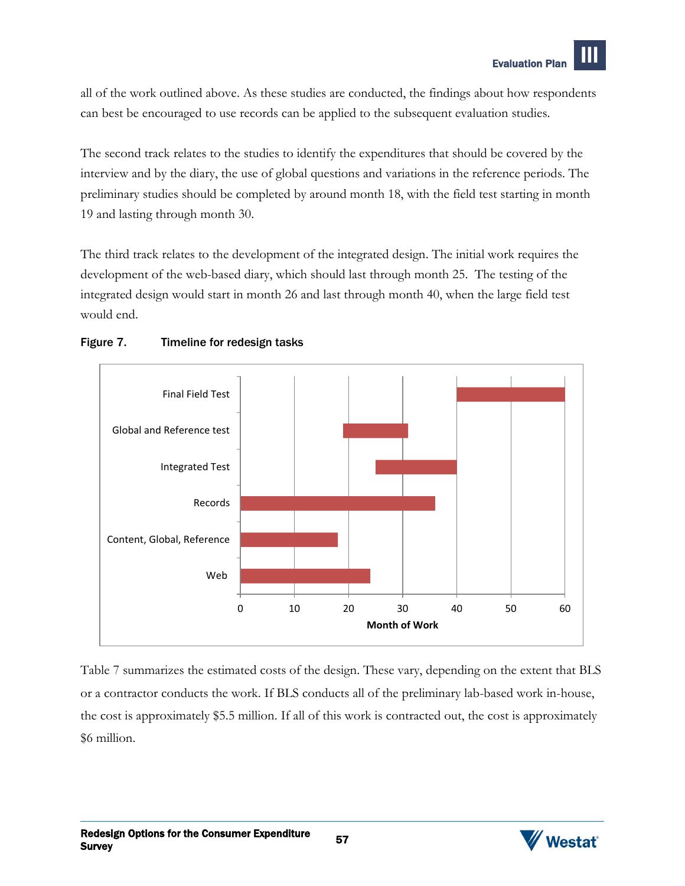all of the work outlined above. As these studies are conducted, the findings about how respondents can best be encouraged to use records can be applied to the subsequent evaluation studies.

The second track relates to the studies to identify the expenditures that should be covered by the interview and by the diary, the use of global questions and variations in the reference periods. The preliminary studies should be completed by around month 18, with the field test starting in month 19 and lasting through month 30.

The third track relates to the development of the integrated design. The initial work requires the development of the web-based diary, which should last through month 25. The testing of the integrated design would start in month 26 and last through month 40, when the large field test would end.

**Figure 7. Timeline for redesign tasks**

| Task | Start month | End month |
|---|---|---|
| Final Field Test | 40 | 60 |
| Global and Reference test | 19 | 31 |
| Integrated Test | 25 | 40 |
| Records | 0 | 36 |
| Content, Global, Reference | 0 | 18 |
| Web | 0 | 24 |

Month of Work

Table 7 summarizes the estimated costs of the design. These vary, depending on the extent that BLS or a contractor conducts the work. If BLS conducts all of the preliminary lab-based work in-house, the cost is approximately $5.5 million. If all of this work is contracted out, the cost is approximately $6 million.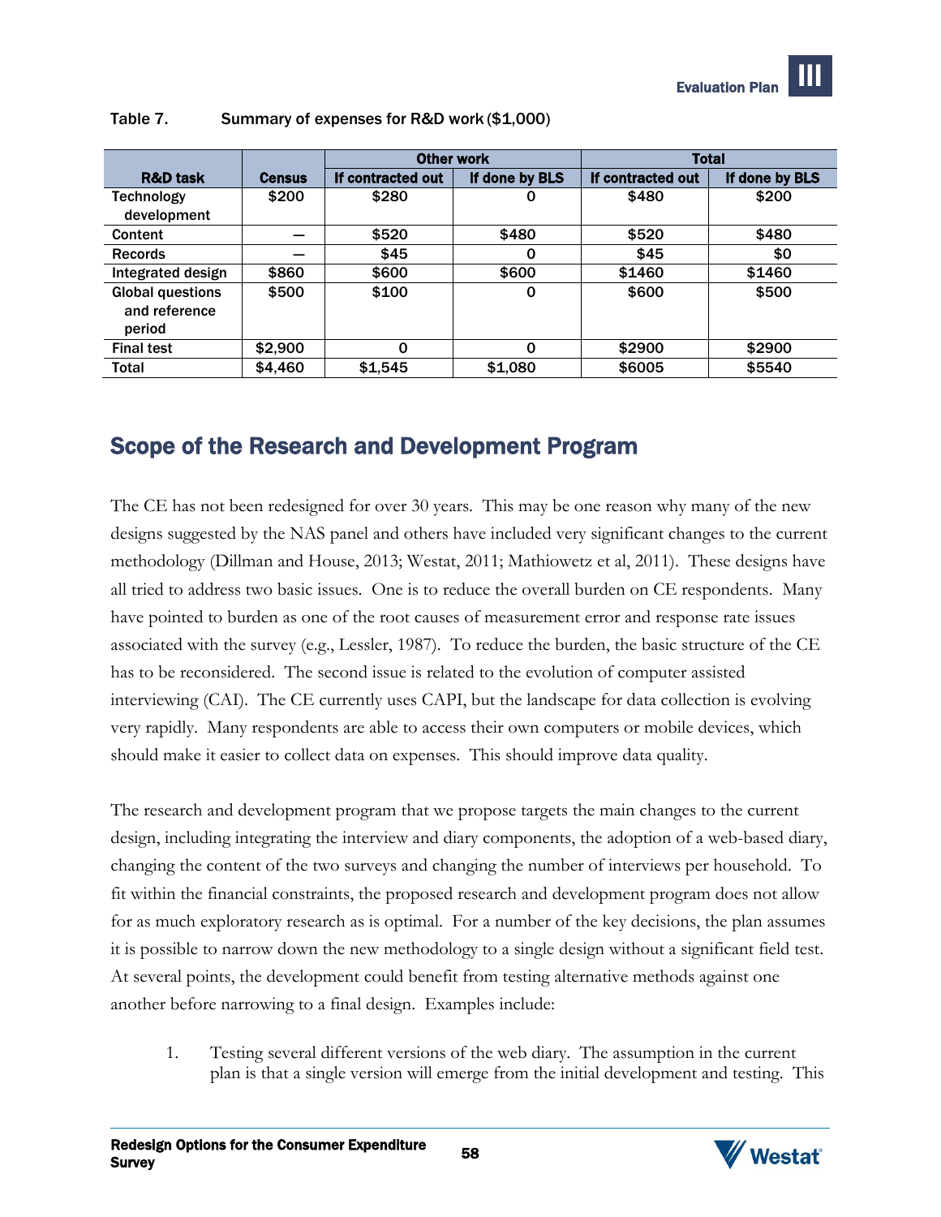Table 7. Summary of expenses for R&D work ($1,000)

| R&D task | Census | Other work | | Total | |
|---|---|---|---|---|---|
| | | If contracted out | If done by BLS | If contracted out | If done by BLS |
| Technology development | $200 | $280 | 0 | $480 | $200 |
| Content | — | $520 | $480 | $520 | $480 |
| Records | — | $45 | 0 | $45 | $0 |
| Integrated design | $860 | $600 | $600 | $1460 | $1460 |
| Global questions and reference period | $500 | $100 | 0 | $600 | $500 |
| Final test | $2,900 | 0 | 0 | $2900 | $2900 |
| Total | $4,460 | $1,545 | $1,080 | $6005 | $5540 |

## Scope of the Research and Development Program

The CE has not been redesigned for over 30 years. This may be one reason why many of the new designs suggested by the NAS panel and others have included very significant changes to the current methodology (Dillman and House, 2013; Westat, 2011; Mathiowetz et al, 2011). These designs have all tried to address two basic issues. One is to reduce the overall burden on CE respondents. Many have pointed to burden as one of the root causes of measurement error and response rate issues associated with the survey (e.g., Lessler, 1987). To reduce the burden, the basic structure of the CE has to be reconsidered. The second issue is related to the evolution of computer assisted interviewing (CAI). The CE currently uses CAPI, but the landscape for data collection is evolving very rapidly. Many respondents are able to access their own computers or mobile devices, which should make it easier to collect data on expenses. This should improve data quality.

The research and development program that we propose targets the main changes to the current design, including integrating the interview and diary components, the adoption of a web-based diary, changing the content of the two surveys and changing the number of interviews per household. To fit within the financial constraints, the proposed research and development program does not allow for as much exploratory research as is optimal. For a number of the key decisions, the plan assumes it is possible to narrow down the new methodology to a single design without a significant field test. At several points, the development could benefit from testing alternative methods against one another before narrowing to a final design. Examples include:

1. Testing several different versions of the web diary. The assumption in the current plan is that a single version will emerge from the initial development and testing. This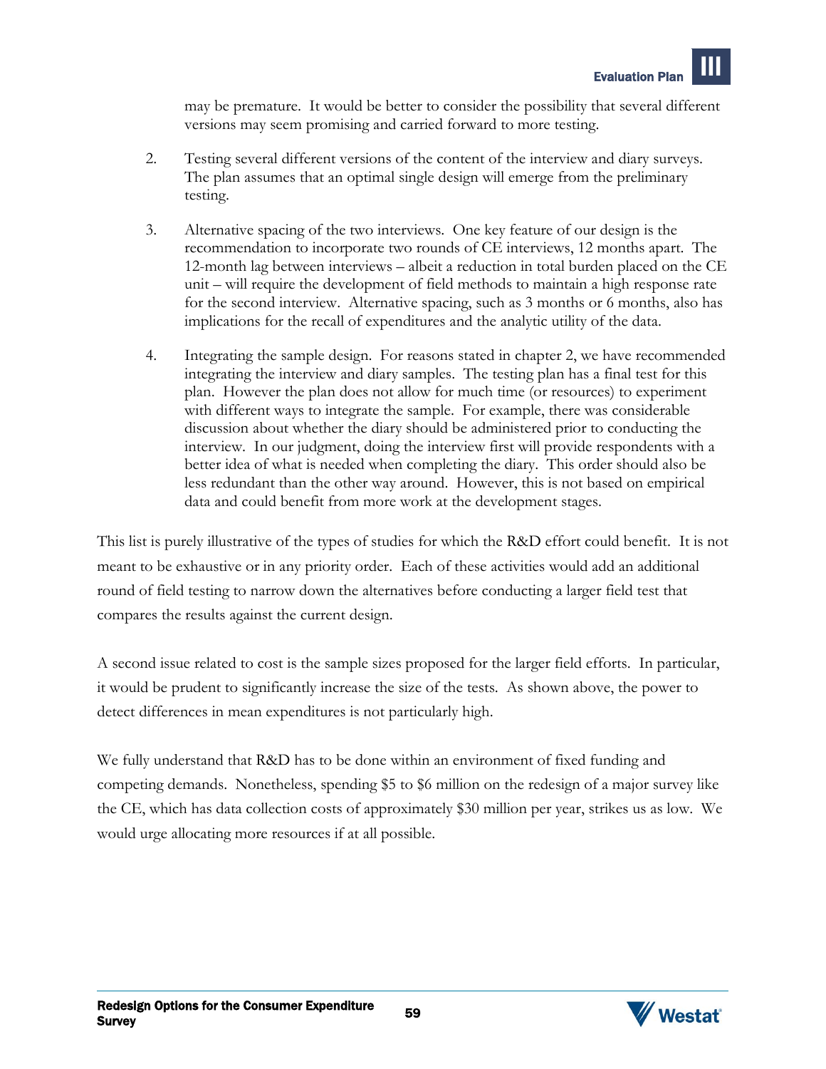may be premature. It would be better to consider the possibility that several different versions may seem promising and carried forward to more testing.

2. Testing several different versions of the content of the interview and diary surveys. The plan assumes that an optimal single design will emerge from the preliminary testing.

3. Alternative spacing of the two interviews. One key feature of our design is the recommendation to incorporate two rounds of CE interviews, 12 months apart. The 12-month lag between interviews – albeit a reduction in total burden placed on the CE unit – will require the development of field methods to maintain a high response rate for the second interview. Alternative spacing, such as 3 months or 6 months, also has implications for the recall of expenditures and the analytic utility of the data.

4. Integrating the sample design. For reasons stated in chapter 2, we have recommended integrating the interview and diary samples. The testing plan has a final test for this plan. However the plan does not allow for much time (or resources) to experiment with different ways to integrate the sample. For example, there was considerable discussion about whether the diary should be administered prior to conducting the interview. In our judgment, doing the interview first will provide respondents with a better idea of what is needed when completing the diary. This order should also be less redundant than the other way around. However, this is not based on empirical data and could benefit from more work at the development stages.

This list is purely illustrative of the types of studies for which the R&D effort could benefit. It is not meant to be exhaustive or in any priority order. Each of these activities would add an additional round of field testing to narrow down the alternatives before conducting a larger field test that compares the results against the current design.

A second issue related to cost is the sample sizes proposed for the larger field efforts. In particular, it would be prudent to significantly increase the size of the tests. As shown above, the power to detect differences in mean expenditures is not particularly high.

We fully understand that R&D has to be done within an environment of fixed funding and competing demands. Nonetheless, spending $5 to $6 million on the redesign of a major survey like the CE, which has data collection costs of approximately $30 million per year, strikes us as low. We would urge allocating more resources if at all possible.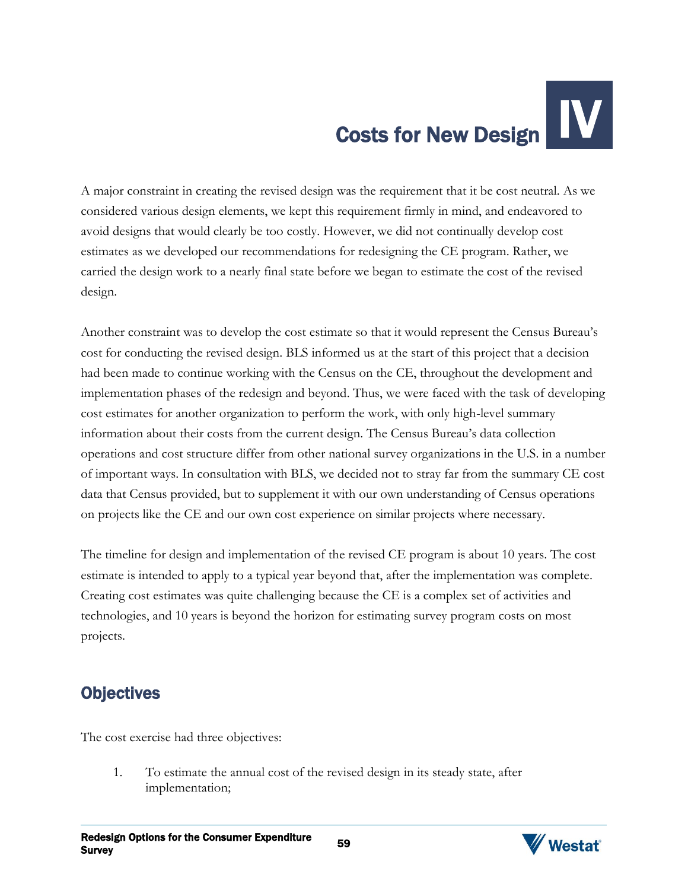# IV Costs for New Design

A major constraint in creating the revised design was the requirement that it be cost neutral. As we considered various design elements, we kept this requirement firmly in mind, and endeavored to avoid designs that would clearly be too costly. However, we did not continually develop cost estimates as we developed our recommendations for redesigning the CE program. Rather, we carried the design work to a nearly final state before we began to estimate the cost of the revised design.

Another constraint was to develop the cost estimate so that it would represent the Census Bureau's cost for conducting the revised design. BLS informed us at the start of this project that a decision had been made to continue working with the Census on the CE, throughout the development and implementation phases of the redesign and beyond. Thus, we were faced with the task of developing cost estimates for another organization to perform the work, with only high-level summary information about their costs from the current design. The Census Bureau's data collection operations and cost structure differ from other national survey organizations in the U.S. in a number of important ways. In consultation with BLS, we decided not to stray far from the summary CE cost data that Census provided, but to supplement it with our own understanding of Census operations on projects like the CE and our own cost experience on similar projects where necessary.

The timeline for design and implementation of the revised CE program is about 10 years. The cost estimate is intended to apply to a typical year beyond that, after the implementation was complete. Creating cost estimates was quite challenging because the CE is a complex set of activities and technologies, and 10 years is beyond the horizon for estimating survey program costs on most projects.

## Objectives

The cost exercise had three objectives:

1. To estimate the annual cost of the revised design in its steady state, after implementation;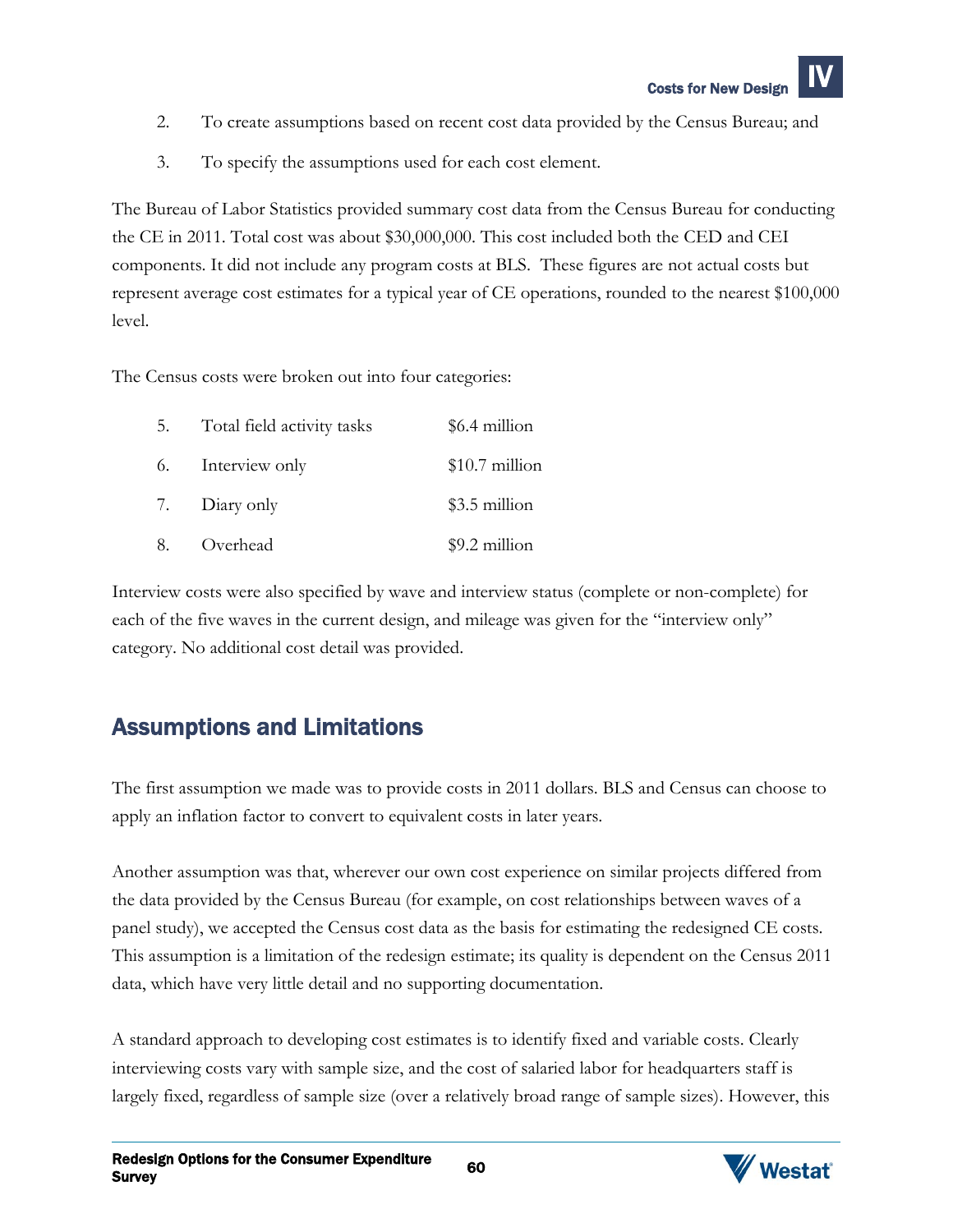2. To create assumptions based on recent cost data provided by the Census Bureau; and

3. To specify the assumptions used for each cost element.

The Bureau of Labor Statistics provided summary cost data from the Census Bureau for conducting the CE in 2011. Total cost was about $30,000,000. This cost included both the CED and CEI components. It did not include any program costs at BLS. These figures are not actual costs but represent average cost estimates for a typical year of CE operations, rounded to the nearest $100,000 level.

The Census costs were broken out into four categories:

| | | |
|---|---|---|
| 5. | Total field activity tasks | $6.4 million |
| 6. | Interview only | $10.7 million |
| 7. | Diary only | $3.5 million |
| 8. | Overhead | $9.2 million |

Interview costs were also specified by wave and interview status (complete or non-complete) for each of the five waves in the current design, and mileage was given for the "interview only" category. No additional cost detail was provided.

## Assumptions and Limitations

The first assumption we made was to provide costs in 2011 dollars. BLS and Census can choose to apply an inflation factor to convert to equivalent costs in later years.

Another assumption was that, wherever our own cost experience on similar projects differed from the data provided by the Census Bureau (for example, on cost relationships between waves of a panel study), we accepted the Census cost data as the basis for estimating the redesigned CE costs. This assumption is a limitation of the redesign estimate; its quality is dependent on the Census 2011 data, which have very little detail and no supporting documentation.

A standard approach to developing cost estimates is to identify fixed and variable costs. Clearly interviewing costs vary with sample size, and the cost of salaried labor for headquarters staff is largely fixed, regardless of sample size (over a relatively broad range of sample sizes). However, this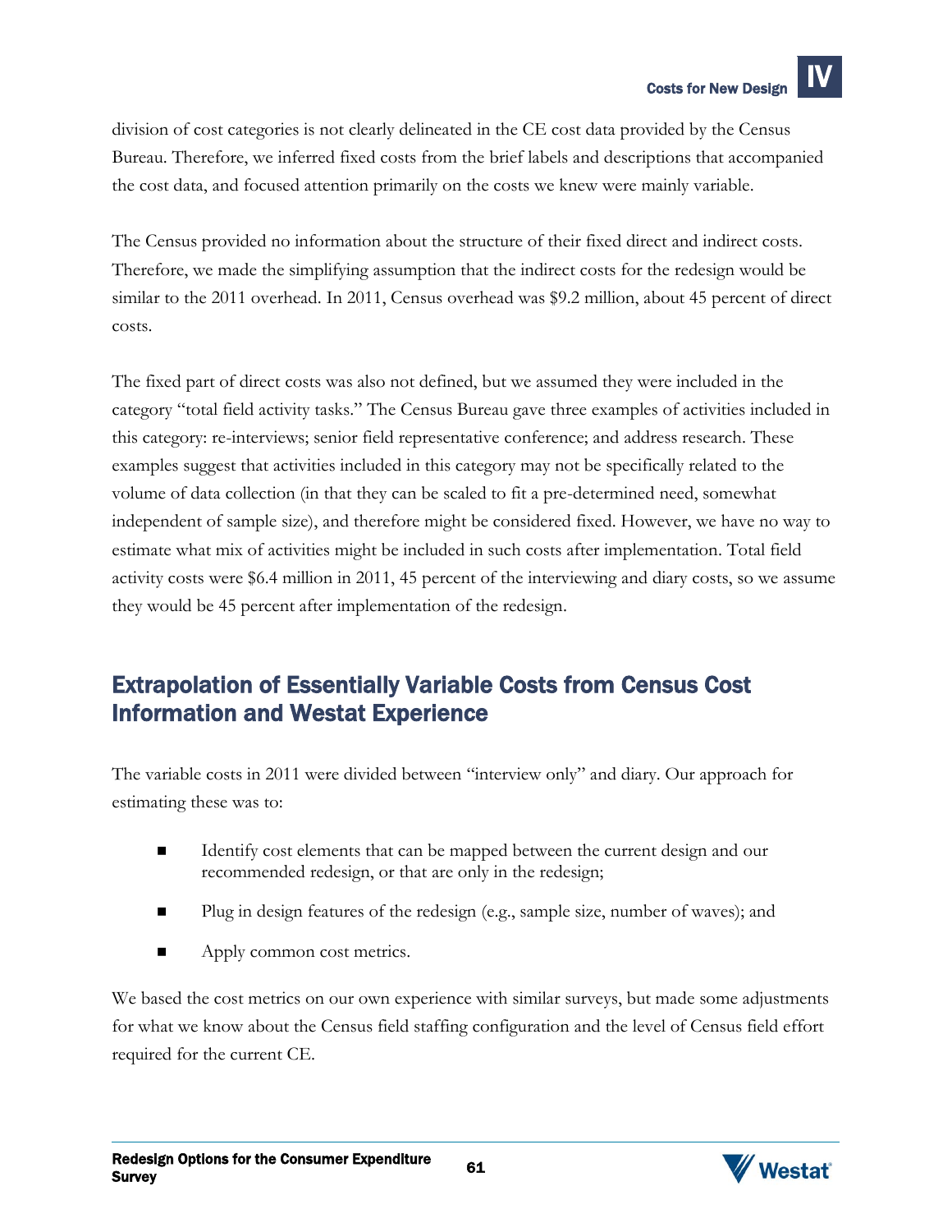division of cost categories is not clearly delineated in the CE cost data provided by the Census Bureau. Therefore, we inferred fixed costs from the brief labels and descriptions that accompanied the cost data, and focused attention primarily on the costs we knew were mainly variable.

The Census provided no information about the structure of their fixed direct and indirect costs. Therefore, we made the simplifying assumption that the indirect costs for the redesign would be similar to the 2011 overhead. In 2011, Census overhead was $9.2 million, about 45 percent of direct costs.

The fixed part of direct costs was also not defined, but we assumed they were included in the category "total field activity tasks." The Census Bureau gave three examples of activities included in this category: re-interviews; senior field representative conference; and address research. These examples suggest that activities included in this category may not be specifically related to the volume of data collection (in that they can be scaled to fit a pre-determined need, somewhat independent of sample size), and therefore might be considered fixed. However, we have no way to estimate what mix of activities might be included in such costs after implementation. Total field activity costs were $6.4 million in 2011, 45 percent of the interviewing and diary costs, so we assume they would be 45 percent after implementation of the redesign.

## Extrapolation of Essentially Variable Costs from Census Cost Information and Westat Experience

The variable costs in 2011 were divided between "interview only" and diary. Our approach for estimating these was to:

- Identify cost elements that can be mapped between the current design and our recommended redesign, or that are only in the redesign;
- Plug in design features of the redesign (e.g., sample size, number of waves); and
- Apply common cost metrics.

We based the cost metrics on our own experience with similar surveys, but made some adjustments for what we know about the Census field staffing configuration and the level of Census field effort required for the current CE.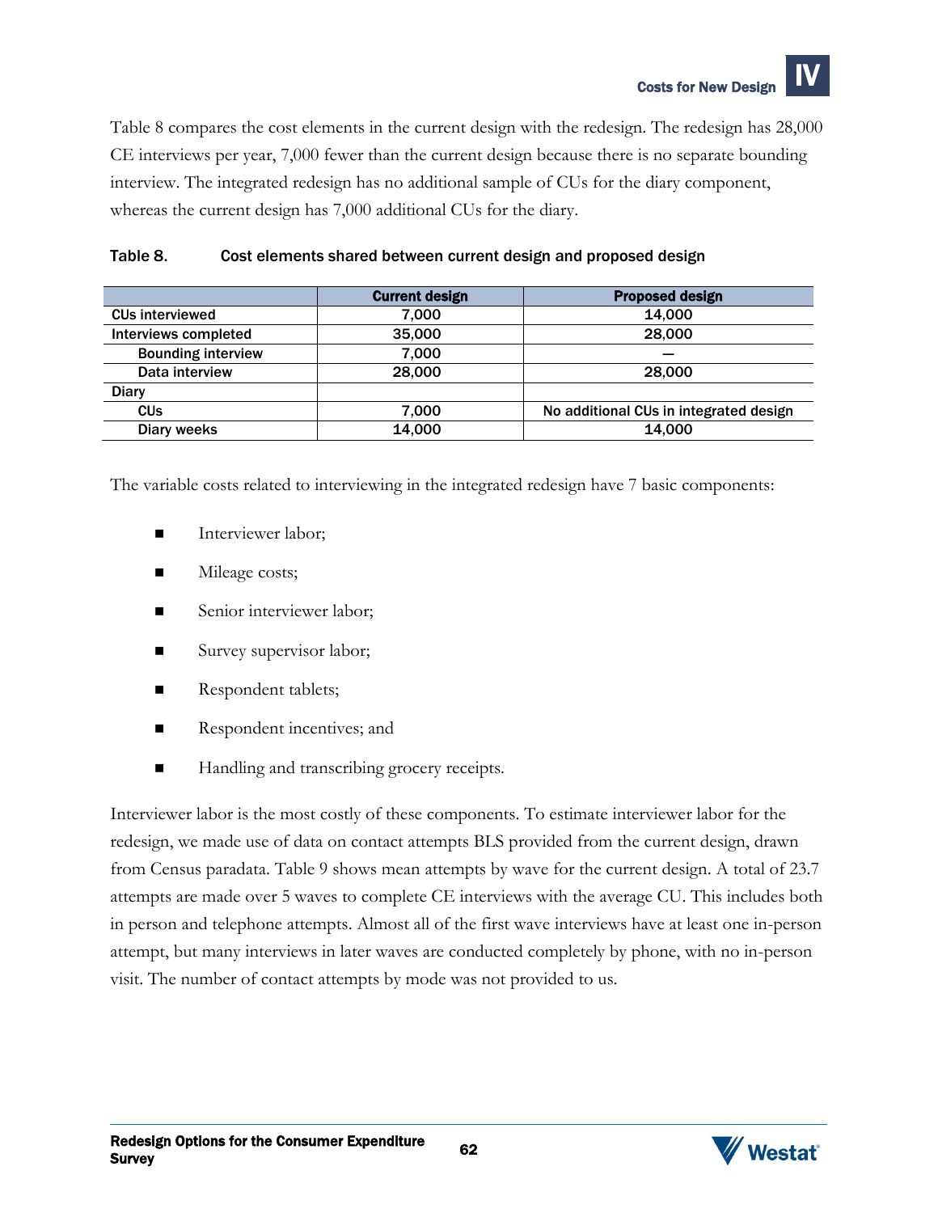Table 8 compares the cost elements in the current design with the redesign. The redesign has 28,000 CE interviews per year, 7,000 fewer than the current design because there is no separate bounding interview. The integrated redesign has no additional sample of CUs for the diary component, whereas the current design has 7,000 additional CUs for the diary.

**Table 8. Cost elements shared between current design and proposed design**

| | Current design | Proposed design |
|---|---|---|
| CUs interviewed | 7,000 | 14,000 |
| Interviews completed | 35,000 | 28,000 |
| Bounding interview | 7,000 | — |
| Data interview | 28,000 | 28,000 |
| Diary | | |
| CUs | 7,000 | No additional CUs in integrated design |
| Diary weeks | 14,000 | 14,000 |

The variable costs related to interviewing in the integrated redesign have 7 basic components:

- Interviewer labor;
- Mileage costs;
- Senior interviewer labor;
- Survey supervisor labor;
- Respondent tablets;
- Respondent incentives; and
- Handling and transcribing grocery receipts.

Interviewer labor is the most costly of these components. To estimate interviewer labor for the redesign, we made use of data on contact attempts BLS provided from the current design, drawn from Census paradata. Table 9 shows mean attempts by wave for the current design. A total of 23.7 attempts are made over 5 waves to complete CE interviews with the average CU. This includes both in person and telephone attempts. Almost all of the first wave interviews have at least one in-person attempt, but many interviews in later waves are conducted completely by phone, with no in-person visit. The number of contact attempts by mode was not provided to us.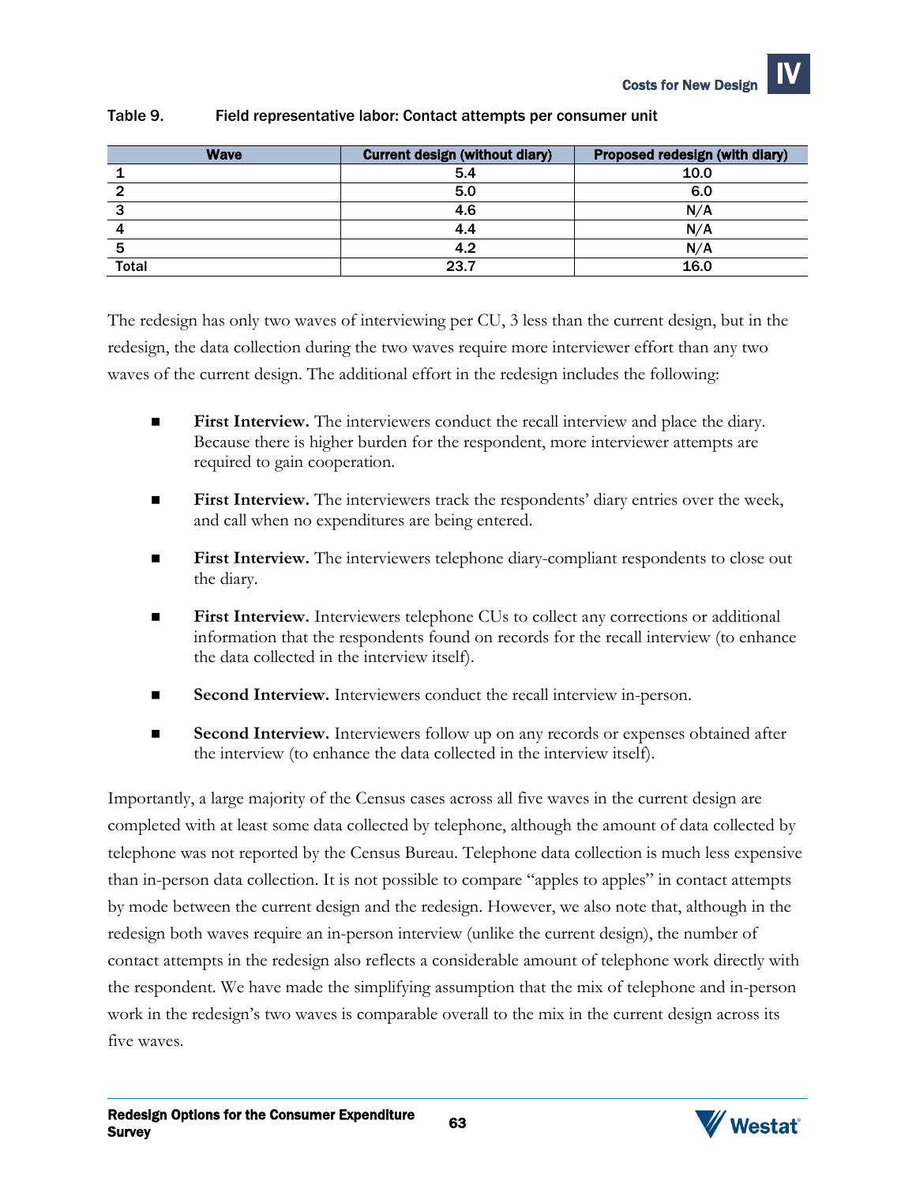Table 9. Field representative labor: Contact attempts per consumer unit

| Wave | Current design (without diary) | Proposed redesign (with diary) |
|---|---|---|
| 1 | 5.4 | 10.0 |
| 2 | 5.0 | 6.0 |
| 3 | 4.6 | N/A |
| 4 | 4.4 | N/A |
| 5 | 4.2 | N/A |
| Total | 23.7 | 16.0 |

The redesign has only two waves of interviewing per CU, 3 less than the current design, but in the redesign, the data collection during the two waves require more interviewer effort than any two waves of the current design. The additional effort in the redesign includes the following:

- **First Interview.** The interviewers conduct the recall interview and place the diary. Because there is higher burden for the respondent, more interviewer attempts are required to gain cooperation.
- **First Interview.** The interviewers track the respondents' diary entries over the week, and call when no expenditures are being entered.
- **First Interview.** The interviewers telephone diary-compliant respondents to close out the diary.
- **First Interview.** Interviewers telephone CUs to collect any corrections or additional information that the respondents found on records for the recall interview (to enhance the data collected in the interview itself).
- **Second Interview.** Interviewers conduct the recall interview in-person.
- **Second Interview.** Interviewers follow up on any records or expenses obtained after the interview (to enhance the data collected in the interview itself).

Importantly, a large majority of the Census cases across all five waves in the current design are completed with at least some data collected by telephone, although the amount of data collected by telephone was not reported by the Census Bureau. Telephone data collection is much less expensive than in-person data collection. It is not possible to compare "apples to apples" in contact attempts by mode between the current design and the redesign. However, we also note that, although in the redesign both waves require an in-person interview (unlike the current design), the number of contact attempts in the redesign also reflects a considerable amount of telephone work directly with the respondent. We have made the simplifying assumption that the mix of telephone and in-person work in the redesign's two waves is comparable overall to the mix in the current design across its five waves.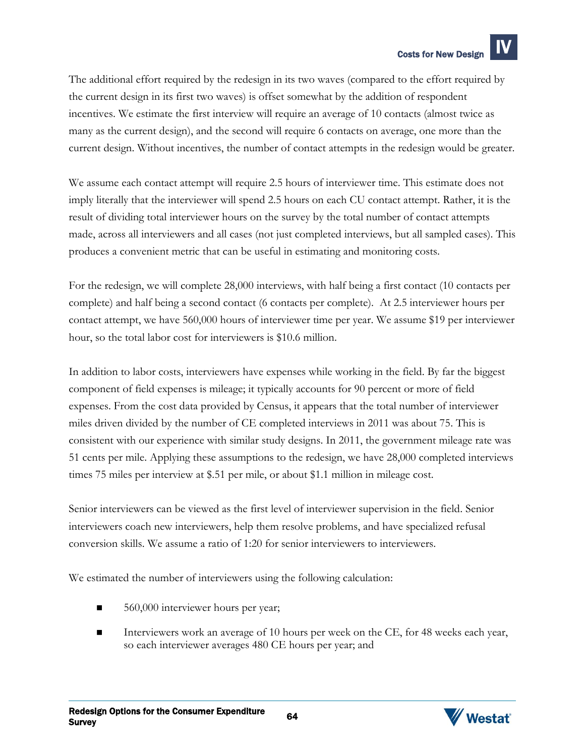The additional effort required by the redesign in its two waves (compared to the effort required by the current design in its first two waves) is offset somewhat by the addition of respondent incentives. We estimate the first interview will require an average of 10 contacts (almost twice as many as the current design), and the second will require 6 contacts on average, one more than the current design. Without incentives, the number of contact attempts in the redesign would be greater.

We assume each contact attempt will require 2.5 hours of interviewer time. This estimate does not imply literally that the interviewer will spend 2.5 hours on each CU contact attempt. Rather, it is the result of dividing total interviewer hours on the survey by the total number of contact attempts made, across all interviewers and all cases (not just completed interviews, but all sampled cases). This produces a convenient metric that can be useful in estimating and monitoring costs.

For the redesign, we will complete 28,000 interviews, with half being a first contact (10 contacts per complete) and half being a second contact (6 contacts per complete). At 2.5 interviewer hours per contact attempt, we have 560,000 hours of interviewer time per year. We assume $19 per interviewer hour, so the total labor cost for interviewers is $10.6 million.

In addition to labor costs, interviewers have expenses while working in the field. By far the biggest component of field expenses is mileage; it typically accounts for 90 percent or more of field expenses. From the cost data provided by Census, it appears that the total number of interviewer miles driven divided by the number of CE completed interviews in 2011 was about 75. This is consistent with our experience with similar study designs. In 2011, the government mileage rate was 51 cents per mile. Applying these assumptions to the redesign, we have 28,000 completed interviews times 75 miles per interview at $.51 per mile, or about $1.1 million in mileage cost.

Senior interviewers can be viewed as the first level of interviewer supervision in the field. Senior interviewers coach new interviewers, help them resolve problems, and have specialized refusal conversion skills. We assume a ratio of 1:20 for senior interviewers to interviewers.

We estimated the number of interviewers using the following calculation:

- 560,000 interviewer hours per year;
- Interviewers work an average of 10 hours per week on the CE, for 48 weeks each year, so each interviewer averages 480 CE hours per year; and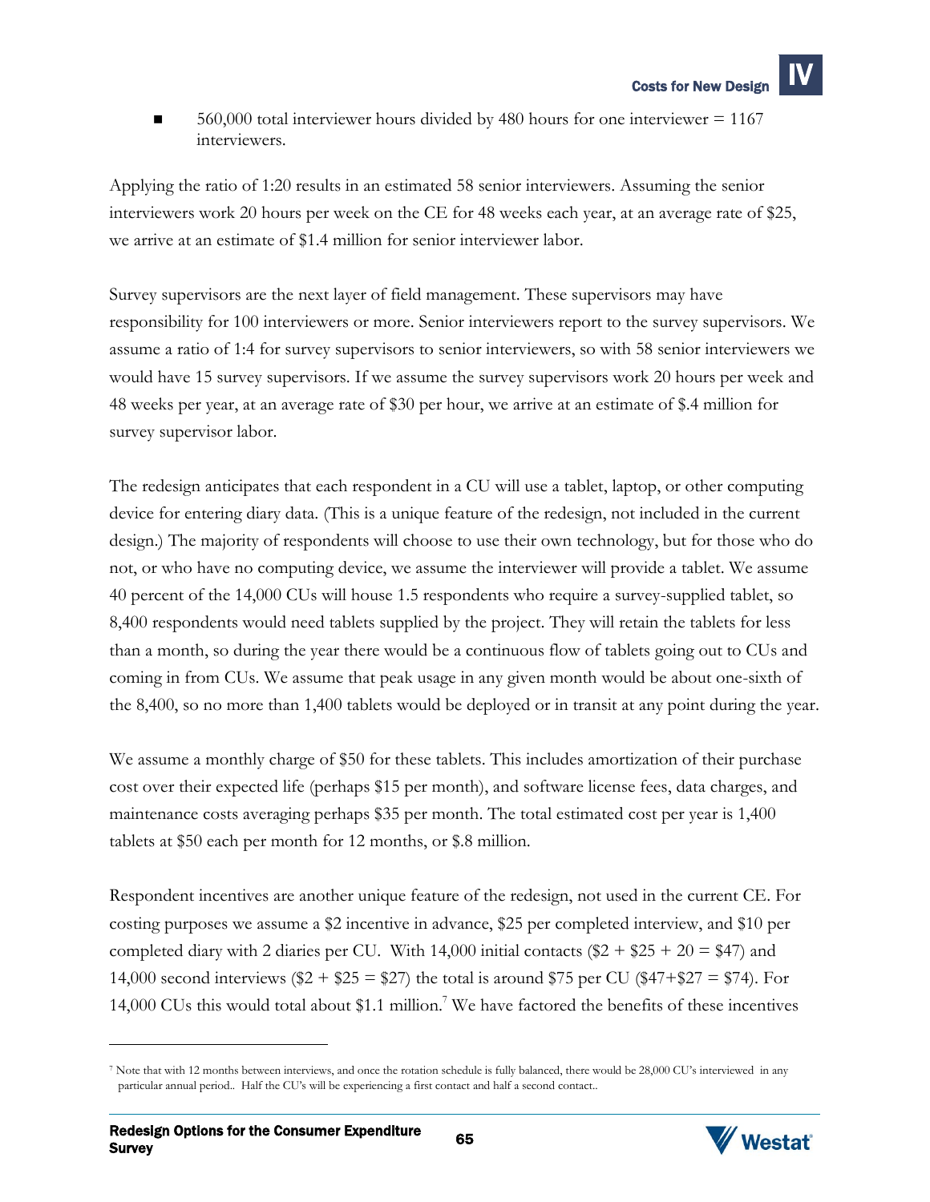- 560,000 total interviewer hours divided by 480 hours for one interviewer = 1167 interviewers.

Applying the ratio of 1:20 results in an estimated 58 senior interviewers. Assuming the senior interviewers work 20 hours per week on the CE for 48 weeks each year, at an average rate of $25, we arrive at an estimate of $1.4 million for senior interviewer labor.

Survey supervisors are the next layer of field management. These supervisors may have responsibility for 100 interviewers or more. Senior interviewers report to the survey supervisors. We assume a ratio of 1:4 for survey supervisors to senior interviewers, so with 58 senior interviewers we would have 15 survey supervisors. If we assume the survey supervisors work 20 hours per week and 48 weeks per year, at an average rate of $30 per hour, we arrive at an estimate of $.4 million for survey supervisor labor.

The redesign anticipates that each respondent in a CU will use a tablet, laptop, or other computing device for entering diary data. (This is a unique feature of the redesign, not included in the current design.) The majority of respondents will choose to use their own technology, but for those who do not, or who have no computing device, we assume the interviewer will provide a tablet. We assume 40 percent of the 14,000 CUs will house 1.5 respondents who require a survey-supplied tablet, so 8,400 respondents would need tablets supplied by the project. They will retain the tablets for less than a month, so during the year there would be a continuous flow of tablets going out to CUs and coming in from CUs. We assume that peak usage in any given month would be about one-sixth of the 8,400, so no more than 1,400 tablets would be deployed or in transit at any point during the year.

We assume a monthly charge of $50 for these tablets. This includes amortization of their purchase cost over their expected life (perhaps $15 per month), and software license fees, data charges, and maintenance costs averaging perhaps $35 per month. The total estimated cost per year is 1,400 tablets at $50 each per month for 12 months, or $.8 million.

Respondent incentives are another unique feature of the redesign, not used in the current CE. For costing purposes we assume a $2 incentive in advance, $25 per completed interview, and $10 per completed diary with 2 diaries per CU. With 14,000 initial contacts ($2 + $25 + 20 = $47) and 14,000 second interviews ($2 + $25 = $27) the total is around $75 per CU ($47+$27 = $74). For 14,000 CUs this would total about $1.1 million.[7] We have factored the benefits of these incentives

---

[7] Note that with 12 months between interviews, and once the rotation schedule is fully balanced, there would be 28,000 CU's interviewed in any particular annual period.. Half the CU's will be experiencing a first contact and half a second contact..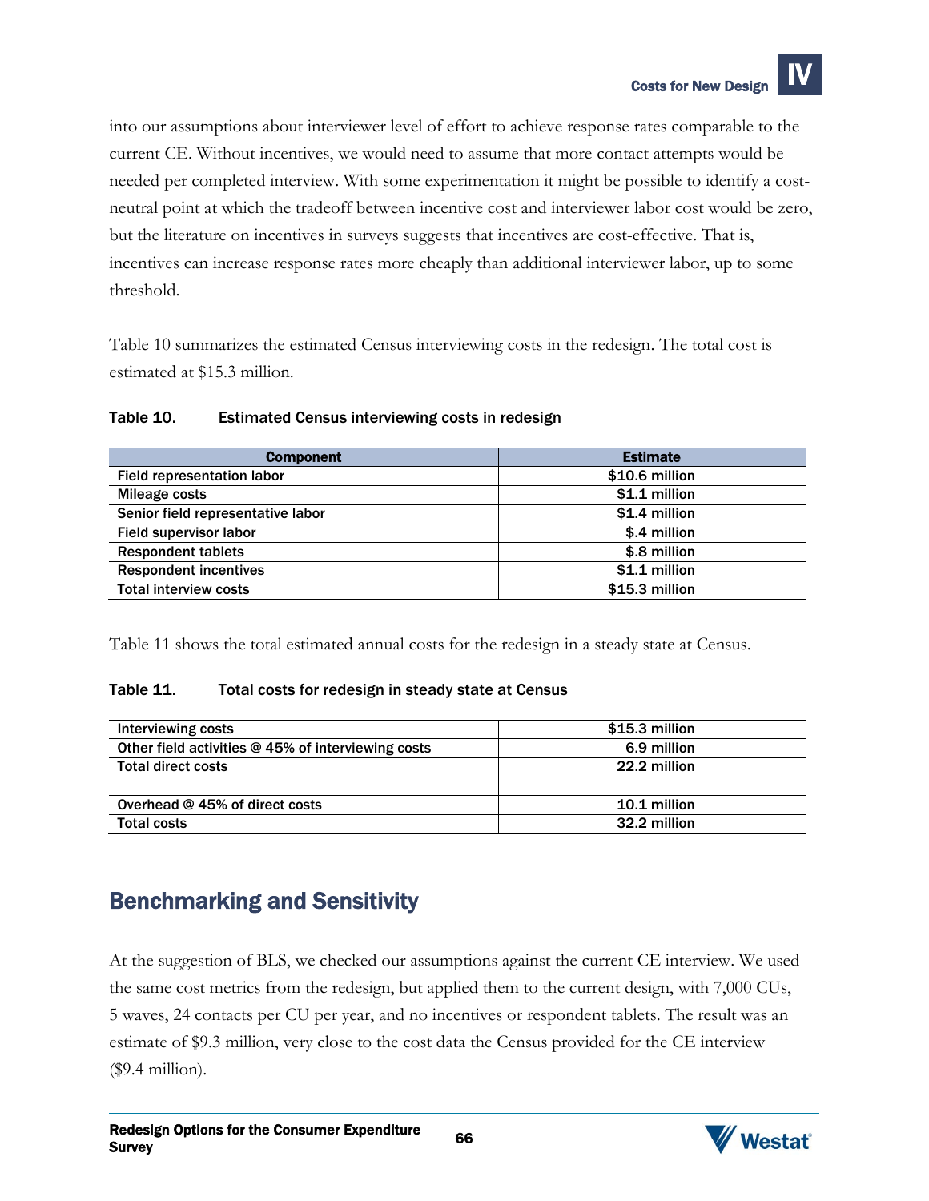into our assumptions about interviewer level of effort to achieve response rates comparable to the current CE. Without incentives, we would need to assume that more contact attempts would be needed per completed interview. With some experimentation it might be possible to identify a cost-neutral point at which the tradeoff between incentive cost and interviewer labor cost would be zero, but the literature on incentives in surveys suggests that incentives are cost-effective. That is, incentives can increase response rates more cheaply than additional interviewer labor, up to some threshold.

Table 10 summarizes the estimated Census interviewing costs in the redesign. The total cost is estimated at $15.3 million.

**Table 10. Estimated Census interviewing costs in redesign**

| Component | Estimate |
|---|---|
| Field representation labor | $10.6 million |
| Mileage costs | $1.1 million |
| Senior field representative labor | $1.4 million |
| Field supervisor labor | $.4 million |
| Respondent tablets | $.8 million |
| Respondent incentives | $1.1 million |
| Total interview costs | $15.3 million |

Table 11 shows the total estimated annual costs for the redesign in a steady state at Census.

**Table 11. Total costs for redesign in steady state at Census**

| | |
|---|---|
| Interviewing costs | $15.3 million |
| Other field activities @ 45% of interviewing costs | 6.9 million |
| Total direct costs | 22.2 million |
| | |
| Overhead @ 45% of direct costs | 10.1 million |
| Total costs | 32.2 million |

## Benchmarking and Sensitivity

At the suggestion of BLS, we checked our assumptions against the current CE interview. We used the same cost metrics from the redesign, but applied them to the current design, with 7,000 CUs, 5 waves, 24 contacts per CU per year, and no incentives or respondent tablets. The result was an estimate of $9.3 million, very close to the cost data the Census provided for the CE interview ($9.4 million).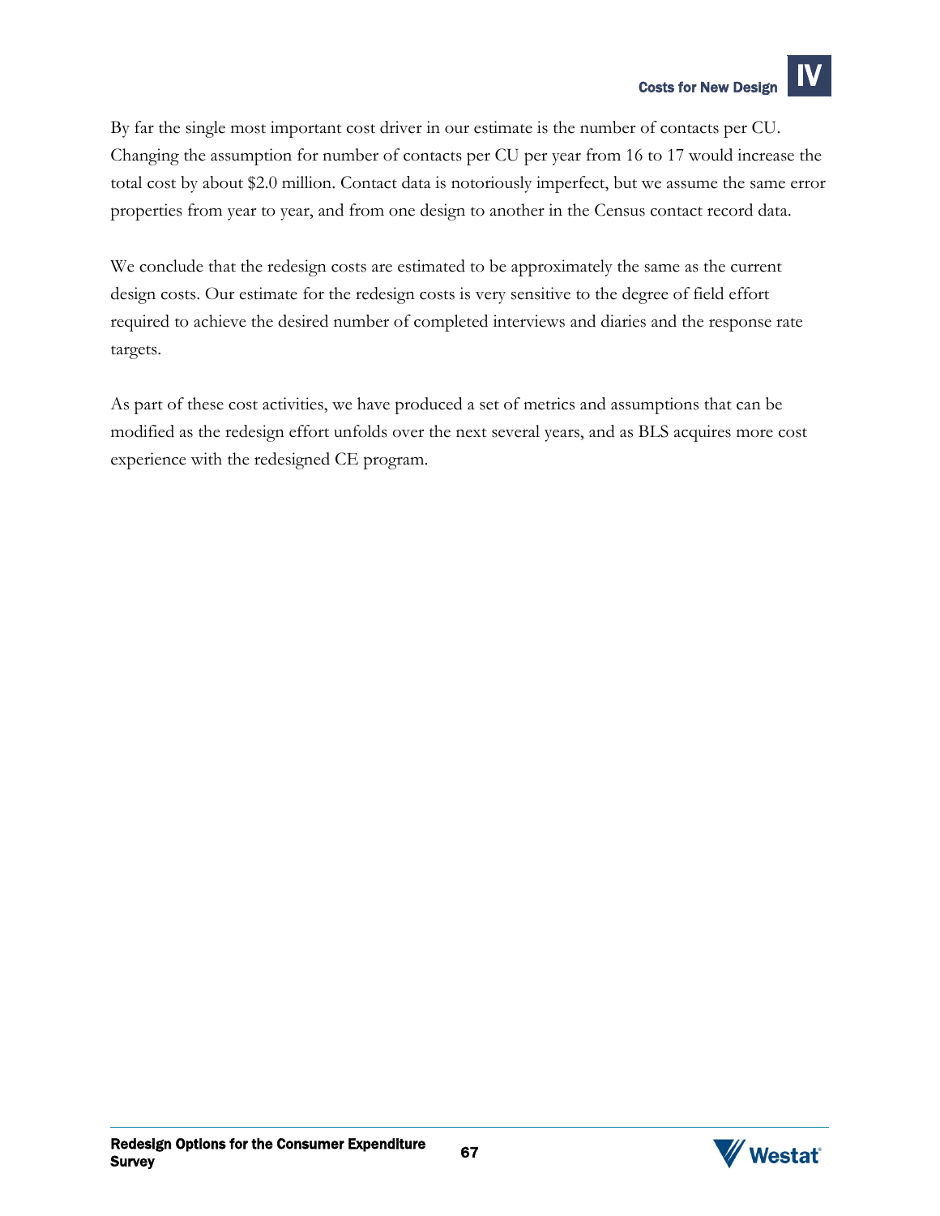By far the single most important cost driver in our estimate is the number of contacts per CU. Changing the assumption for number of contacts per CU per year from 16 to 17 would increase the total cost by about $2.0 million. Contact data is notoriously imperfect, but we assume the same error properties from year to year, and from one design to another in the Census contact record data.

We conclude that the redesign costs are estimated to be approximately the same as the current design costs. Our estimate for the redesign costs is very sensitive to the degree of field effort required to achieve the desired number of completed interviews and diaries and the response rate targets.

As part of these cost activities, we have produced a set of metrics and assumptions that can be modified as the redesign effort unfolds over the next several years, and as BLS acquires more cost experience with the redesigned CE program.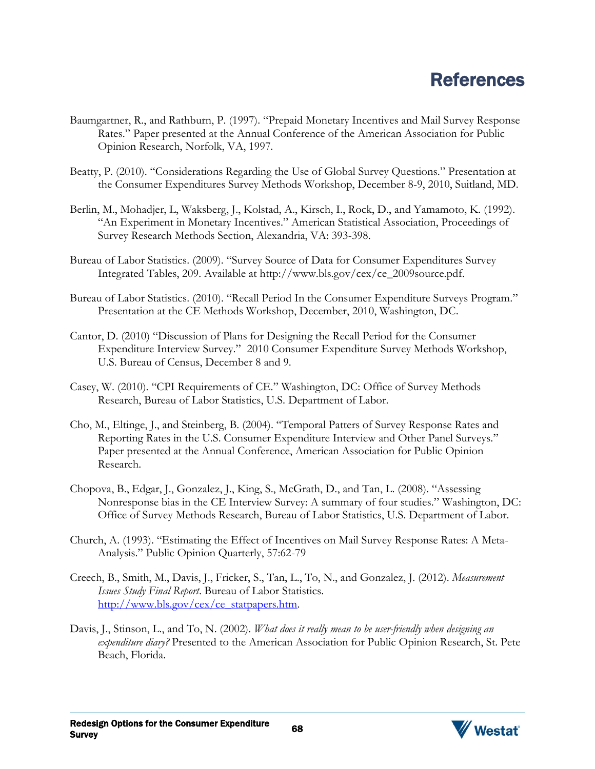# References

Baumgartner, R., and Rathburn, P. (1997). "Prepaid Monetary Incentives and Mail Survey Response Rates." Paper presented at the Annual Conference of the American Association for Public Opinion Research, Norfolk, VA, 1997.

Beatty, P. (2010). "Considerations Regarding the Use of Global Survey Questions." Presentation at the Consumer Expenditures Survey Methods Workshop, December 8-9, 2010, Suitland, MD.

Berlin, M., Mohadjer, L, Waksberg, J., Kolstad, A., Kirsch, I., Rock, D., and Yamamoto, K. (1992). "An Experiment in Monetary Incentives." American Statistical Association, Proceedings of Survey Research Methods Section, Alexandria, VA: 393-398.

Bureau of Labor Statistics. (2009). "Survey Source of Data for Consumer Expenditures Survey Integrated Tables, 209. Available at http://www.bls.gov/cex/ce_2009source.pdf.

Bureau of Labor Statistics. (2010). "Recall Period In the Consumer Expenditure Surveys Program." Presentation at the CE Methods Workshop, December, 2010, Washington, DC.

Cantor, D. (2010) "Discussion of Plans for Designing the Recall Period for the Consumer Expenditure Interview Survey." 2010 Consumer Expenditure Survey Methods Workshop, U.S. Bureau of Census, December 8 and 9.

Casey, W. (2010). "CPI Requirements of CE." Washington, DC: Office of Survey Methods Research, Bureau of Labor Statistics, U.S. Department of Labor.

Cho, M., Eltinge, J., and Steinberg, B. (2004). "Temporal Patters of Survey Response Rates and Reporting Rates in the U.S. Consumer Expenditure Interview and Other Panel Surveys." Paper presented at the Annual Conference, American Association for Public Opinion Research.

Chopova, B., Edgar, J., Gonzalez, J., King, S., McGrath, D., and Tan, L. (2008). "Assessing Nonresponse bias in the CE Interview Survey: A summary of four studies." Washington, DC: Office of Survey Methods Research, Bureau of Labor Statistics, U.S. Department of Labor.

Church, A. (1993). "Estimating the Effect of Incentives on Mail Survey Response Rates: A Meta-Analysis." Public Opinion Quarterly, 57:62-79

Creech, B., Smith, M., Davis, J., Fricker, S., Tan, L., To, N., and Gonzalez, J. (2012). *Measurement Issues Study Final Report*. Bureau of Labor Statistics. http://www.bls.gov/cex/ce_statpapers.htm.

Davis, J., Stinson, L., and To, N. (2002). *What does it really mean to be user-friendly when designing an expenditure diary?* Presented to the American Association for Public Opinion Research, St. Pete Beach, Florida.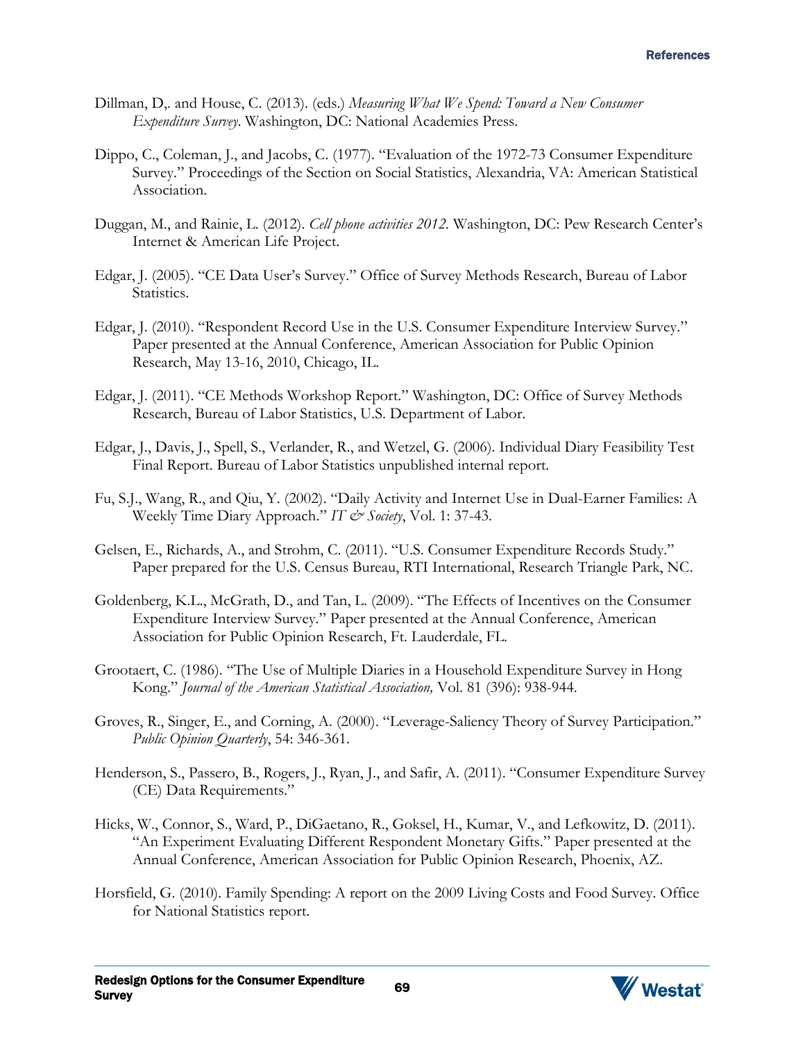Dillman, D,. and House, C. (2013). (eds.) *Measuring What We Spend: Toward a New Consumer Expenditure Survey*. Washington, DC: National Academies Press.

Dippo, C., Coleman, J., and Jacobs, C. (1977). "Evaluation of the 1972-73 Consumer Expenditure Survey." Proceedings of the Section on Social Statistics, Alexandria, VA: American Statistical Association.

Duggan, M., and Rainie, L. (2012). *Cell phone activities 2012*. Washington, DC: Pew Research Center's Internet & American Life Project.

Edgar, J. (2005). "CE Data User's Survey." Office of Survey Methods Research, Bureau of Labor Statistics.

Edgar, J. (2010). "Respondent Record Use in the U.S. Consumer Expenditure Interview Survey." Paper presented at the Annual Conference, American Association for Public Opinion Research, May 13-16, 2010, Chicago, IL.

Edgar, J. (2011). "CE Methods Workshop Report." Washington, DC: Office of Survey Methods Research, Bureau of Labor Statistics, U.S. Department of Labor.

Edgar, J., Davis, J., Spell, S., Verlander, R., and Wetzel, G. (2006). Individual Diary Feasibility Test Final Report. Bureau of Labor Statistics unpublished internal report.

Fu, S.J., Wang, R., and Qiu, Y. (2002). "Daily Activity and Internet Use in Dual-Earner Families: A Weekly Time Diary Approach." *IT & Society*, Vol. 1: 37-43.

Gelsen, E., Richards, A., and Strohm, C. (2011). "U.S. Consumer Expenditure Records Study." Paper prepared for the U.S. Census Bureau, RTI International, Research Triangle Park, NC.

Goldenberg, K.L., McGrath, D., and Tan, L. (2009). "The Effects of Incentives on the Consumer Expenditure Interview Survey." Paper presented at the Annual Conference, American Association for Public Opinion Research, Ft. Lauderdale, FL.

Grootaert, C. (1986). "The Use of Multiple Diaries in a Household Expenditure Survey in Hong Kong." *Journal of the American Statistical Association,* Vol. 81 (396): 938-944.

Groves, R., Singer, E., and Corning, A. (2000). "Leverage-Saliency Theory of Survey Participation." *Public Opinion Quarterly*, 54: 346-361.

Henderson, S., Passero, B., Rogers, J., Ryan, J., and Safir, A. (2011). "Consumer Expenditure Survey (CE) Data Requirements."

Hicks, W., Connor, S., Ward, P., DiGaetano, R., Goksel, H., Kumar, V., and Lefkowitz, D. (2011). "An Experiment Evaluating Different Respondent Monetary Gifts." Paper presented at the Annual Conference, American Association for Public Opinion Research, Phoenix, AZ.

Horsfield, G. (2010). Family Spending: A report on the 2009 Living Costs and Food Survey. Office for National Statistics report.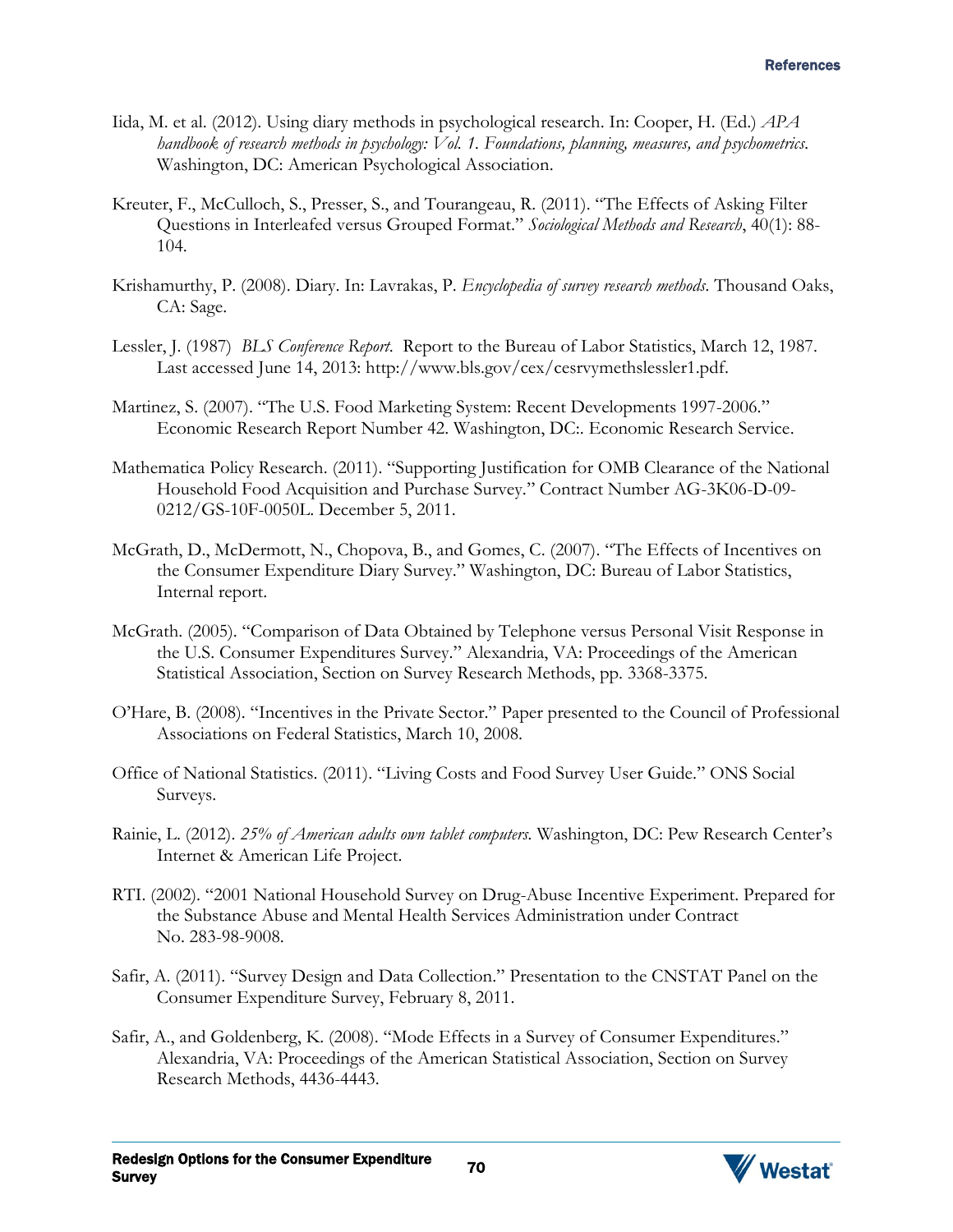Iida, M. et al. (2012). Using diary methods in psychological research. In: Cooper, H. (Ed.) *APA handbook of research methods in psychology: Vol. 1. Foundations, planning, measures, and psychometrics*. Washington, DC: American Psychological Association.

Kreuter, F., McCulloch, S., Presser, S., and Tourangeau, R. (2011). "The Effects of Asking Filter Questions in Interleafed versus Grouped Format." *Sociological Methods and Research*, 40(1): 88-104.

Krishamurthy, P. (2008). Diary. In: Lavrakas, P. *Encyclopedia of survey research methods*. Thousand Oaks, CA: Sage.

Lessler, J. (1987) *BLS Conference Report*. Report to the Bureau of Labor Statistics, March 12, 1987. Last accessed June 14, 2013: http://www.bls.gov/cex/cesrvymethslessler1.pdf.

Martinez, S. (2007). "The U.S. Food Marketing System: Recent Developments 1997-2006." Economic Research Report Number 42. Washington, DC:. Economic Research Service.

Mathematica Policy Research. (2011). "Supporting Justification for OMB Clearance of the National Household Food Acquisition and Purchase Survey." Contract Number AG-3K06-D-09-0212/GS-10F-0050L. December 5, 2011.

McGrath, D., McDermott, N., Chopova, B., and Gomes, C. (2007). "The Effects of Incentives on the Consumer Expenditure Diary Survey." Washington, DC: Bureau of Labor Statistics, Internal report.

McGrath. (2005). "Comparison of Data Obtained by Telephone versus Personal Visit Response in the U.S. Consumer Expenditures Survey." Alexandria, VA: Proceedings of the American Statistical Association, Section on Survey Research Methods, pp. 3368-3375.

O'Hare, B. (2008). "Incentives in the Private Sector." Paper presented to the Council of Professional Associations on Federal Statistics, March 10, 2008.

Office of National Statistics. (2011). "Living Costs and Food Survey User Guide." ONS Social Surveys.

Rainie, L. (2012). *25% of American adults own tablet computers.* Washington, DC: Pew Research Center's Internet & American Life Project.

RTI. (2002). "2001 National Household Survey on Drug-Abuse Incentive Experiment. Prepared for the Substance Abuse and Mental Health Services Administration under Contract No. 283-98-9008.

Safir, A. (2011). "Survey Design and Data Collection." Presentation to the CNSTAT Panel on the Consumer Expenditure Survey, February 8, 2011.

Safir, A., and Goldenberg, K. (2008). "Mode Effects in a Survey of Consumer Expenditures." Alexandria, VA: Proceedings of the American Statistical Association, Section on Survey Research Methods, 4436-4443.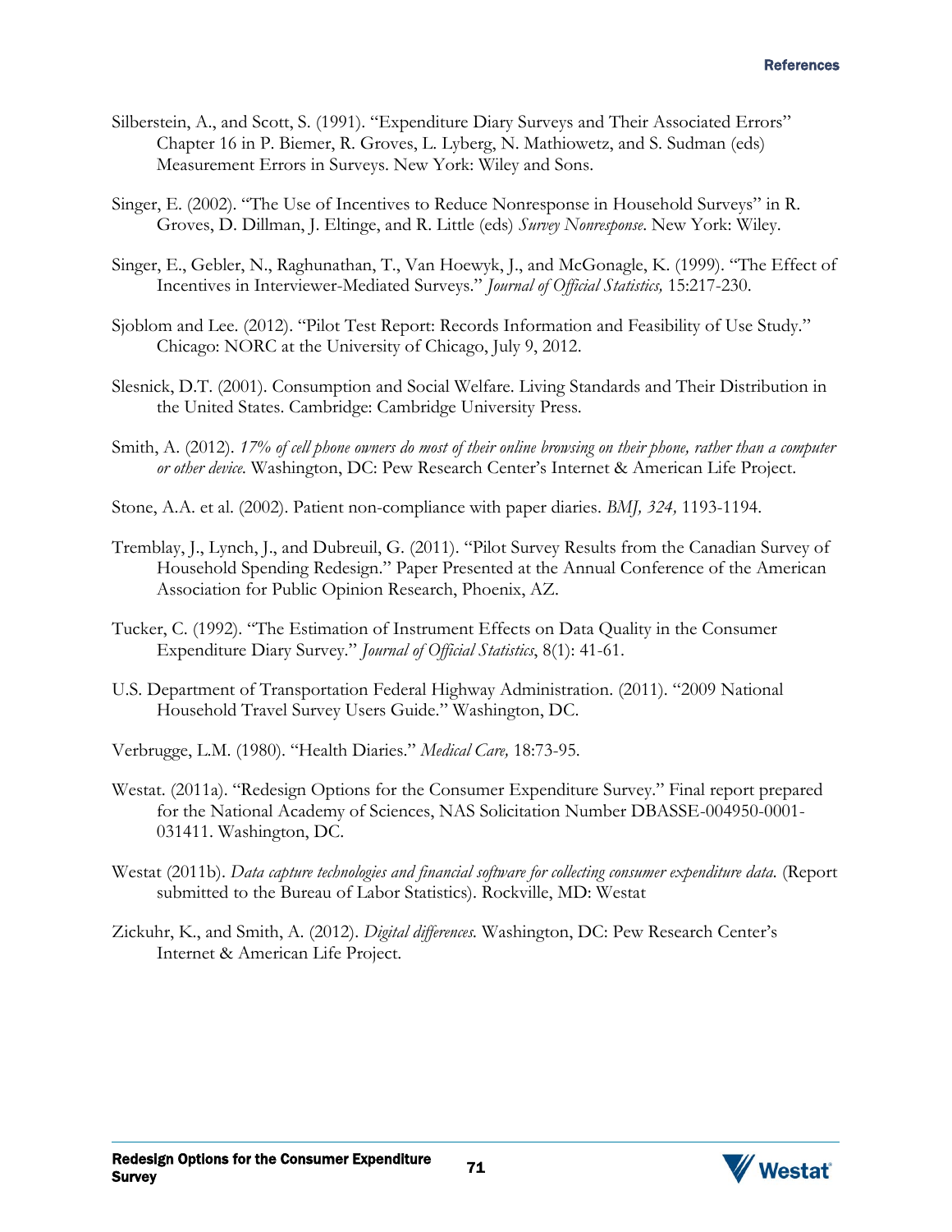Silberstein, A., and Scott, S. (1991). "Expenditure Diary Surveys and Their Associated Errors" Chapter 16 in P. Biemer, R. Groves, L. Lyberg, N. Mathiowetz, and S. Sudman (eds) Measurement Errors in Surveys. New York: Wiley and Sons.

Singer, E. (2002). "The Use of Incentives to Reduce Nonresponse in Household Surveys" in R. Groves, D. Dillman, J. Eltinge, and R. Little (eds) *Survey Nonresponse*. New York: Wiley.

Singer, E., Gebler, N., Raghunathan, T., Van Hoewyk, J., and McGonagle, K. (1999). "The Effect of Incentives in Interviewer-Mediated Surveys." *Journal of Official Statistics,* 15:217-230.

Sjoblom and Lee. (2012). "Pilot Test Report: Records Information and Feasibility of Use Study." Chicago: NORC at the University of Chicago, July 9, 2012.

Slesnick, D.T. (2001). Consumption and Social Welfare. Living Standards and Their Distribution in the United States. Cambridge: Cambridge University Press.

Smith, A. (2012). *17% of cell phone owners do most of their online browsing on their phone, rather than a computer or other device.* Washington, DC: Pew Research Center's Internet & American Life Project.

Stone, A.A. et al. (2002). Patient non-compliance with paper diaries. *BMJ, 324,* 1193-1194.

Tremblay, J., Lynch, J., and Dubreuil, G. (2011). "Pilot Survey Results from the Canadian Survey of Household Spending Redesign." Paper Presented at the Annual Conference of the American Association for Public Opinion Research, Phoenix, AZ.

Tucker, C. (1992). "The Estimation of Instrument Effects on Data Quality in the Consumer Expenditure Diary Survey." *Journal of Official Statistics*, 8(1): 41-61.

U.S. Department of Transportation Federal Highway Administration. (2011). "2009 National Household Travel Survey Users Guide." Washington, DC.

Verbrugge, L.M. (1980). "Health Diaries." *Medical Care,* 18:73-95.

Westat. (2011a). "Redesign Options for the Consumer Expenditure Survey." Final report prepared for the National Academy of Sciences, NAS Solicitation Number DBASSE-004950-0001-031411. Washington, DC.

Westat (2011b). *Data capture technologies and financial software for collecting consumer expenditure data.* (Report submitted to the Bureau of Labor Statistics). Rockville, MD: Westat

Zickuhr, K., and Smith, A. (2012). *Digital differences.* Washington, DC: Pew Research Center's Internet & American Life Project.